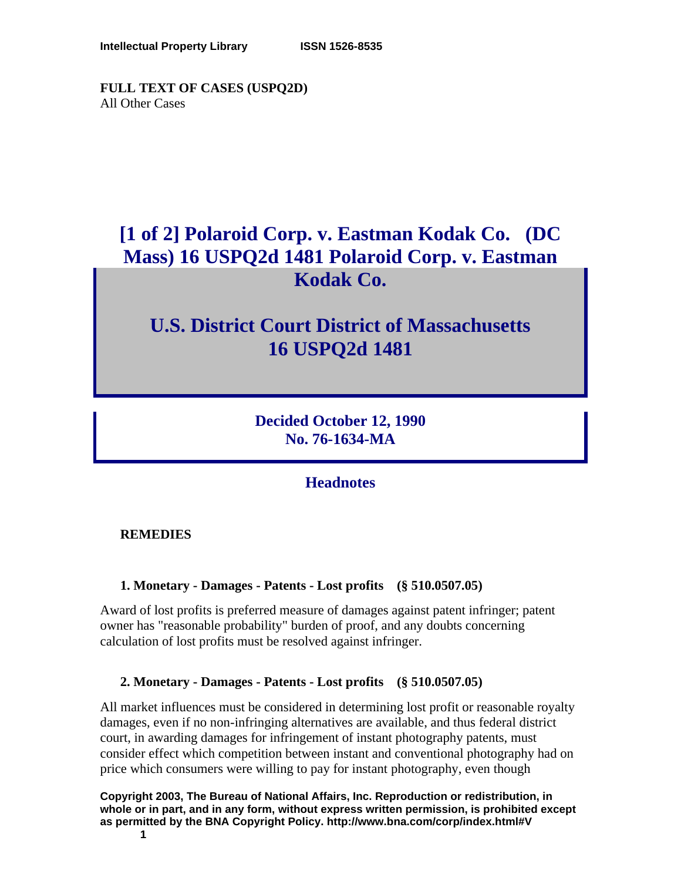**Intellectual Property Library** **ISSN 1526-8535**

**FULL TEXT OF CASES (USPQ2D)**
All Other Cases

# [1 of 2] Polaroid Corp. v. Eastman Kodak Co. (DC Mass) 16 USPQ2d 1481 Polaroid Corp. v. Eastman Kodak Co.

# U.S. District Court District of Massachusetts 16 USPQ2d 1481

**Decided October 12, 1990**
**No. 76-1634-MA**

## Headnotes

**REMEDIES**

**1. Monetary - Damages - Patents - Lost profits (§ 510.0507.05)**

Award of lost profits is preferred measure of damages against patent infringer; patent owner has "reasonable probability" burden of proof, and any doubts concerning calculation of lost profits must be resolved against infringer.

**2. Monetary - Damages - Patents - Lost profits (§ 510.0507.05)**

All market influences must be considered in determining lost profit or reasonable royalty damages, even if no non-infringing alternatives are available, and thus federal district court, in awarding damages for infringement of instant photography patents, must consider effect which competition between instant and conventional photography had on price which consumers were willing to pay for instant photography, even though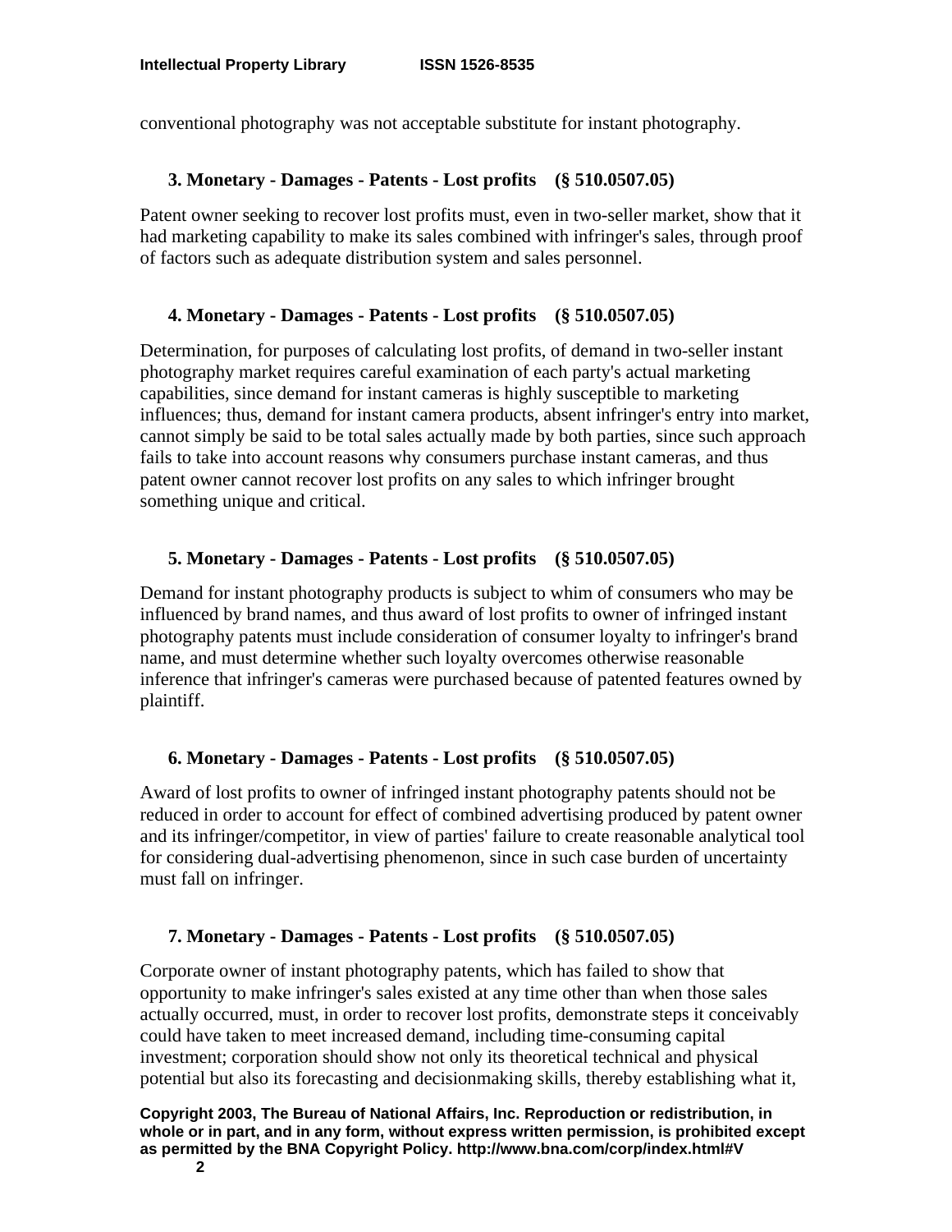conventional photography was not acceptable substitute for instant photography.

**3. Monetary - Damages - Patents - Lost profits (§ 510.0507.05)**

Patent owner seeking to recover lost profits must, even in two-seller market, show that it had marketing capability to make its sales combined with infringer's sales, through proof of factors such as adequate distribution system and sales personnel.

**4. Monetary - Damages - Patents - Lost profits (§ 510.0507.05)**

Determination, for purposes of calculating lost profits, of demand in two-seller instant photography market requires careful examination of each party's actual marketing capabilities, since demand for instant cameras is highly susceptible to marketing influences; thus, demand for instant camera products, absent infringer's entry into market, cannot simply be said to be total sales actually made by both parties, since such approach fails to take into account reasons why consumers purchase instant cameras, and thus patent owner cannot recover lost profits on any sales to which infringer brought something unique and critical.

**5. Monetary - Damages - Patents - Lost profits (§ 510.0507.05)**

Demand for instant photography products is subject to whim of consumers who may be influenced by brand names, and thus award of lost profits to owner of infringed instant photography patents must include consideration of consumer loyalty to infringer's brand name, and must determine whether such loyalty overcomes otherwise reasonable inference that infringer's cameras were purchased because of patented features owned by plaintiff.

**6. Monetary - Damages - Patents - Lost profits (§ 510.0507.05)**

Award of lost profits to owner of infringed instant photography patents should not be reduced in order to account for effect of combined advertising produced by patent owner and its infringer/competitor, in view of parties' failure to create reasonable analytical tool for considering dual-advertising phenomenon, since in such case burden of uncertainty must fall on infringer.

**7. Monetary - Damages - Patents - Lost profits (§ 510.0507.05)**

Corporate owner of instant photography patents, which has failed to show that opportunity to make infringer's sales existed at any time other than when those sales actually occurred, must, in order to recover lost profits, demonstrate steps it conceivably could have taken to meet increased demand, including time-consuming capital investment; corporation should show not only its theoretical technical and physical potential but also its forecasting and decisionmaking skills, thereby establishing what it,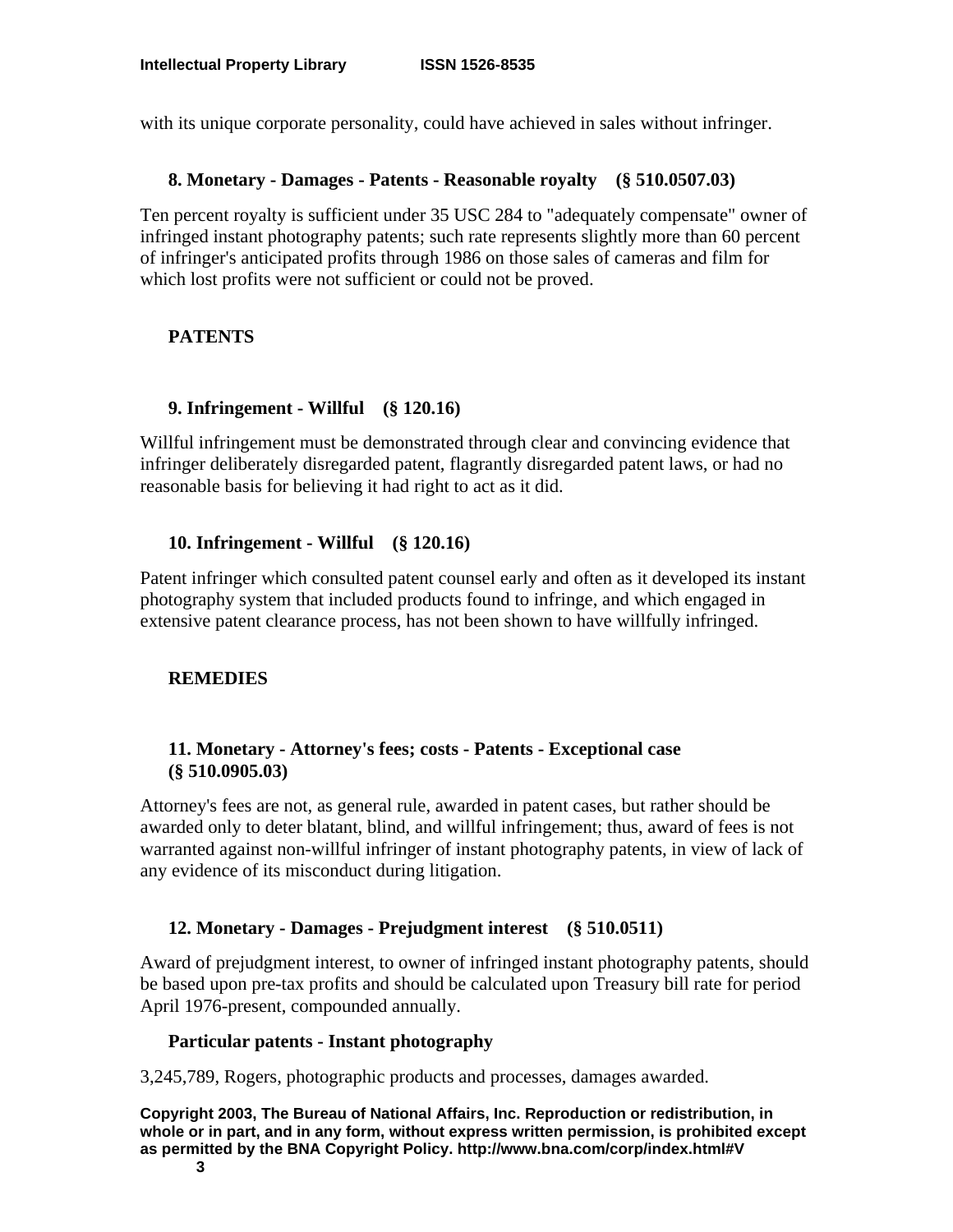with its unique corporate personality, could have achieved in sales without infringer.

**8. Monetary - Damages - Patents - Reasonable royalty (§ 510.0507.03)**

Ten percent royalty is sufficient under 35 USC 284 to "adequately compensate" owner of infringed instant photography patents; such rate represents slightly more than 60 percent of infringer's anticipated profits through 1986 on those sales of cameras and film for which lost profits were not sufficient or could not be proved.

**PATENTS**

**9. Infringement - Willful (§ 120.16)**

Willful infringement must be demonstrated through clear and convincing evidence that infringer deliberately disregarded patent, flagrantly disregarded patent laws, or had no reasonable basis for believing it had right to act as it did.

**10. Infringement - Willful (§ 120.16)**

Patent infringer which consulted patent counsel early and often as it developed its instant photography system that included products found to infringe, and which engaged in extensive patent clearance process, has not been shown to have willfully infringed.

**REMEDIES**

**11. Monetary - Attorney's fees; costs - Patents - Exceptional case (§ 510.0905.03)**

Attorney's fees are not, as general rule, awarded in patent cases, but rather should be awarded only to deter blatant, blind, and willful infringement; thus, award of fees is not warranted against non-willful infringer of instant photography patents, in view of lack of any evidence of its misconduct during litigation.

**12. Monetary - Damages - Prejudgment interest (§ 510.0511)**

Award of prejudgment interest, to owner of infringed instant photography patents, should be based upon pre-tax profits and should be calculated upon Treasury bill rate for period April 1976-present, compounded annually.

**Particular patents - Instant photography**

3,245,789, Rogers, photographic products and processes, damages awarded.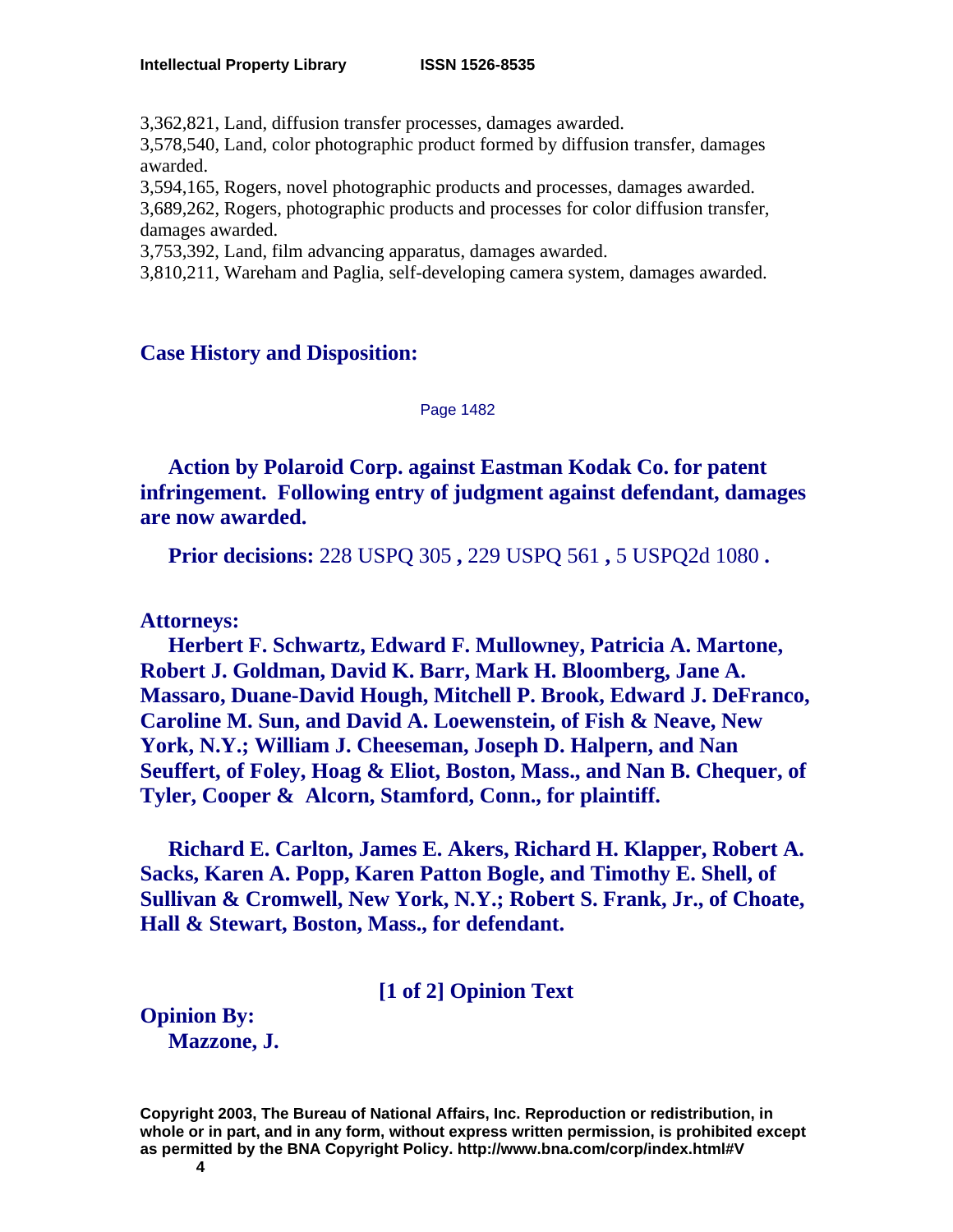3,362,821, Land, diffusion transfer processes, damages awarded.
3,578,540, Land, color photographic product formed by diffusion transfer, damages awarded.
3,594,165, Rogers, novel photographic products and processes, damages awarded.
3,689,262, Rogers, photographic products and processes for color diffusion transfer, damages awarded.
3,753,392, Land, film advancing apparatus, damages awarded.
3,810,211, Wareham and Paglia, self-developing camera system, damages awarded.

## Case History and Disposition:

Page 1482

**Action by Polaroid Corp. against Eastman Kodak Co. for patent infringement. Following entry of judgment against defendant, damages are now awarded.**

**Prior decisions:** 228 USPQ 305 **,** 229 USPQ 561 **,** 5 USPQ2d 1080 **.**

## Attorneys:

**Herbert F. Schwartz, Edward F. Mullowney, Patricia A. Martone, Robert J. Goldman, David K. Barr, Mark H. Bloomberg, Jane A. Massaro, Duane-David Hough, Mitchell P. Brook, Edward J. DeFranco, Caroline M. Sun, and David A. Loewenstein, of Fish & Neave, New York, N.Y.; William J. Cheeseman, Joseph D. Halpern, and Nan Seuffert, of Foley, Hoag & Eliot, Boston, Mass., and Nan B. Chequer, of Tyler, Cooper & Alcorn, Stamford, Conn., for plaintiff.**

**Richard E. Carlton, James E. Akers, Richard H. Klapper, Robert A. Sacks, Karen A. Popp, Karen Patton Bogle, and Timothy E. Shell, of Sullivan & Cromwell, New York, N.Y.; Robert S. Frank, Jr., of Choate, Hall & Stewart, Boston, Mass., for defendant.**

## [1 of 2] Opinion Text

**Opinion By:**
**Mazzone, J.**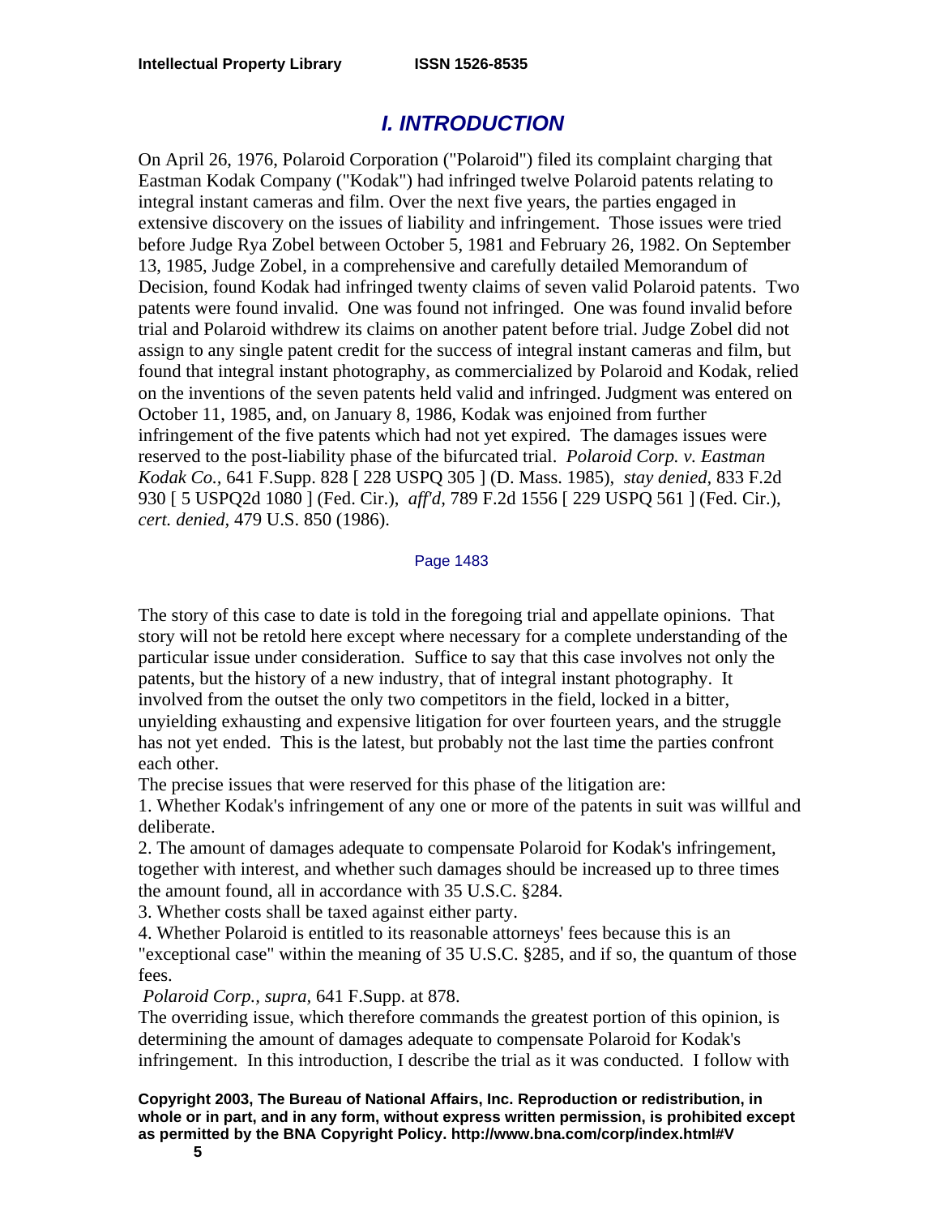# *I. INTRODUCTION*

On April 26, 1976, Polaroid Corporation ("Polaroid") filed its complaint charging that Eastman Kodak Company ("Kodak") had infringed twelve Polaroid patents relating to integral instant cameras and film. Over the next five years, the parties engaged in extensive discovery on the issues of liability and infringement. Those issues were tried before Judge Rya Zobel between October 5, 1981 and February 26, 1982. On September 13, 1985, Judge Zobel, in a comprehensive and carefully detailed Memorandum of Decision, found Kodak had infringed twenty claims of seven valid Polaroid patents. Two patents were found invalid. One was found not infringed. One was found invalid before trial and Polaroid withdrew its claims on another patent before trial. Judge Zobel did not assign to any single patent credit for the success of integral instant cameras and film, but found that integral instant photography, as commercialized by Polaroid and Kodak, relied on the inventions of the seven patents held valid and infringed. Judgment was entered on October 11, 1985, and, on January 8, 1986, Kodak was enjoined from further infringement of the five patents which had not yet expired. The damages issues were reserved to the post-liability phase of the bifurcated trial. *Polaroid Corp. v. Eastman Kodak Co.,* 641 F.Supp. 828 [ 228 USPQ 305 ] (D. Mass. 1985), *stay denied,* 833 F.2d 930 [ 5 USPQ2d 1080 ] (Fed. Cir.), *aff'd,* 789 F.2d 1556 [ 229 USPQ 561 ] (Fed. Cir.), *cert. denied,* 479 U.S. 850 (1986).

Page 1483

The story of this case to date is told in the foregoing trial and appellate opinions. That story will not be retold here except where necessary for a complete understanding of the particular issue under consideration. Suffice to say that this case involves not only the patents, but the history of a new industry, that of integral instant photography. It involved from the outset the only two competitors in the field, locked in a bitter, unyielding exhausting and expensive litigation for over fourteen years, and the struggle has not yet ended. This is the latest, but probably not the last time the parties confront each other.

The precise issues that were reserved for this phase of the litigation are:

1. Whether Kodak's infringement of any one or more of the patents in suit was willful and deliberate.
2. The amount of damages adequate to compensate Polaroid for Kodak's infringement, together with interest, and whether such damages should be increased up to three times the amount found, all in accordance with 35 U.S.C. §284.
3. Whether costs shall be taxed against either party.
4. Whether Polaroid is entitled to its reasonable attorneys' fees because this is an "exceptional case" within the meaning of 35 U.S.C. §285, and if so, the quantum of those fees.

*Polaroid Corp., supra,* 641 F.Supp. at 878.

The overriding issue, which therefore commands the greatest portion of this opinion, is determining the amount of damages adequate to compensate Polaroid for Kodak's infringement. In this introduction, I describe the trial as it was conducted. I follow with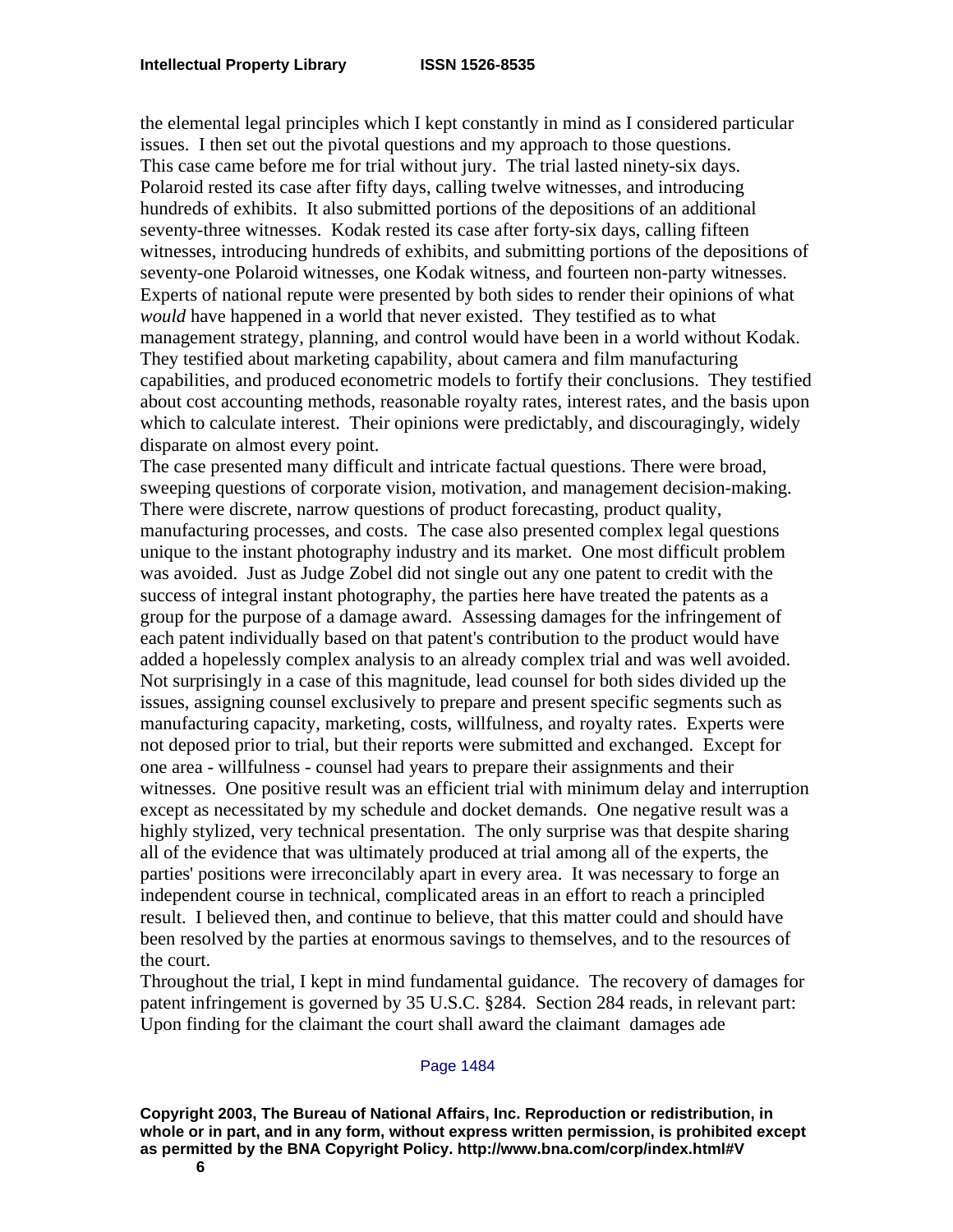the elemental legal principles which I kept constantly in mind as I considered particular issues. I then set out the pivotal questions and my approach to those questions.

This case came before me for trial without jury. The trial lasted ninety-six days. Polaroid rested its case after fifty days, calling twelve witnesses, and introducing hundreds of exhibits. It also submitted portions of the depositions of an additional seventy-three witnesses. Kodak rested its case after forty-six days, calling fifteen witnesses, introducing hundreds of exhibits, and submitting portions of the depositions of seventy-one Polaroid witnesses, one Kodak witness, and fourteen non-party witnesses. Experts of national repute were presented by both sides to render their opinions of what *would* have happened in a world that never existed. They testified as to what management strategy, planning, and control would have been in a world without Kodak. They testified about marketing capability, about camera and film manufacturing capabilities, and produced econometric models to fortify their conclusions. They testified about cost accounting methods, reasonable royalty rates, interest rates, and the basis upon which to calculate interest. Their opinions were predictably, and discouragingly, widely disparate on almost every point.

The case presented many difficult and intricate factual questions. There were broad, sweeping questions of corporate vision, motivation, and management decision-making. There were discrete, narrow questions of product forecasting, product quality, manufacturing processes, and costs. The case also presented complex legal questions unique to the instant photography industry and its market. One most difficult problem was avoided. Just as Judge Zobel did not single out any one patent to credit with the success of integral instant photography, the parties here have treated the patents as a group for the purpose of a damage award. Assessing damages for the infringement of each patent individually based on that patent's contribution to the product would have added a hopelessly complex analysis to an already complex trial and was well avoided.

Not surprisingly in a case of this magnitude, lead counsel for both sides divided up the issues, assigning counsel exclusively to prepare and present specific segments such as manufacturing capacity, marketing, costs, willfulness, and royalty rates. Experts were not deposed prior to trial, but their reports were submitted and exchanged. Except for one area - willfulness - counsel had years to prepare their assignments and their witnesses. One positive result was an efficient trial with minimum delay and interruption except as necessitated by my schedule and docket demands. One negative result was a highly stylized, very technical presentation. The only surprise was that despite sharing all of the evidence that was ultimately produced at trial among all of the experts, the parties' positions were irreconcilably apart in every area. It was necessary to forge an independent course in technical, complicated areas in an effort to reach a principled result. I believed then, and continue to believe, that this matter could and should have been resolved by the parties at enormous savings to themselves, and to the resources of the court.

Throughout the trial, I kept in mind fundamental guidance. The recovery of damages for patent infringement is governed by 35 U.S.C. §284. Section 284 reads, in relevant part:

Upon finding for the claimant the court shall award the claimant damages ade

Page 1484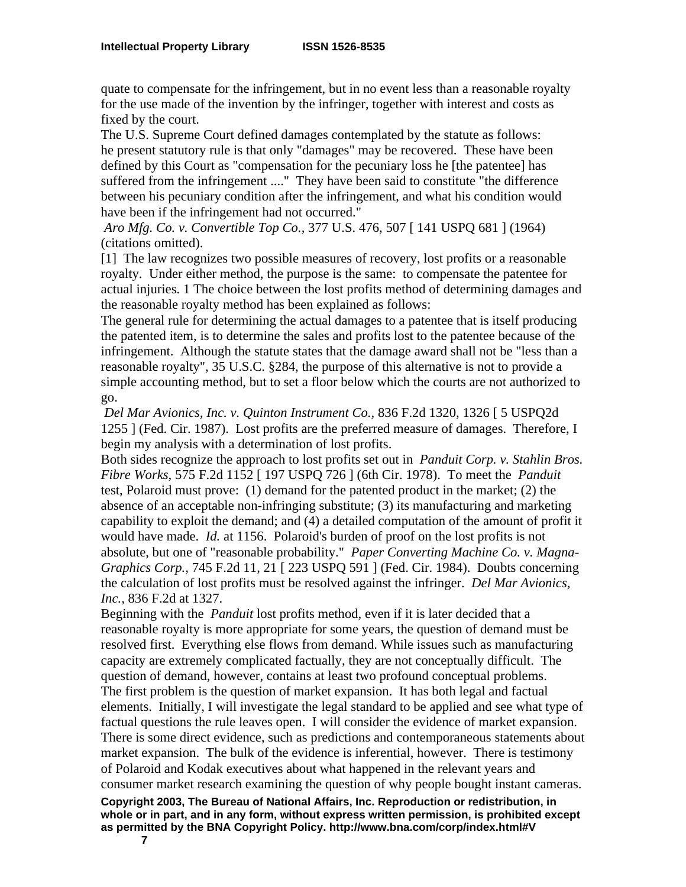quate to compensate for the infringement, but in no event less than a reasonable royalty for the use made of the invention by the infringer, together with interest and costs as fixed by the court.

The U.S. Supreme Court defined damages contemplated by the statute as follows:

he present statutory rule is that only "damages" may be recovered. These have been defined by this Court as "compensation for the pecuniary loss he [the patentee] has suffered from the infringement ...." They have been said to constitute "the difference between his pecuniary condition after the infringement, and what his condition would have been if the infringement had not occurred."

*Aro Mfg. Co. v. Convertible Top Co.,* 377 U.S. 476, 507 [ 141 USPQ 681 ] (1964) (citations omitted).

[1] The law recognizes two possible measures of recovery, lost profits or a reasonable royalty. Under either method, the purpose is the same: to compensate the patentee for actual injuries. 1 The choice between the lost profits method of determining damages and the reasonable royalty method has been explained as follows:

The general rule for determining the actual damages to a patentee that is itself producing the patented item, is to determine the sales and profits lost to the patentee because of the infringement. Although the statute states that the damage award shall not be "less than a reasonable royalty", 35 U.S.C. §284, the purpose of this alternative is not to provide a simple accounting method, but to set a floor below which the courts are not authorized to go.

*Del Mar Avionics, Inc. v. Quinton Instrument Co.,* 836 F.2d 1320, 1326 [ 5 USPQ2d 1255 ] (Fed. Cir. 1987). Lost profits are the preferred measure of damages. Therefore, I begin my analysis with a determination of lost profits.

Both sides recognize the approach to lost profits set out in *Panduit Corp. v. Stahlin Bros. Fibre Works*, 575 F.2d 1152 [ 197 USPQ 726 ] (6th Cir. 1978). To meet the *Panduit* test, Polaroid must prove: (1) demand for the patented product in the market; (2) the absence of an acceptable non-infringing substitute; (3) its manufacturing and marketing capability to exploit the demand; and (4) a detailed computation of the amount of profit it would have made. *Id.* at 1156. Polaroid's burden of proof on the lost profits is not absolute, but one of "reasonable probability." *Paper Converting Machine Co. v. Magna-Graphics Corp.,* 745 F.2d 11, 21 [ 223 USPQ 591 ] (Fed. Cir. 1984). Doubts concerning the calculation of lost profits must be resolved against the infringer. *Del Mar Avionics, Inc.,* 836 F.2d at 1327.

Beginning with the *Panduit* lost profits method, even if it is later decided that a reasonable royalty is more appropriate for some years, the question of demand must be resolved first. Everything else flows from demand. While issues such as manufacturing capacity are extremely complicated factually, they are not conceptually difficult. The question of demand, however, contains at least two profound conceptual problems.

The first problem is the question of market expansion. It has both legal and factual elements. Initially, I will investigate the legal standard to be applied and see what type of factual questions the rule leaves open. I will consider the evidence of market expansion. There is some direct evidence, such as predictions and contemporaneous statements about market expansion. The bulk of the evidence is inferential, however. There is testimony of Polaroid and Kodak executives about what happened in the relevant years and consumer market research examining the question of why people bought instant cameras.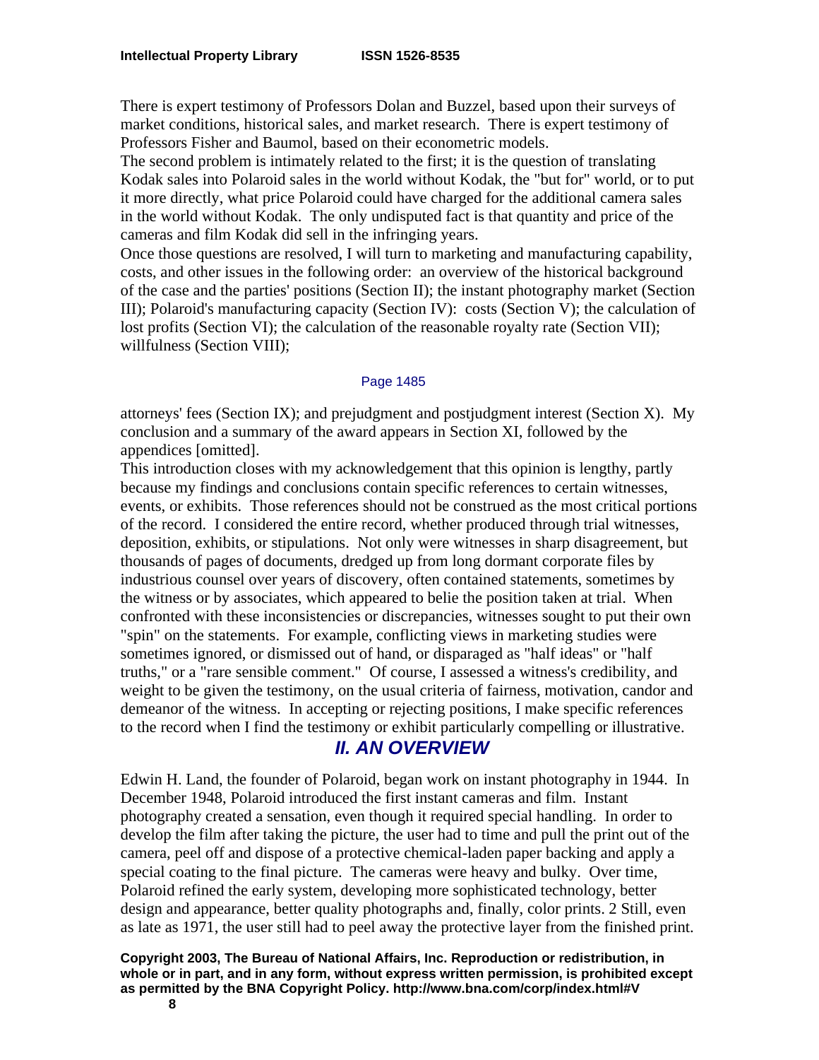There is expert testimony of Professors Dolan and Buzzel, based upon their surveys of market conditions, historical sales, and market research. There is expert testimony of Professors Fisher and Baumol, based on their econometric models.

The second problem is intimately related to the first; it is the question of translating Kodak sales into Polaroid sales in the world without Kodak, the "but for" world, or to put it more directly, what price Polaroid could have charged for the additional camera sales in the world without Kodak. The only undisputed fact is that quantity and price of the cameras and film Kodak did sell in the infringing years.

Once those questions are resolved, I will turn to marketing and manufacturing capability, costs, and other issues in the following order: an overview of the historical background of the case and the parties' positions (Section II); the instant photography market (Section III); Polaroid's manufacturing capacity (Section IV): costs (Section V); the calculation of lost profits (Section VI); the calculation of the reasonable royalty rate (Section VII); willfulness (Section VIII);

Page 1485

attorneys' fees (Section IX); and prejudgment and postjudgment interest (Section X). My conclusion and a summary of the award appears in Section XI, followed by the appendices [omitted].

This introduction closes with my acknowledgement that this opinion is lengthy, partly because my findings and conclusions contain specific references to certain witnesses, events, or exhibits. Those references should not be construed as the most critical portions of the record. I considered the entire record, whether produced through trial witnesses, deposition, exhibits, or stipulations. Not only were witnesses in sharp disagreement, but thousands of pages of documents, dredged up from long dormant corporate files by industrious counsel over years of discovery, often contained statements, sometimes by the witness or by associates, which appeared to belie the position taken at trial. When confronted with these inconsistencies or discrepancies, witnesses sought to put their own "spin" on the statements. For example, conflicting views in marketing studies were sometimes ignored, or dismissed out of hand, or disparaged as "half ideas" or "half truths," or a "rare sensible comment." Of course, I assessed a witness's credibility, and weight to be given the testimony, on the usual criteria of fairness, motivation, candor and demeanor of the witness. In accepting or rejecting positions, I make specific references to the record when I find the testimony or exhibit particularly compelling or illustrative.

## *II. AN OVERVIEW*

Edwin H. Land, the founder of Polaroid, began work on instant photography in 1944. In December 1948, Polaroid introduced the first instant cameras and film. Instant photography created a sensation, even though it required special handling. In order to develop the film after taking the picture, the user had to time and pull the print out of the camera, peel off and dispose of a protective chemical-laden paper backing and apply a special coating to the final picture. The cameras were heavy and bulky. Over time, Polaroid refined the early system, developing more sophisticated technology, better design and appearance, better quality photographs and, finally, color prints. 2 Still, even as late as 1971, the user still had to peel away the protective layer from the finished print.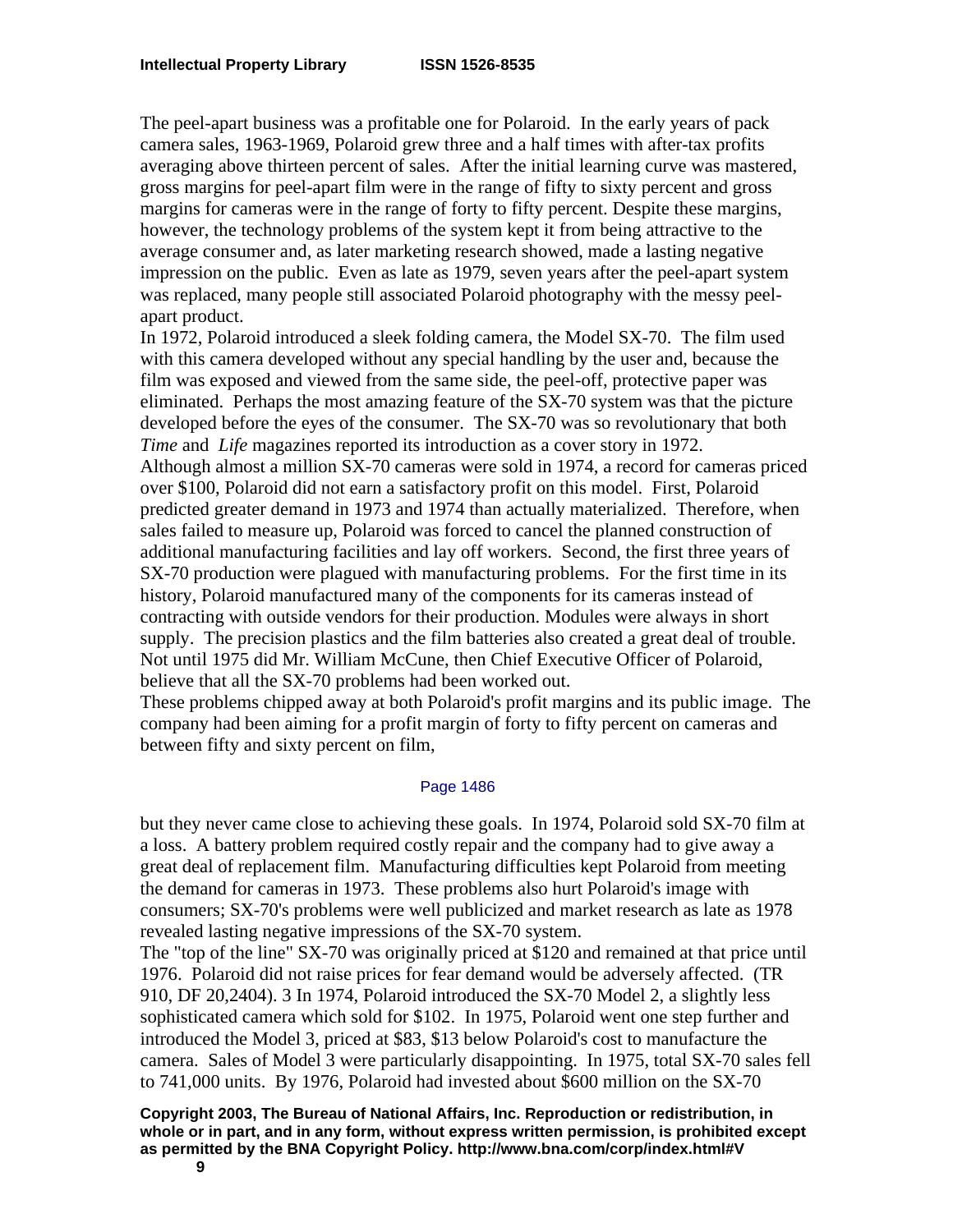The peel-apart business was a profitable one for Polaroid. In the early years of pack camera sales, 1963-1969, Polaroid grew three and a half times with after-tax profits averaging above thirteen percent of sales. After the initial learning curve was mastered, gross margins for peel-apart film were in the range of fifty to sixty percent and gross margins for cameras were in the range of forty to fifty percent. Despite these margins, however, the technology problems of the system kept it from being attractive to the average consumer and, as later marketing research showed, made a lasting negative impression on the public. Even as late as 1979, seven years after the peel-apart system was replaced, many people still associated Polaroid photography with the messy peel-apart product.

In 1972, Polaroid introduced a sleek folding camera, the Model SX-70. The film used with this camera developed without any special handling by the user and, because the film was exposed and viewed from the same side, the peel-off, protective paper was eliminated. Perhaps the most amazing feature of the SX-70 system was that the picture developed before the eyes of the consumer. The SX-70 was so revolutionary that both *Time* and *Life* magazines reported its introduction as a cover story in 1972.

Although almost a million SX-70 cameras were sold in 1974, a record for cameras priced over $100, Polaroid did not earn a satisfactory profit on this model. First, Polaroid predicted greater demand in 1973 and 1974 than actually materialized. Therefore, when sales failed to measure up, Polaroid was forced to cancel the planned construction of additional manufacturing facilities and lay off workers. Second, the first three years of SX-70 production were plagued with manufacturing problems. For the first time in its history, Polaroid manufactured many of the components for its cameras instead of contracting with outside vendors for their production. Modules were always in short supply. The precision plastics and the film batteries also created a great deal of trouble. Not until 1975 did Mr. William McCune, then Chief Executive Officer of Polaroid, believe that all the SX-70 problems had been worked out.

These problems chipped away at both Polaroid's profit margins and its public image. The company had been aiming for a profit margin of forty to fifty percent on cameras and between fifty and sixty percent on film,

Page 1486

but they never came close to achieving these goals. In 1974, Polaroid sold SX-70 film at a loss. A battery problem required costly repair and the company had to give away a great deal of replacement film. Manufacturing difficulties kept Polaroid from meeting the demand for cameras in 1973. These problems also hurt Polaroid's image with consumers; SX-70's problems were well publicized and market research as late as 1978 revealed lasting negative impressions of the SX-70 system.

The "top of the line" SX-70 was originally priced at $120 and remained at that price until 1976. Polaroid did not raise prices for fear demand would be adversely affected. (TR 910, DF 20,2404). 3 In 1974, Polaroid introduced the SX-70 Model 2, a slightly less sophisticated camera which sold for $102. In 1975, Polaroid went one step further and introduced the Model 3, priced at $83, $13 below Polaroid's cost to manufacture the camera. Sales of Model 3 were particularly disappointing. In 1975, total SX-70 sales fell to 741,000 units. By 1976, Polaroid had invested about $600 million on the SX-70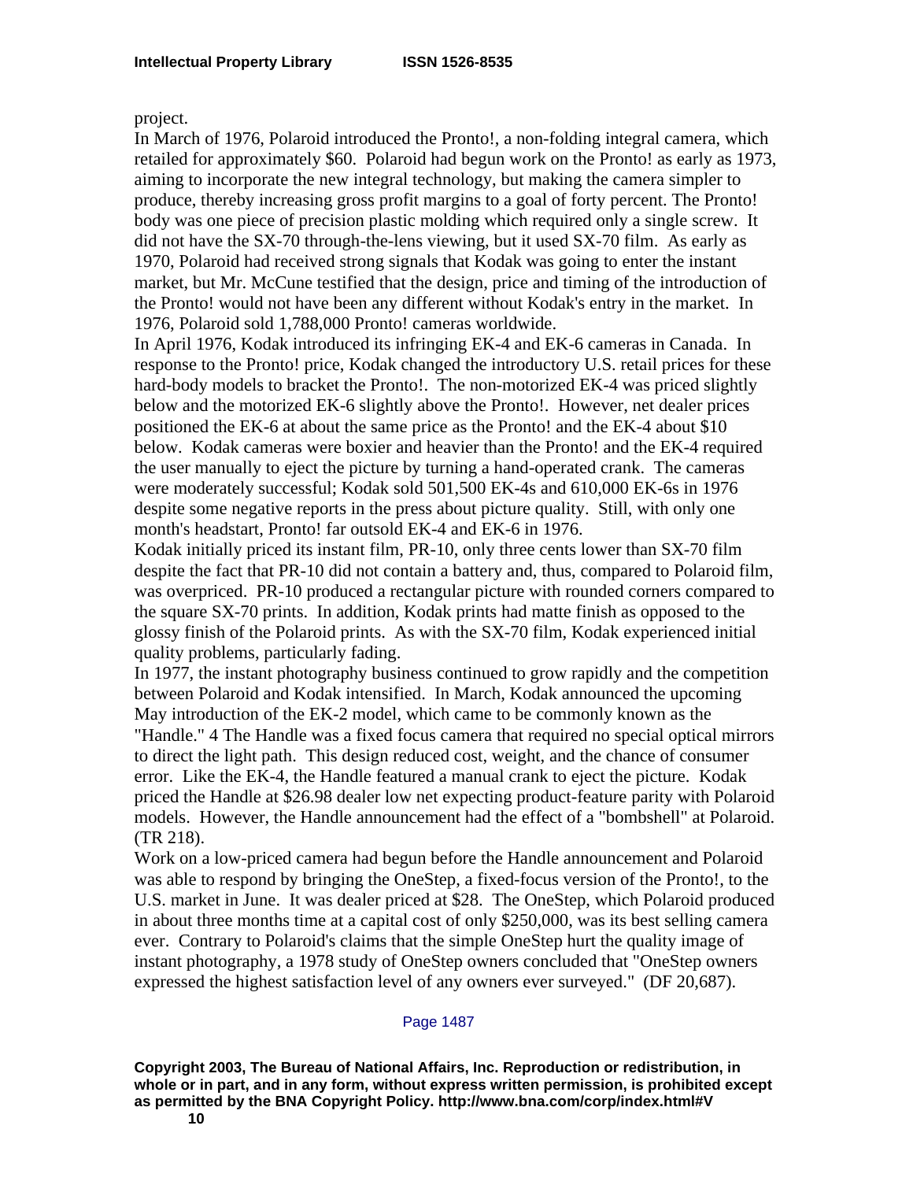project.

In March of 1976, Polaroid introduced the Pronto!, a non-folding integral camera, which retailed for approximately $60. Polaroid had begun work on the Pronto! as early as 1973, aiming to incorporate the new integral technology, but making the camera simpler to produce, thereby increasing gross profit margins to a goal of forty percent. The Pronto! body was one piece of precision plastic molding which required only a single screw. It did not have the SX-70 through-the-lens viewing, but it used SX-70 film. As early as 1970, Polaroid had received strong signals that Kodak was going to enter the instant market, but Mr. McCune testified that the design, price and timing of the introduction of the Pronto! would not have been any different without Kodak's entry in the market. In 1976, Polaroid sold 1,788,000 Pronto! cameras worldwide.

In April 1976, Kodak introduced its infringing EK-4 and EK-6 cameras in Canada. In response to the Pronto! price, Kodak changed the introductory U.S. retail prices for these hard-body models to bracket the Pronto!. The non-motorized EK-4 was priced slightly below and the motorized EK-6 slightly above the Pronto!. However, net dealer prices positioned the EK-6 at about the same price as the Pronto! and the EK-4 about $10 below. Kodak cameras were boxier and heavier than the Pronto! and the EK-4 required the user manually to eject the picture by turning a hand-operated crank. The cameras were moderately successful; Kodak sold 501,500 EK-4s and 610,000 EK-6s in 1976 despite some negative reports in the press about picture quality. Still, with only one month's headstart, Pronto! far outsold EK-4 and EK-6 in 1976.

Kodak initially priced its instant film, PR-10, only three cents lower than SX-70 film despite the fact that PR-10 did not contain a battery and, thus, compared to Polaroid film, was overpriced. PR-10 produced a rectangular picture with rounded corners compared to the square SX-70 prints. In addition, Kodak prints had matte finish as opposed to the glossy finish of the Polaroid prints. As with the SX-70 film, Kodak experienced initial quality problems, particularly fading.

In 1977, the instant photography business continued to grow rapidly and the competition between Polaroid and Kodak intensified. In March, Kodak announced the upcoming May introduction of the EK-2 model, which came to be commonly known as the "Handle." 4 The Handle was a fixed focus camera that required no special optical mirrors to direct the light path. This design reduced cost, weight, and the chance of consumer error. Like the EK-4, the Handle featured a manual crank to eject the picture. Kodak priced the Handle at $26.98 dealer low net expecting product-feature parity with Polaroid models. However, the Handle announcement had the effect of a "bombshell" at Polaroid. (TR 218).

Work on a low-priced camera had begun before the Handle announcement and Polaroid was able to respond by bringing the OneStep, a fixed-focus version of the Pronto!, to the U.S. market in June. It was dealer priced at $28. The OneStep, which Polaroid produced in about three months time at a capital cost of only $250,000, was its best selling camera ever. Contrary to Polaroid's claims that the simple OneStep hurt the quality image of instant photography, a 1978 study of OneStep owners concluded that "OneStep owners expressed the highest satisfaction level of any owners ever surveyed." (DF 20,687).

Page 1487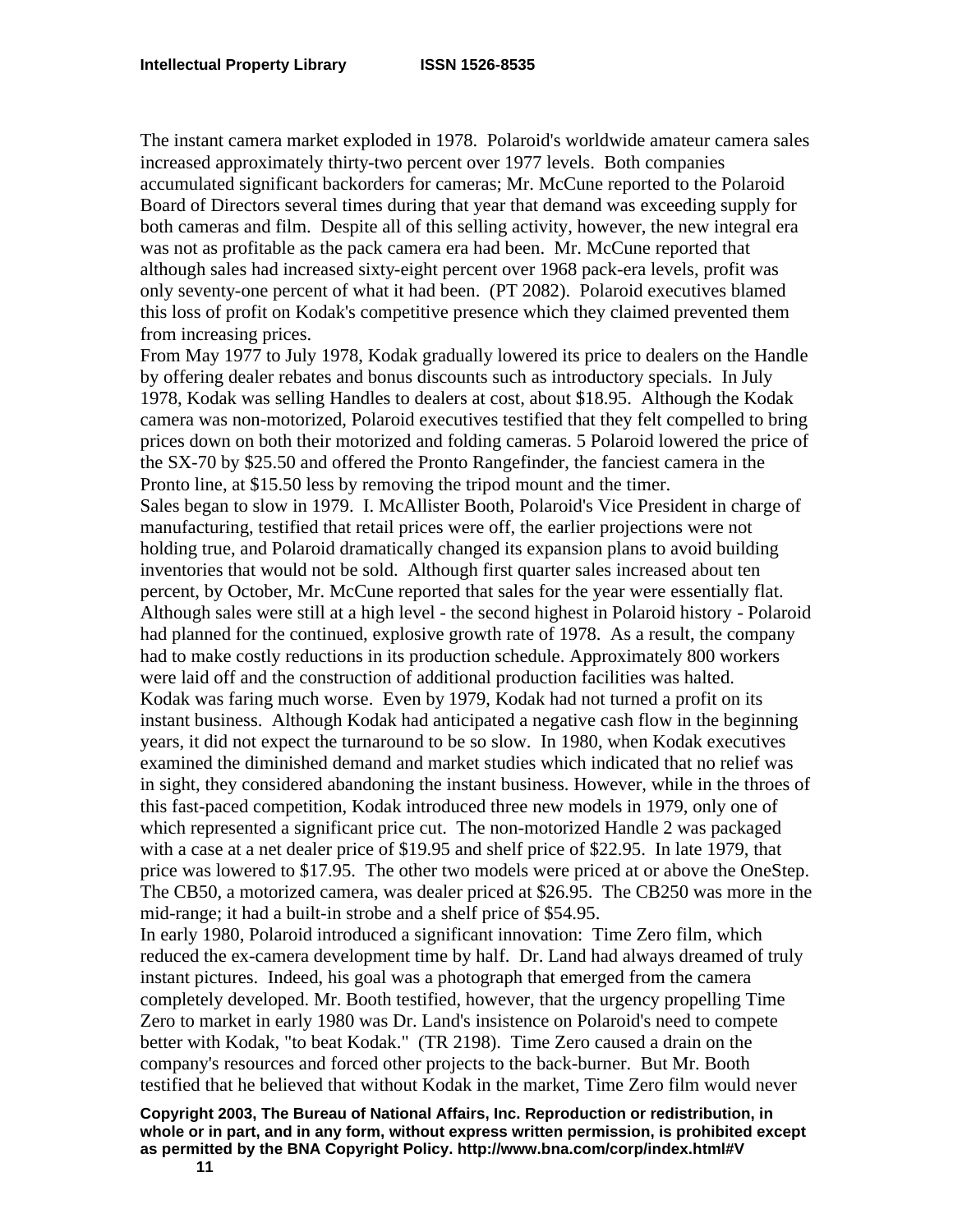The instant camera market exploded in 1978. Polaroid's worldwide amateur camera sales increased approximately thirty-two percent over 1977 levels. Both companies accumulated significant backorders for cameras; Mr. McCune reported to the Polaroid Board of Directors several times during that year that demand was exceeding supply for both cameras and film. Despite all of this selling activity, however, the new integral era was not as profitable as the pack camera era had been. Mr. McCune reported that although sales had increased sixty-eight percent over 1968 pack-era levels, profit was only seventy-one percent of what it had been. (PT 2082). Polaroid executives blamed this loss of profit on Kodak's competitive presence which they claimed prevented them from increasing prices.

From May 1977 to July 1978, Kodak gradually lowered its price to dealers on the Handle by offering dealer rebates and bonus discounts such as introductory specials. In July 1978, Kodak was selling Handles to dealers at cost, about $18.95. Although the Kodak camera was non-motorized, Polaroid executives testified that they felt compelled to bring prices down on both their motorized and folding cameras. 5 Polaroid lowered the price of the SX-70 by $25.50 and offered the Pronto Rangefinder, the fanciest camera in the Pronto line, at $15.50 less by removing the tripod mount and the timer.

Sales began to slow in 1979. I. McAllister Booth, Polaroid's Vice President in charge of manufacturing, testified that retail prices were off, the earlier projections were not holding true, and Polaroid dramatically changed its expansion plans to avoid building inventories that would not be sold. Although first quarter sales increased about ten percent, by October, Mr. McCune reported that sales for the year were essentially flat. Although sales were still at a high level - the second highest in Polaroid history - Polaroid had planned for the continued, explosive growth rate of 1978. As a result, the company had to make costly reductions in its production schedule. Approximately 800 workers were laid off and the construction of additional production facilities was halted.

Kodak was faring much worse. Even by 1979, Kodak had not turned a profit on its instant business. Although Kodak had anticipated a negative cash flow in the beginning years, it did not expect the turnaround to be so slow. In 1980, when Kodak executives examined the diminished demand and market studies which indicated that no relief was in sight, they considered abandoning the instant business. However, while in the throes of this fast-paced competition, Kodak introduced three new models in 1979, only one of which represented a significant price cut. The non-motorized Handle 2 was packaged with a case at a net dealer price of $19.95 and shelf price of $22.95. In late 1979, that price was lowered to $17.95. The other two models were priced at or above the OneStep. The CB50, a motorized camera, was dealer priced at $26.95. The CB250 was more in the mid-range; it had a built-in strobe and a shelf price of $54.95.

In early 1980, Polaroid introduced a significant innovation: Time Zero film, which reduced the ex-camera development time by half. Dr. Land had always dreamed of truly instant pictures. Indeed, his goal was a photograph that emerged from the camera completely developed. Mr. Booth testified, however, that the urgency propelling Time Zero to market in early 1980 was Dr. Land's insistence on Polaroid's need to compete better with Kodak, "to beat Kodak." (TR 2198). Time Zero caused a drain on the company's resources and forced other projects to the back-burner. But Mr. Booth testified that he believed that without Kodak in the market, Time Zero film would never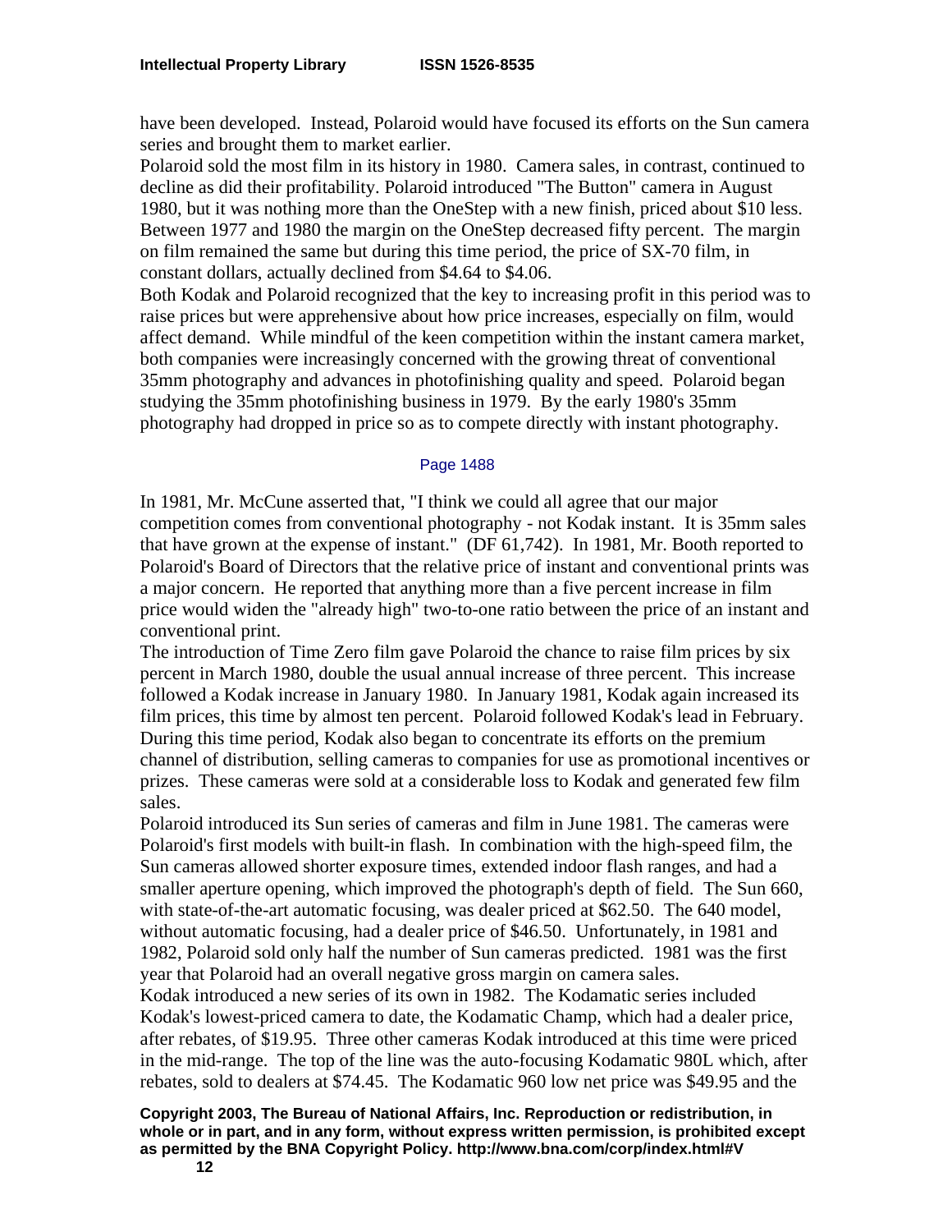have been developed. Instead, Polaroid would have focused its efforts on the Sun camera series and brought them to market earlier.

Polaroid sold the most film in its history in 1980. Camera sales, in contrast, continued to decline as did their profitability. Polaroid introduced "The Button" camera in August 1980, but it was nothing more than the OneStep with a new finish, priced about $10 less. Between 1977 and 1980 the margin on the OneStep decreased fifty percent. The margin on film remained the same but during this time period, the price of SX-70 film, in constant dollars, actually declined from $4.64 to $4.06.

Both Kodak and Polaroid recognized that the key to increasing profit in this period was to raise prices but were apprehensive about how price increases, especially on film, would affect demand. While mindful of the keen competition within the instant camera market, both companies were increasingly concerned with the growing threat of conventional 35mm photography and advances in photofinishing quality and speed. Polaroid began studying the 35mm photofinishing business in 1979. By the early 1980's 35mm photography had dropped in price so as to compete directly with instant photography.

Page 1488

In 1981, Mr. McCune asserted that, "I think we could all agree that our major competition comes from conventional photography - not Kodak instant. It is 35mm sales that have grown at the expense of instant." (DF 61,742). In 1981, Mr. Booth reported to Polaroid's Board of Directors that the relative price of instant and conventional prints was a major concern. He reported that anything more than a five percent increase in film price would widen the "already high" two-to-one ratio between the price of an instant and conventional print.

The introduction of Time Zero film gave Polaroid the chance to raise film prices by six percent in March 1980, double the usual annual increase of three percent. This increase followed a Kodak increase in January 1980. In January 1981, Kodak again increased its film prices, this time by almost ten percent. Polaroid followed Kodak's lead in February. During this time period, Kodak also began to concentrate its efforts on the premium channel of distribution, selling cameras to companies for use as promotional incentives or prizes. These cameras were sold at a considerable loss to Kodak and generated few film sales.

Polaroid introduced its Sun series of cameras and film in June 1981. The cameras were Polaroid's first models with built-in flash. In combination with the high-speed film, the Sun cameras allowed shorter exposure times, extended indoor flash ranges, and had a smaller aperture opening, which improved the photograph's depth of field. The Sun 660, with state-of-the-art automatic focusing, was dealer priced at $62.50. The 640 model, without automatic focusing, had a dealer price of $46.50. Unfortunately, in 1981 and 1982, Polaroid sold only half the number of Sun cameras predicted. 1981 was the first year that Polaroid had an overall negative gross margin on camera sales.

Kodak introduced a new series of its own in 1982. The Kodamatic series included Kodak's lowest-priced camera to date, the Kodamatic Champ, which had a dealer price, after rebates, of $19.95. Three other cameras Kodak introduced at this time were priced in the mid-range. The top of the line was the auto-focusing Kodamatic 980L which, after rebates, sold to dealers at $74.45. The Kodamatic 960 low net price was $49.95 and the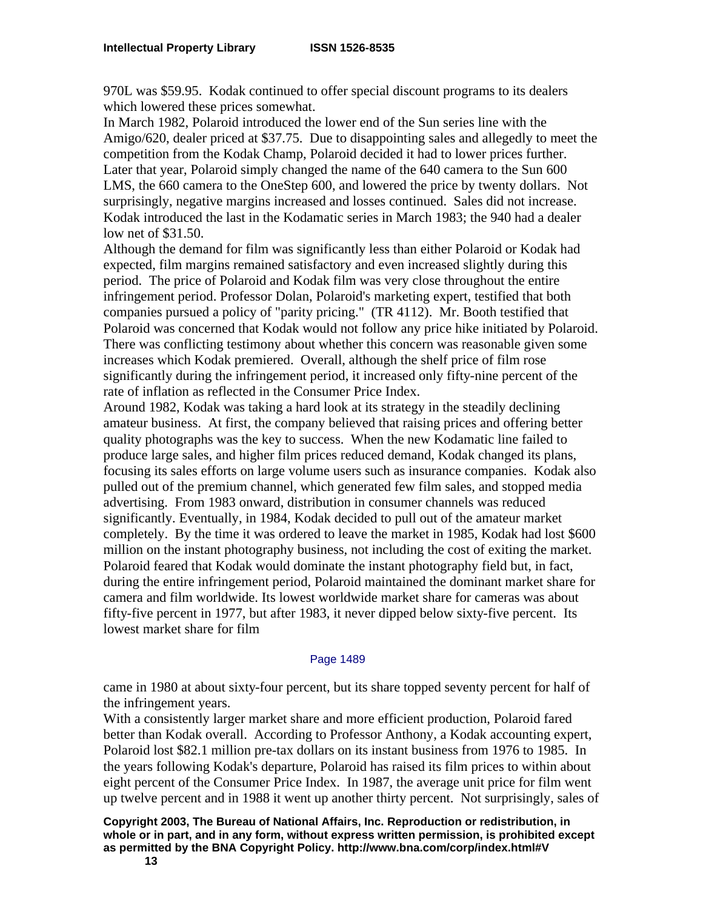970L was $59.95. Kodak continued to offer special discount programs to its dealers which lowered these prices somewhat.

In March 1982, Polaroid introduced the lower end of the Sun series line with the Amigo/620, dealer priced at $37.75. Due to disappointing sales and allegedly to meet the competition from the Kodak Champ, Polaroid decided it had to lower prices further. Later that year, Polaroid simply changed the name of the 640 camera to the Sun 600 LMS, the 660 camera to the OneStep 600, and lowered the price by twenty dollars. Not surprisingly, negative margins increased and losses continued. Sales did not increase. Kodak introduced the last in the Kodamatic series in March 1983; the 940 had a dealer low net of $31.50.

Although the demand for film was significantly less than either Polaroid or Kodak had expected, film margins remained satisfactory and even increased slightly during this period. The price of Polaroid and Kodak film was very close throughout the entire infringement period. Professor Dolan, Polaroid's marketing expert, testified that both companies pursued a policy of "parity pricing." (TR 4112). Mr. Booth testified that Polaroid was concerned that Kodak would not follow any price hike initiated by Polaroid. There was conflicting testimony about whether this concern was reasonable given some increases which Kodak premiered. Overall, although the shelf price of film rose significantly during the infringement period, it increased only fifty-nine percent of the rate of inflation as reflected in the Consumer Price Index.

Around 1982, Kodak was taking a hard look at its strategy in the steadily declining amateur business. At first, the company believed that raising prices and offering better quality photographs was the key to success. When the new Kodamatic line failed to produce large sales, and higher film prices reduced demand, Kodak changed its plans, focusing its sales efforts on large volume users such as insurance companies. Kodak also pulled out of the premium channel, which generated few film sales, and stopped media advertising. From 1983 onward, distribution in consumer channels was reduced significantly. Eventually, in 1984, Kodak decided to pull out of the amateur market completely. By the time it was ordered to leave the market in 1985, Kodak had lost $600 million on the instant photography business, not including the cost of exiting the market. Polaroid feared that Kodak would dominate the instant photography field but, in fact, during the entire infringement period, Polaroid maintained the dominant market share for camera and film worldwide. Its lowest worldwide market share for cameras was about fifty-five percent in 1977, but after 1983, it never dipped below sixty-five percent. Its lowest market share for film

Page 1489

came in 1980 at about sixty-four percent, but its share topped seventy percent for half of the infringement years.

With a consistently larger market share and more efficient production, Polaroid fared better than Kodak overall. According to Professor Anthony, a Kodak accounting expert, Polaroid lost $82.1 million pre-tax dollars on its instant business from 1976 to 1985. In the years following Kodak's departure, Polaroid has raised its film prices to within about eight percent of the Consumer Price Index. In 1987, the average unit price for film went up twelve percent and in 1988 it went up another thirty percent. Not surprisingly, sales of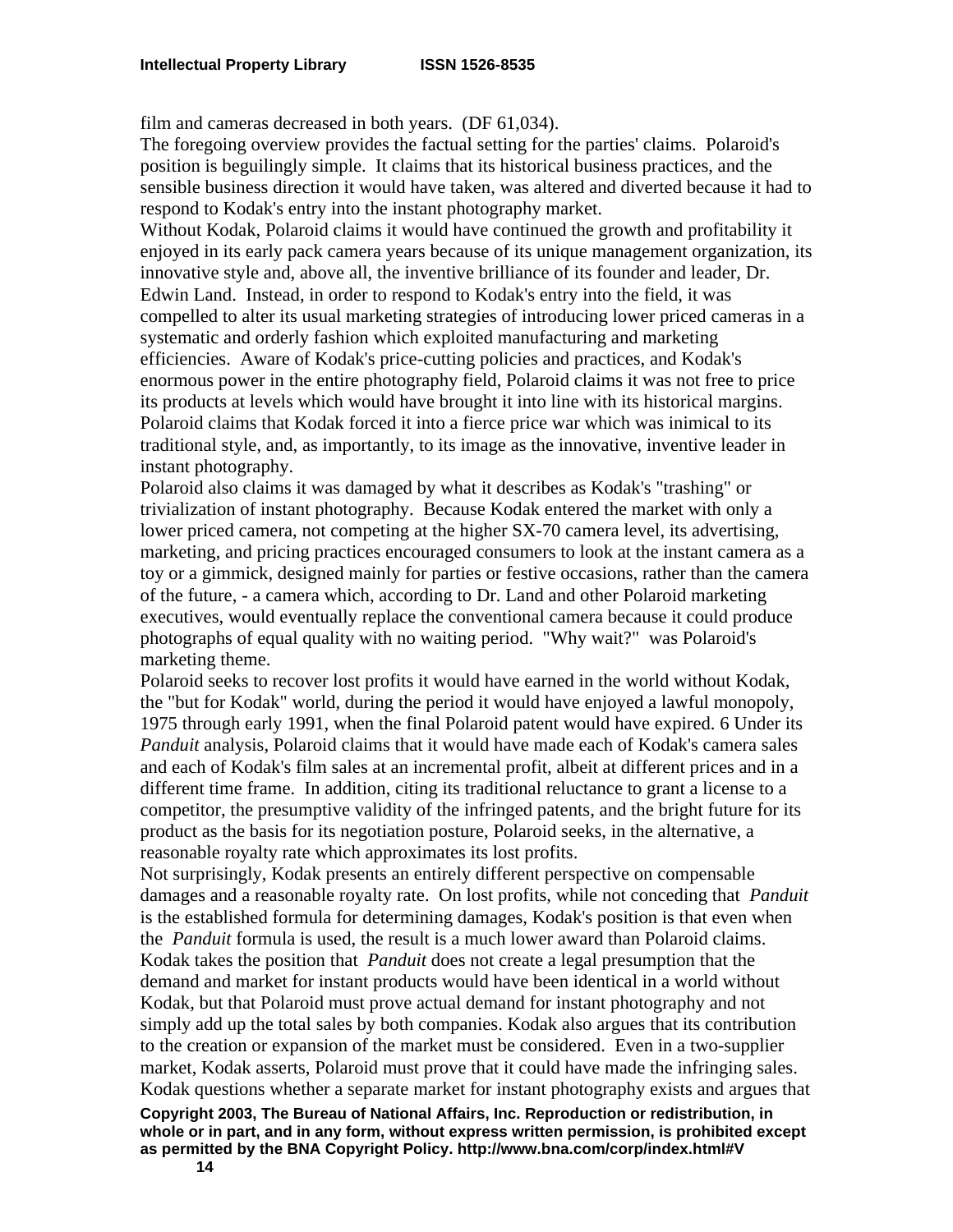film and cameras decreased in both years. (DF 61,034).

The foregoing overview provides the factual setting for the parties' claims. Polaroid's position is beguilingly simple. It claims that its historical business practices, and the sensible business direction it would have taken, was altered and diverted because it had to respond to Kodak's entry into the instant photography market.

Without Kodak, Polaroid claims it would have continued the growth and profitability it enjoyed in its early pack camera years because of its unique management organization, its innovative style and, above all, the inventive brilliance of its founder and leader, Dr. Edwin Land. Instead, in order to respond to Kodak's entry into the field, it was compelled to alter its usual marketing strategies of introducing lower priced cameras in a systematic and orderly fashion which exploited manufacturing and marketing efficiencies. Aware of Kodak's price-cutting policies and practices, and Kodak's enormous power in the entire photography field, Polaroid claims it was not free to price its products at levels which would have brought it into line with its historical margins. Polaroid claims that Kodak forced it into a fierce price war which was inimical to its traditional style, and, as importantly, to its image as the innovative, inventive leader in instant photography.

Polaroid also claims it was damaged by what it describes as Kodak's "trashing" or trivialization of instant photography. Because Kodak entered the market with only a lower priced camera, not competing at the higher SX-70 camera level, its advertising, marketing, and pricing practices encouraged consumers to look at the instant camera as a toy or a gimmick, designed mainly for parties or festive occasions, rather than the camera of the future, - a camera which, according to Dr. Land and other Polaroid marketing executives, would eventually replace the conventional camera because it could produce photographs of equal quality with no waiting period. "Why wait?" was Polaroid's marketing theme.

Polaroid seeks to recover lost profits it would have earned in the world without Kodak, the "but for Kodak" world, during the period it would have enjoyed a lawful monopoly, 1975 through early 1991, when the final Polaroid patent would have expired. 6 Under its *Panduit* analysis, Polaroid claims that it would have made each of Kodak's camera sales and each of Kodak's film sales at an incremental profit, albeit at different prices and in a different time frame. In addition, citing its traditional reluctance to grant a license to a competitor, the presumptive validity of the infringed patents, and the bright future for its product as the basis for its negotiation posture, Polaroid seeks, in the alternative, a reasonable royalty rate which approximates its lost profits.

Not surprisingly, Kodak presents an entirely different perspective on compensable damages and a reasonable royalty rate. On lost profits, while not conceding that *Panduit* is the established formula for determining damages, Kodak's position is that even when the *Panduit* formula is used, the result is a much lower award than Polaroid claims. Kodak takes the position that *Panduit* does not create a legal presumption that the demand and market for instant products would have been identical in a world without Kodak, but that Polaroid must prove actual demand for instant photography and not simply add up the total sales by both companies. Kodak also argues that its contribution to the creation or expansion of the market must be considered. Even in a two-supplier market, Kodak asserts, Polaroid must prove that it could have made the infringing sales. Kodak questions whether a separate market for instant photography exists and argues that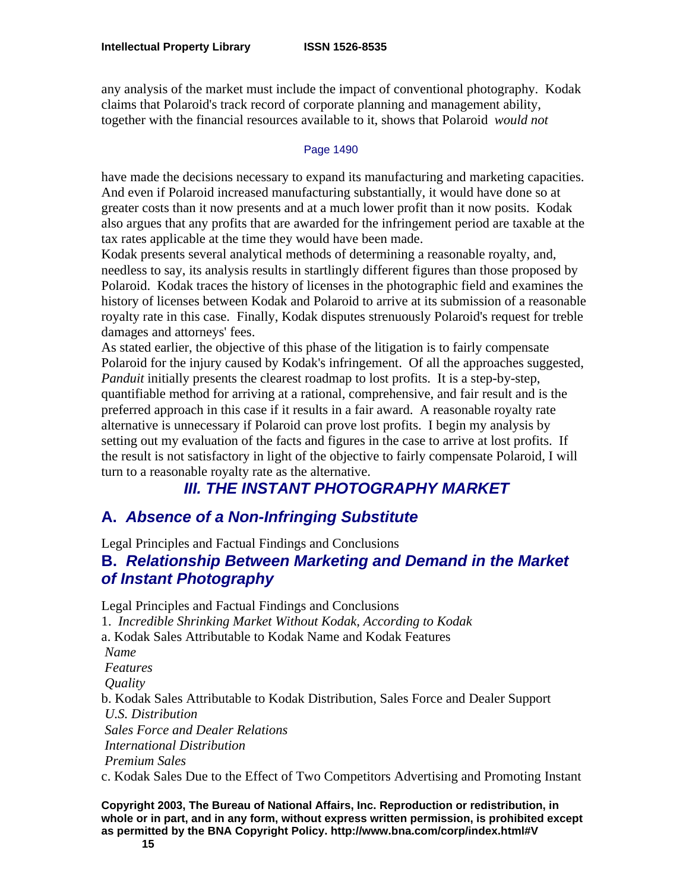any analysis of the market must include the impact of conventional photography. Kodak claims that Polaroid's track record of corporate planning and management ability, together with the financial resources available to it, shows that Polaroid *would not*

Page 1490

have made the decisions necessary to expand its manufacturing and marketing capacities. And even if Polaroid increased manufacturing substantially, it would have done so at greater costs than it now presents and at a much lower profit than it now posits. Kodak also argues that any profits that are awarded for the infringement period are taxable at the tax rates applicable at the time they would have been made.

Kodak presents several analytical methods of determining a reasonable royalty, and, needless to say, its analysis results in startlingly different figures than those proposed by Polaroid. Kodak traces the history of licenses in the photographic field and examines the history of licenses between Kodak and Polaroid to arrive at its submission of a reasonable royalty rate in this case. Finally, Kodak disputes strenuously Polaroid's request for treble damages and attorneys' fees.

As stated earlier, the objective of this phase of the litigation is to fairly compensate Polaroid for the injury caused by Kodak's infringement. Of all the approaches suggested, *Panduit* initially presents the clearest roadmap to lost profits. It is a step-by-step, quantifiable method for arriving at a rational, comprehensive, and fair result and is the preferred approach in this case if it results in a fair award. A reasonable royalty rate alternative is unnecessary if Polaroid can prove lost profits. I begin my analysis by setting out my evaluation of the facts and figures in the case to arrive at lost profits. If the result is not satisfactory in light of the objective to fairly compensate Polaroid, I will turn to a reasonable royalty rate as the alternative.

## *III. THE INSTANT PHOTOGRAPHY MARKET*

### A. *Absence of a Non-Infringing Substitute*

Legal Principles and Factual Findings and Conclusions

### B. *Relationship Between Marketing and Demand in the Market of Instant Photography*

Legal Principles and Factual Findings and Conclusions

1. *Incredible Shrinking Market Without Kodak, According to Kodak*

a. Kodak Sales Attributable to Kodak Name and Kodak Features

*Name*

*Features*

*Quality*

b. Kodak Sales Attributable to Kodak Distribution, Sales Force and Dealer Support

*U.S. Distribution*

*Sales Force and Dealer Relations*

*International Distribution*

*Premium Sales*

c. Kodak Sales Due to the Effect of Two Competitors Advertising and Promoting Instant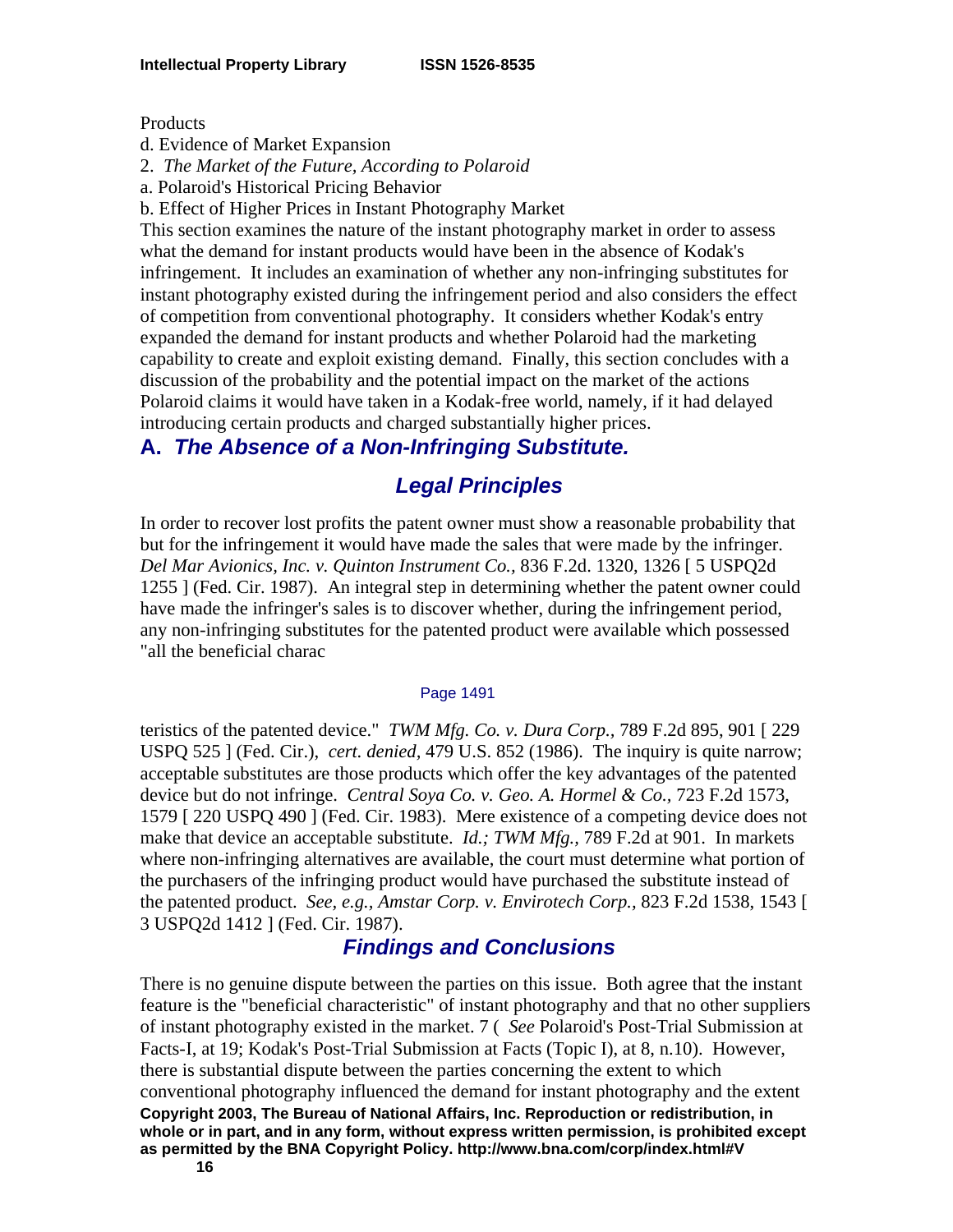Products

d. Evidence of Market Expansion

2. *The Market of the Future, According to Polaroid*

a. Polaroid's Historical Pricing Behavior

b. Effect of Higher Prices in Instant Photography Market

This section examines the nature of the instant photography market in order to assess what the demand for instant products would have been in the absence of Kodak's infringement. It includes an examination of whether any non-infringing substitutes for instant photography existed during the infringement period and also considers the effect of competition from conventional photography. It considers whether Kodak's entry expanded the demand for instant products and whether Polaroid had the marketing capability to create and exploit existing demand. Finally, this section concludes with a discussion of the probability and the potential impact on the market of the actions Polaroid claims it would have taken in a Kodak-free world, namely, if it had delayed introducing certain products and charged substantially higher prices.

## A. *The Absence of a Non-Infringing Substitute.*

### *Legal Principles*

In order to recover lost profits the patent owner must show a reasonable probability that but for the infringement it would have made the sales that were made by the infringer. *Del Mar Avionics, Inc. v. Quinton Instrument Co.*, 836 F.2d. 1320, 1326 [ 5 USPQ2d 1255 ] (Fed. Cir. 1987). An integral step in determining whether the patent owner could have made the infringer's sales is to discover whether, during the infringement period, any non-infringing substitutes for the patented product were available which possessed "all the beneficial charac

Page 1491

teristics of the patented device." *TWM Mfg. Co. v. Dura Corp.*, 789 F.2d 895, 901 [ 229 USPQ 525 ] (Fed. Cir.), *cert. denied*, 479 U.S. 852 (1986). The inquiry is quite narrow; acceptable substitutes are those products which offer the key advantages of the patented device but do not infringe. *Central Soya Co. v. Geo. A. Hormel & Co.*, 723 F.2d 1573, 1579 [ 220 USPQ 490 ] (Fed. Cir. 1983). Mere existence of a competing device does not make that device an acceptable substitute. *Id.; TWM Mfg.*, 789 F.2d at 901. In markets where non-infringing alternatives are available, the court must determine what portion of the purchasers of the infringing product would have purchased the substitute instead of the patented product. *See, e.g., Amstar Corp. v. Envirotech Corp.*, 823 F.2d 1538, 1543 [ 3 USPQ2d 1412 ] (Fed. Cir. 1987).

### *Findings and Conclusions*

There is no genuine dispute between the parties on this issue. Both agree that the instant feature is the "beneficial characteristic" of instant photography and that no other suppliers of instant photography existed in the market. 7 ( *See* Polaroid's Post-Trial Submission at Facts-I, at 19; Kodak's Post-Trial Submission at Facts (Topic I), at 8, n.10). However, there is substantial dispute between the parties concerning the extent to which conventional photography influenced the demand for instant photography and the extent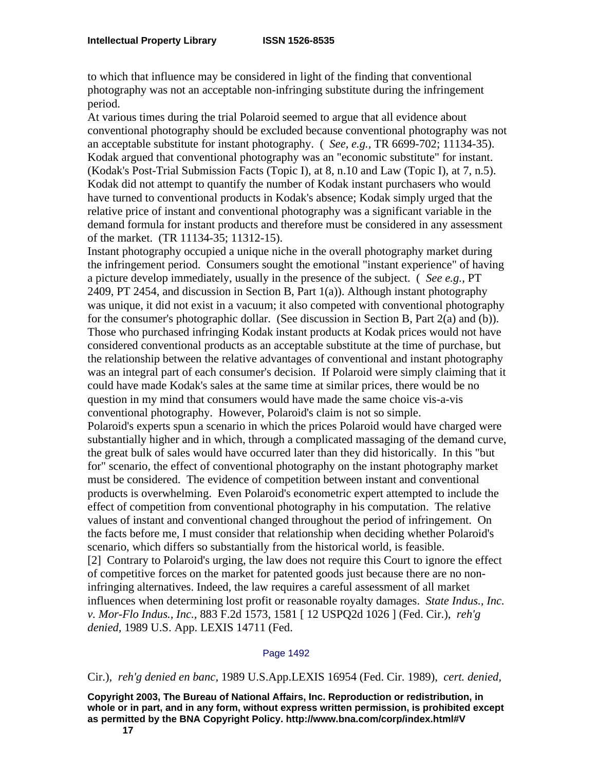to which that influence may be considered in light of the finding that conventional photography was not an acceptable non-infringing substitute during the infringement period.

At various times during the trial Polaroid seemed to argue that all evidence about conventional photography should be excluded because conventional photography was not an acceptable substitute for instant photography. ( *See, e.g.,* TR 6699-702; 11134-35). Kodak argued that conventional photography was an "economic substitute" for instant. (Kodak's Post-Trial Submission Facts (Topic I), at 8, n.10 and Law (Topic I), at 7, n.5). Kodak did not attempt to quantify the number of Kodak instant purchasers who would have turned to conventional products in Kodak's absence; Kodak simply urged that the relative price of instant and conventional photography was a significant variable in the demand formula for instant products and therefore must be considered in any assessment of the market. (TR 11134-35; 11312-15).

Instant photography occupied a unique niche in the overall photography market during the infringement period. Consumers sought the emotional "instant experience" of having a picture develop immediately, usually in the presence of the subject. ( *See e.g.,* PT 2409, PT 2454, and discussion in Section B, Part 1(a)). Although instant photography was unique, it did not exist in a vacuum; it also competed with conventional photography for the consumer's photographic dollar. (See discussion in Section B, Part 2(a) and (b)). Those who purchased infringing Kodak instant products at Kodak prices would not have considered conventional products as an acceptable substitute at the time of purchase, but the relationship between the relative advantages of conventional and instant photography was an integral part of each consumer's decision. If Polaroid were simply claiming that it could have made Kodak's sales at the same time at similar prices, there would be no question in my mind that consumers would have made the same choice vis-a-vis conventional photography. However, Polaroid's claim is not so simple.

Polaroid's experts spun a scenario in which the prices Polaroid would have charged were substantially higher and in which, through a complicated massaging of the demand curve, the great bulk of sales would have occurred later than they did historically. In this "but for" scenario, the effect of conventional photography on the instant photography market must be considered. The evidence of competition between instant and conventional products is overwhelming. Even Polaroid's econometric expert attempted to include the effect of competition from conventional photography in his computation. The relative values of instant and conventional changed throughout the period of infringement. On the facts before me, I must consider that relationship when deciding whether Polaroid's scenario, which differs so substantially from the historical world, is feasible.

[2] Contrary to Polaroid's urging, the law does not require this Court to ignore the effect of competitive forces on the market for patented goods just because there are no non-infringing alternatives. Indeed, the law requires a careful assessment of all market influences when determining lost profit or reasonable royalty damages. *State Indus., Inc. v. Mor-Flo Indus., Inc.,* 883 F.2d 1573, 1581 [ 12 USPQ2d 1026 ] (Fed. Cir.), *reh'g denied,* 1989 U.S. App. LEXIS 14711 (Fed.

Page 1492

Cir.), *reh'g denied en banc,* 1989 U.S.App.LEXIS 16954 (Fed. Cir. 1989), *cert. denied,*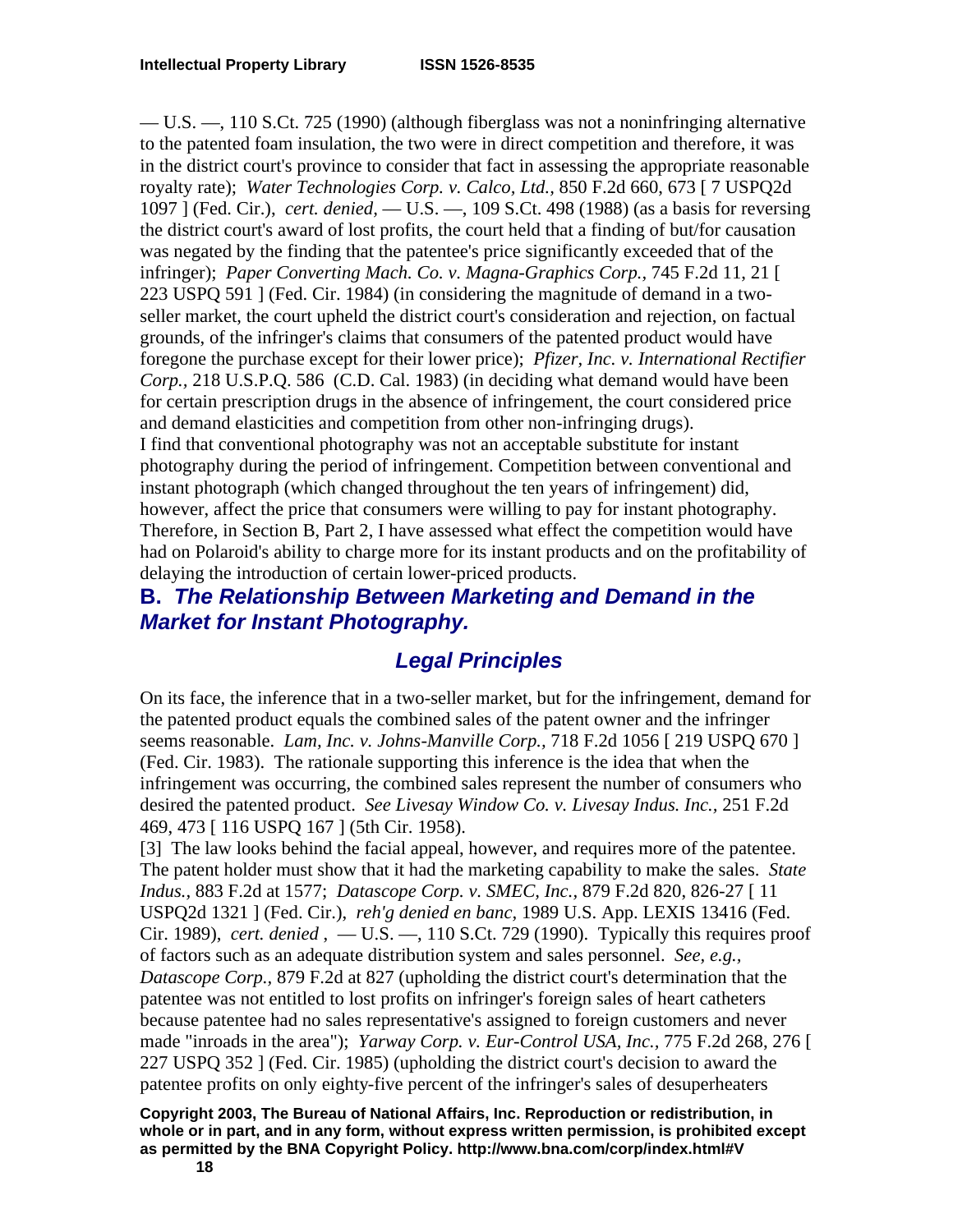— U.S. —, 110 S.Ct. 725 (1990) (although fiberglass was not a noninfringing alternative to the patented foam insulation, the two were in direct competition and therefore, it was in the district court's province to consider that fact in assessing the appropriate reasonable royalty rate); *Water Technologies Corp. v. Calco, Ltd.*, 850 F.2d 660, 673 [ 7 USPQ2d 1097 ] (Fed. Cir.), *cert. denied*, — U.S. —, 109 S.Ct. 498 (1988) (as a basis for reversing the district court's award of lost profits, the court held that a finding of but/for causation was negated by the finding that the patentee's price significantly exceeded that of the infringer); *Paper Converting Mach. Co. v. Magna-Graphics Corp.*, 745 F.2d 11, 21 [ 223 USPQ 591 ] (Fed. Cir. 1984) (in considering the magnitude of demand in a two-seller market, the court upheld the district court's consideration and rejection, on factual grounds, of the infringer's claims that consumers of the patented product would have foregone the purchase except for their lower price); *Pfizer, Inc. v. International Rectifier Corp.*, 218 U.S.P.Q. 586 (C.D. Cal. 1983) (in deciding what demand would have been for certain prescription drugs in the absence of infringement, the court considered price and demand elasticities and competition from other non-infringing drugs).

I find that conventional photography was not an acceptable substitute for instant photography during the period of infringement. Competition between conventional and instant photograph (which changed throughout the ten years of infringement) did, however, affect the price that consumers were willing to pay for instant photography. Therefore, in Section B, Part 2, I have assessed what effect the competition would have had on Polaroid's ability to charge more for its instant products and on the profitability of delaying the introduction of certain lower-priced products.

## B. *The Relationship Between Marketing and Demand in the Market for Instant Photography.*

### *Legal Principles*

On its face, the inference that in a two-seller market, but for the infringement, demand for the patented product equals the combined sales of the patent owner and the infringer seems reasonable. *Lam, Inc. v. Johns-Manville Corp.*, 718 F.2d 1056 [ 219 USPQ 670 ] (Fed. Cir. 1983). The rationale supporting this inference is the idea that when the infringement was occurring, the combined sales represent the number of consumers who desired the patented product. *See Livesay Window Co. v. Livesay Indus. Inc.*, 251 F.2d 469, 473 [ 116 USPQ 167 ] (5th Cir. 1958).

[3] The law looks behind the facial appeal, however, and requires more of the patentee. The patent holder must show that it had the marketing capability to make the sales. *State Indus.*, 883 F.2d at 1577; *Datascope Corp. v. SMEC, Inc.*, 879 F.2d 820, 826-27 [ 11 USPQ2d 1321 ] (Fed. Cir.), *reh'g denied en banc*, 1989 U.S. App. LEXIS 13416 (Fed. Cir. 1989), *cert. denied* , — U.S. —, 110 S.Ct. 729 (1990). Typically this requires proof of factors such as an adequate distribution system and sales personnel. *See, e.g., Datascope Corp.*, 879 F.2d at 827 (upholding the district court's determination that the patentee was not entitled to lost profits on infringer's foreign sales of heart catheters because patentee had no sales representative's assigned to foreign customers and never made "inroads in the area"); *Yarway Corp. v. Eur-Control USA, Inc.*, 775 F.2d 268, 276 [ 227 USPQ 352 ] (Fed. Cir. 1985) (upholding the district court's decision to award the patentee profits on only eighty-five percent of the infringer's sales of desuperheaters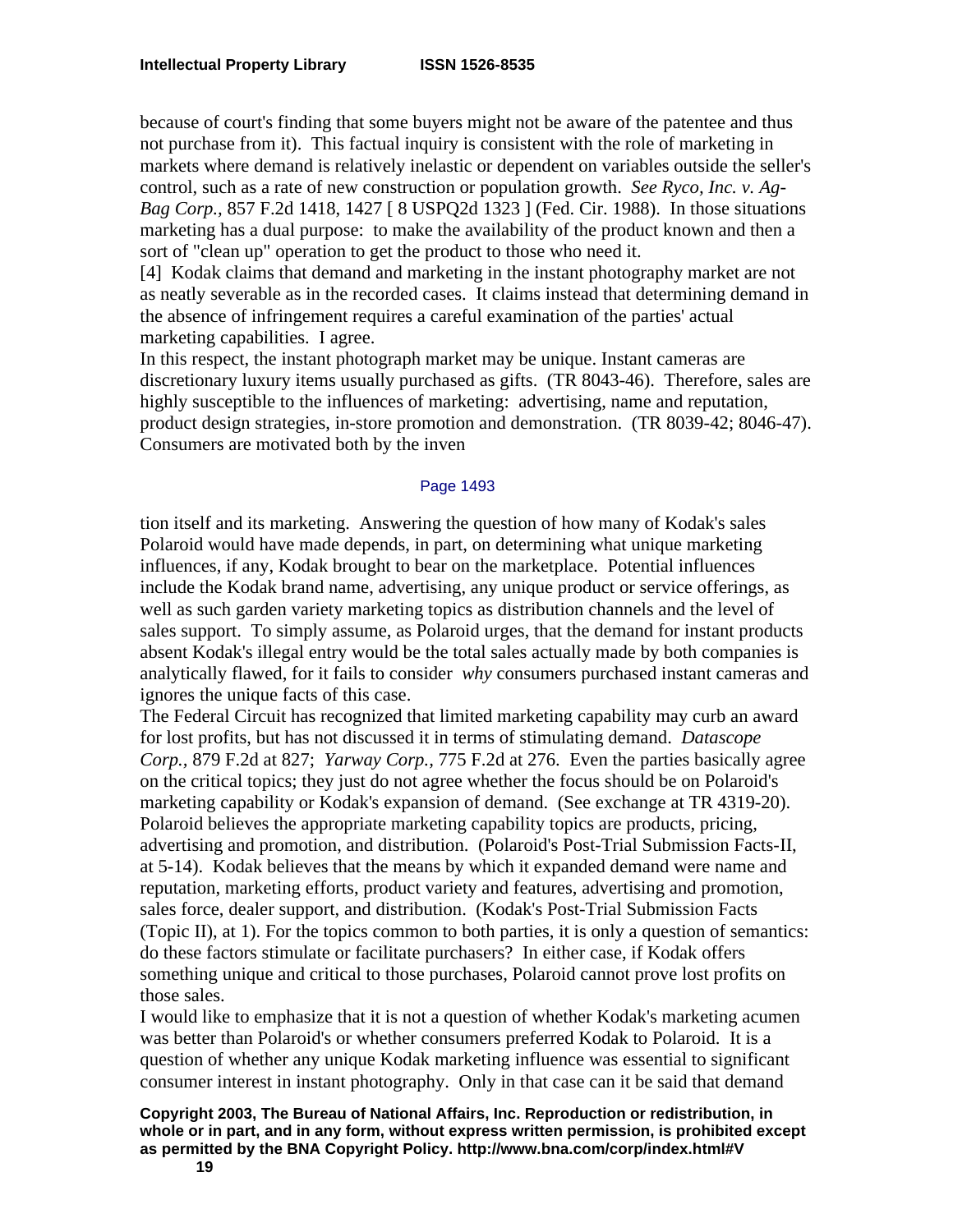because of court's finding that some buyers might not be aware of the patentee and thus not purchase from it). This factual inquiry is consistent with the role of marketing in markets where demand is relatively inelastic or dependent on variables outside the seller's control, such as a rate of new construction or population growth. *See Ryco, Inc. v. Ag-Bag Corp.,* 857 F.2d 1418, 1427 [ 8 USPQ2d 1323 ] (Fed. Cir. 1988). In those situations marketing has a dual purpose: to make the availability of the product known and then a sort of "clean up" operation to get the product to those who need it.

[4] Kodak claims that demand and marketing in the instant photography market are not as neatly severable as in the recorded cases. It claims instead that determining demand in the absence of infringement requires a careful examination of the parties' actual marketing capabilities. I agree.

In this respect, the instant photograph market may be unique. Instant cameras are discretionary luxury items usually purchased as gifts. (TR 8043-46). Therefore, sales are highly susceptible to the influences of marketing: advertising, name and reputation, product design strategies, in-store promotion and demonstration. (TR 8039-42; 8046-47). Consumers are motivated both by the invention itself and its marketing. Answering the question of how many of Kodak's sales Polaroid would have made depends, in part, on determining what unique marketing influences, if any, Kodak brought to bear on the marketplace. Potential influences include the Kodak brand name, advertising, any unique product or service offerings, as well as such garden variety marketing topics as distribution channels and the level of sales support. To simply assume, as Polaroid urges, that the demand for instant products absent Kodak's illegal entry would be the total sales actually made by both companies is analytically flawed, for it fails to consider *why* consumers purchased instant cameras and ignores the unique facts of this case.

The Federal Circuit has recognized that limited marketing capability may curb an award for lost profits, but has not discussed it in terms of stimulating demand. *Datascope Corp.,* 879 F.2d at 827; *Yarway Corp.,* 775 F.2d at 276. Even the parties basically agree on the critical topics; they just do not agree whether the focus should be on Polaroid's marketing capability or Kodak's expansion of demand. (See exchange at TR 4319-20). Polaroid believes the appropriate marketing capability topics are products, pricing, advertising and promotion, and distribution. (Polaroid's Post-Trial Submission Facts-II, at 5-14). Kodak believes that the means by which it expanded demand were name and reputation, marketing efforts, product variety and features, advertising and promotion, sales force, dealer support, and distribution. (Kodak's Post-Trial Submission Facts (Topic II), at 1). For the topics common to both parties, it is only a question of semantics: do these factors stimulate or facilitate purchasers? In either case, if Kodak offers something unique and critical to those purchases, Polaroid cannot prove lost profits on those sales.

I would like to emphasize that it is not a question of whether Kodak's marketing acumen was better than Polaroid's or whether consumers preferred Kodak to Polaroid. It is a question of whether any unique Kodak marketing influence was essential to significant consumer interest in instant photography. Only in that case can it be said that demand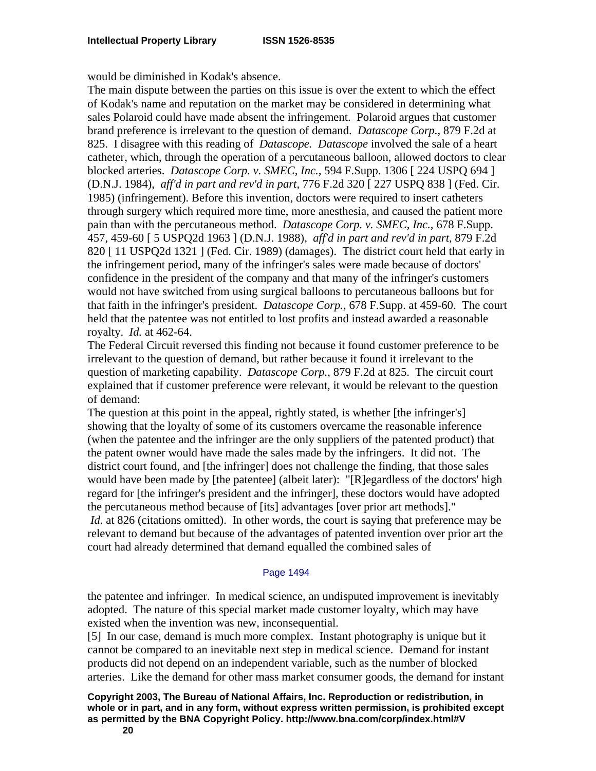would be diminished in Kodak's absence.

The main dispute between the parties on this issue is over the extent to which the effect of Kodak's name and reputation on the market may be considered in determining what sales Polaroid could have made absent the infringement. Polaroid argues that customer brand preference is irrelevant to the question of demand. *Datascope Corp.,* 879 F.2d at 825. I disagree with this reading of *Datascope. Datascope* involved the sale of a heart catheter, which, through the operation of a percutaneous balloon, allowed doctors to clear blocked arteries. *Datascope Corp. v. SMEC, Inc.,* 594 F.Supp. 1306 [ 224 USPQ 694 ] (D.N.J. 1984), *aff'd in part and rev'd in part,* 776 F.2d 320 [ 227 USPQ 838 ] (Fed. Cir. 1985) (infringement). Before this invention, doctors were required to insert catheters through surgery which required more time, more anesthesia, and caused the patient more pain than with the percutaneous method. *Datascope Corp. v. SMEC, Inc.,* 678 F.Supp. 457, 459-60 [ 5 USPQ2d 1963 ] (D.N.J. 1988), *aff'd in part and rev'd in part,* 879 F.2d 820 [ 11 USPQ2d 1321 ] (Fed. Cir. 1989) (damages). The district court held that early in the infringement period, many of the infringer's sales were made because of doctors' confidence in the president of the company and that many of the infringer's customers would not have switched from using surgical balloons to percutaneous balloons but for that faith in the infringer's president. *Datascope Corp.,* 678 F.Supp. at 459-60. The court held that the patentee was not entitled to lost profits and instead awarded a reasonable royalty. *Id.* at 462-64.

The Federal Circuit reversed this finding not because it found customer preference to be irrelevant to the question of demand, but rather because it found it irrelevant to the question of marketing capability. *Datascope Corp.,* 879 F.2d at 825. The circuit court explained that if customer preference were relevant, it would be relevant to the question of demand:

The question at this point in the appeal, rightly stated, is whether [the infringer's] showing that the loyalty of some of its customers overcame the reasonable inference (when the patentee and the infringer are the only suppliers of the patented product) that the patent owner would have made the sales made by the infringers. It did not. The district court found, and [the infringer] does not challenge the finding, that those sales would have been made by [the patentee] (albeit later): "[R]egardless of the doctors' high regard for [the infringer's president and the infringer], these doctors would have adopted the percutaneous method because of [its] advantages [over prior art methods]."

*Id.* at 826 (citations omitted). In other words, the court is saying that preference may be relevant to demand but because of the advantages of patented invention over prior art the court had already determined that demand equalled the combined sales of

Page 1494

the patentee and infringer. In medical science, an undisputed improvement is inevitably adopted. The nature of this special market made customer loyalty, which may have existed when the invention was new, inconsequential.

[5] In our case, demand is much more complex. Instant photography is unique but it cannot be compared to an inevitable next step in medical science. Demand for instant products did not depend on an independent variable, such as the number of blocked arteries. Like the demand for other mass market consumer goods, the demand for instant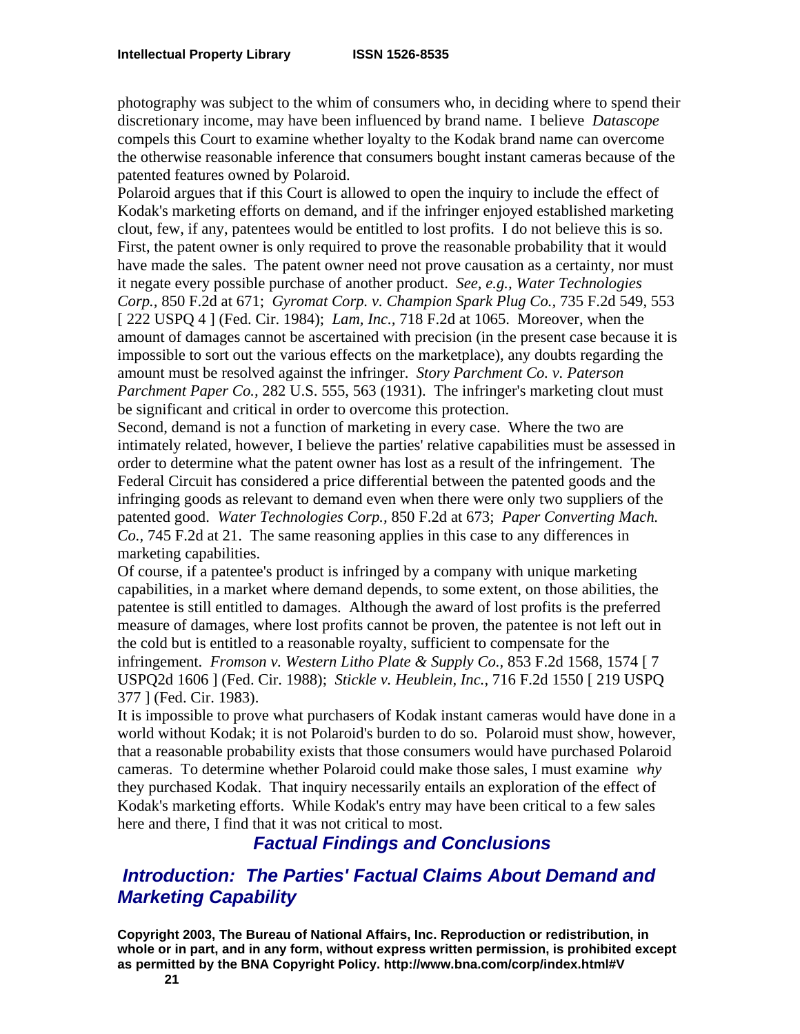photography was subject to the whim of consumers who, in deciding where to spend their discretionary income, may have been influenced by brand name. I believe *Datascope* compels this Court to examine whether loyalty to the Kodak brand name can overcome the otherwise reasonable inference that consumers bought instant cameras because of the patented features owned by Polaroid.

Polaroid argues that if this Court is allowed to open the inquiry to include the effect of Kodak's marketing efforts on demand, and if the infringer enjoyed established marketing clout, few, if any, patentees would be entitled to lost profits. I do not believe this is so. First, the patent owner is only required to prove the reasonable probability that it would have made the sales. The patent owner need not prove causation as a certainty, nor must it negate every possible purchase of another product. *See, e.g., Water Technologies Corp.,* 850 F.2d at 671; *Gyromat Corp. v. Champion Spark Plug Co.,* 735 F.2d 549, 553 [ 222 USPQ 4 ] (Fed. Cir. 1984); *Lam, Inc.,* 718 F.2d at 1065. Moreover, when the amount of damages cannot be ascertained with precision (in the present case because it is impossible to sort out the various effects on the marketplace), any doubts regarding the amount must be resolved against the infringer. *Story Parchment Co. v. Paterson Parchment Paper Co.,* 282 U.S. 555, 563 (1931). The infringer's marketing clout must be significant and critical in order to overcome this protection.

Second, demand is not a function of marketing in every case. Where the two are intimately related, however, I believe the parties' relative capabilities must be assessed in order to determine what the patent owner has lost as a result of the infringement. The Federal Circuit has considered a price differential between the patented goods and the infringing goods as relevant to demand even when there were only two suppliers of the patented good. *Water Technologies Corp.,* 850 F.2d at 673; *Paper Converting Mach. Co.,* 745 F.2d at 21. The same reasoning applies in this case to any differences in marketing capabilities.

Of course, if a patentee's product is infringed by a company with unique marketing capabilities, in a market where demand depends, to some extent, on those abilities, the patentee is still entitled to damages. Although the award of lost profits is the preferred measure of damages, where lost profits cannot be proven, the patentee is not left out in the cold but is entitled to a reasonable royalty, sufficient to compensate for the infringement. *Fromson v. Western Litho Plate & Supply Co.,* 853 F.2d 1568, 1574 [ 7 USPQ2d 1606 ] (Fed. Cir. 1988); *Stickle v. Heublein, Inc.,* 716 F.2d 1550 [ 219 USPQ 377 ] (Fed. Cir. 1983).

It is impossible to prove what purchasers of Kodak instant cameras would have done in a world without Kodak; it is not Polaroid's burden to do so. Polaroid must show, however, that a reasonable probability exists that those consumers would have purchased Polaroid cameras. To determine whether Polaroid could make those sales, I must examine *why* they purchased Kodak. That inquiry necessarily entails an exploration of the effect of Kodak's marketing efforts. While Kodak's entry may have been critical to a few sales here and there, I find that it was not critical to most.

## *Factual Findings and Conclusions*

### *Introduction: The Parties' Factual Claims About Demand and Marketing Capability*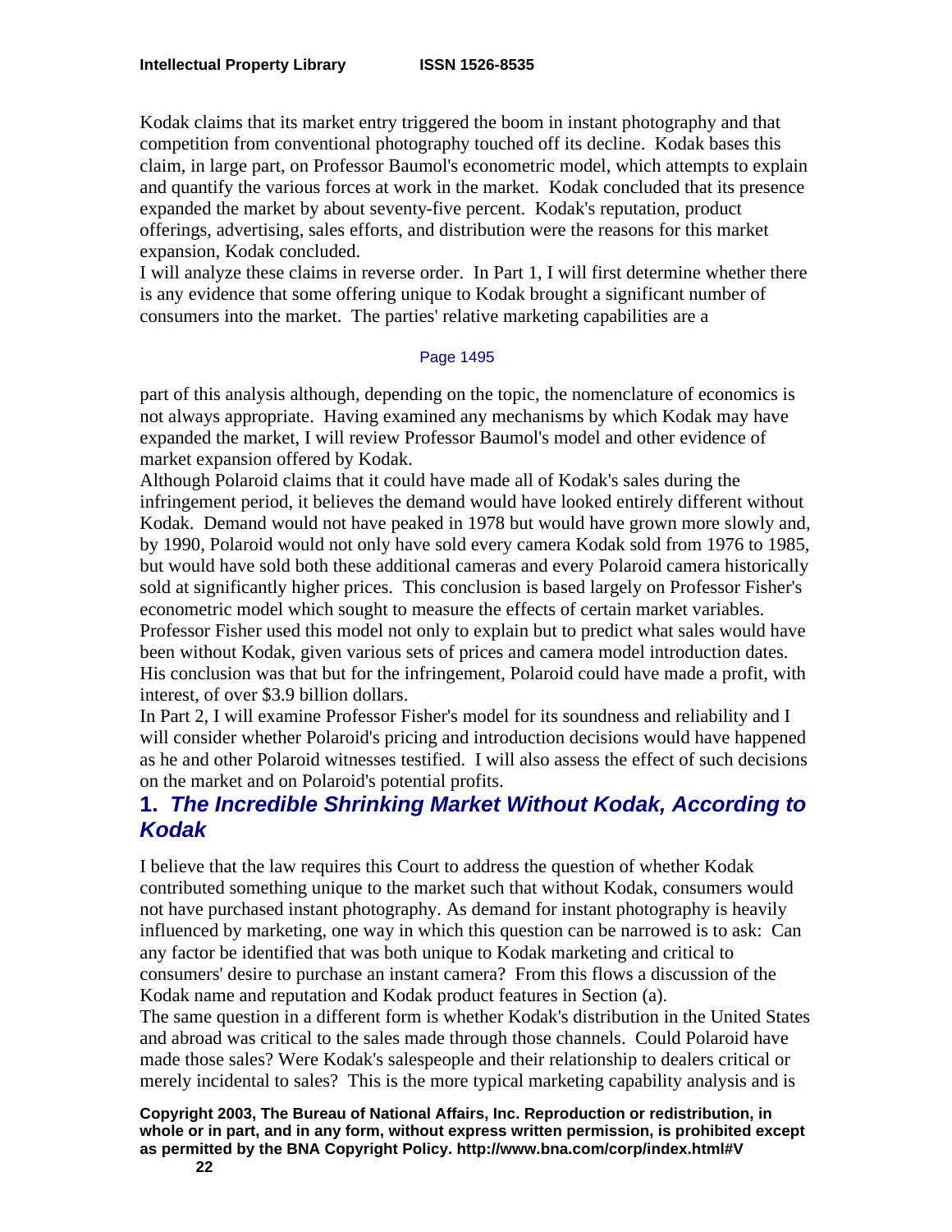Kodak claims that its market entry triggered the boom in instant photography and that competition from conventional photography touched off its decline. Kodak bases this claim, in large part, on Professor Baumol's econometric model, which attempts to explain and quantify the various forces at work in the market. Kodak concluded that its presence expanded the market by about seventy-five percent. Kodak's reputation, product offerings, advertising, sales efforts, and distribution were the reasons for this market expansion, Kodak concluded.

I will analyze these claims in reverse order. In Part 1, I will first determine whether there is any evidence that some offering unique to Kodak brought a significant number of consumers into the market. The parties' relative marketing capabilities are a

Page 1495

part of this analysis although, depending on the topic, the nomenclature of economics is not always appropriate. Having examined any mechanisms by which Kodak may have expanded the market, I will review Professor Baumol's model and other evidence of market expansion offered by Kodak.

Although Polaroid claims that it could have made all of Kodak's sales during the infringement period, it believes the demand would have looked entirely different without Kodak. Demand would not have peaked in 1978 but would have grown more slowly and, by 1990, Polaroid would not only have sold every camera Kodak sold from 1976 to 1985, but would have sold both these additional cameras and every Polaroid camera historically sold at significantly higher prices. This conclusion is based largely on Professor Fisher's econometric model which sought to measure the effects of certain market variables. Professor Fisher used this model not only to explain but to predict what sales would have been without Kodak, given various sets of prices and camera model introduction dates. His conclusion was that but for the infringement, Polaroid could have made a profit, with interest, of over $3.9 billion dollars.

In Part 2, I will examine Professor Fisher's model for its soundness and reliability and I will consider whether Polaroid's pricing and introduction decisions would have happened as he and other Polaroid witnesses testified. I will also assess the effect of such decisions on the market and on Polaroid's potential profits.

## 1. *The Incredible Shrinking Market Without Kodak, According to Kodak*

I believe that the law requires this Court to address the question of whether Kodak contributed something unique to the market such that without Kodak, consumers would not have purchased instant photography. As demand for instant photography is heavily influenced by marketing, one way in which this question can be narrowed is to ask: Can any factor be identified that was both unique to Kodak marketing and critical to consumers' desire to purchase an instant camera? From this flows a discussion of the Kodak name and reputation and Kodak product features in Section (a).

The same question in a different form is whether Kodak's distribution in the United States and abroad was critical to the sales made through those channels. Could Polaroid have made those sales? Were Kodak's salespeople and their relationship to dealers critical or merely incidental to sales? This is the more typical marketing capability analysis and is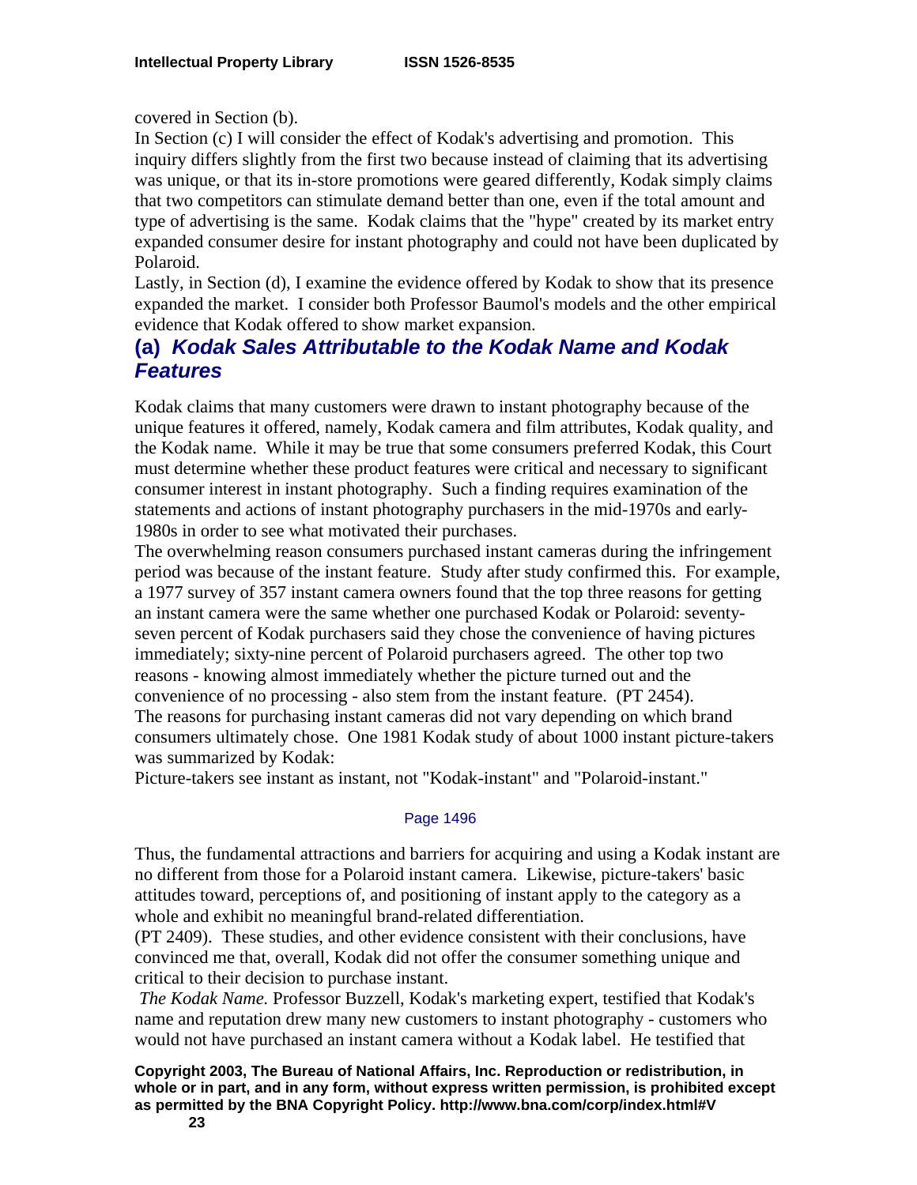covered in Section (b).

In Section (c) I will consider the effect of Kodak's advertising and promotion. This inquiry differs slightly from the first two because instead of claiming that its advertising was unique, or that its in-store promotions were geared differently, Kodak simply claims that two competitors can stimulate demand better than one, even if the total amount and type of advertising is the same. Kodak claims that the "hype" created by its market entry expanded consumer desire for instant photography and could not have been duplicated by Polaroid.

Lastly, in Section (d), I examine the evidence offered by Kodak to show that its presence expanded the market. I consider both Professor Baumol's models and the other empirical evidence that Kodak offered to show market expansion.

## (a) *Kodak Sales Attributable to the Kodak Name and Kodak Features*

Kodak claims that many customers were drawn to instant photography because of the unique features it offered, namely, Kodak camera and film attributes, Kodak quality, and the Kodak name. While it may be true that some consumers preferred Kodak, this Court must determine whether these product features were critical and necessary to significant consumer interest in instant photography. Such a finding requires examination of the statements and actions of instant photography purchasers in the mid-1970s and early-1980s in order to see what motivated their purchases.

The overwhelming reason consumers purchased instant cameras during the infringement period was because of the instant feature. Study after study confirmed this. For example, a 1977 survey of 357 instant camera owners found that the top three reasons for getting an instant camera were the same whether one purchased Kodak or Polaroid: seventy-seven percent of Kodak purchasers said they chose the convenience of having pictures immediately; sixty-nine percent of Polaroid purchasers agreed. The other top two reasons - knowing almost immediately whether the picture turned out and the convenience of no processing - also stem from the instant feature. (PT 2454).

The reasons for purchasing instant cameras did not vary depending on which brand consumers ultimately chose. One 1981 Kodak study of about 1000 instant picture-takers was summarized by Kodak:

Picture-takers see instant as instant, not "Kodak-instant" and "Polaroid-instant."

Page 1496

Thus, the fundamental attractions and barriers for acquiring and using a Kodak instant are no different from those for a Polaroid instant camera. Likewise, picture-takers' basic attitudes toward, perceptions of, and positioning of instant apply to the category as a whole and exhibit no meaningful brand-related differentiation.

(PT 2409). These studies, and other evidence consistent with their conclusions, have convinced me that, overall, Kodak did not offer the consumer something unique and critical to their decision to purchase instant.

*The Kodak Name.* Professor Buzzell, Kodak's marketing expert, testified that Kodak's name and reputation drew many new customers to instant photography - customers who would not have purchased an instant camera without a Kodak label. He testified that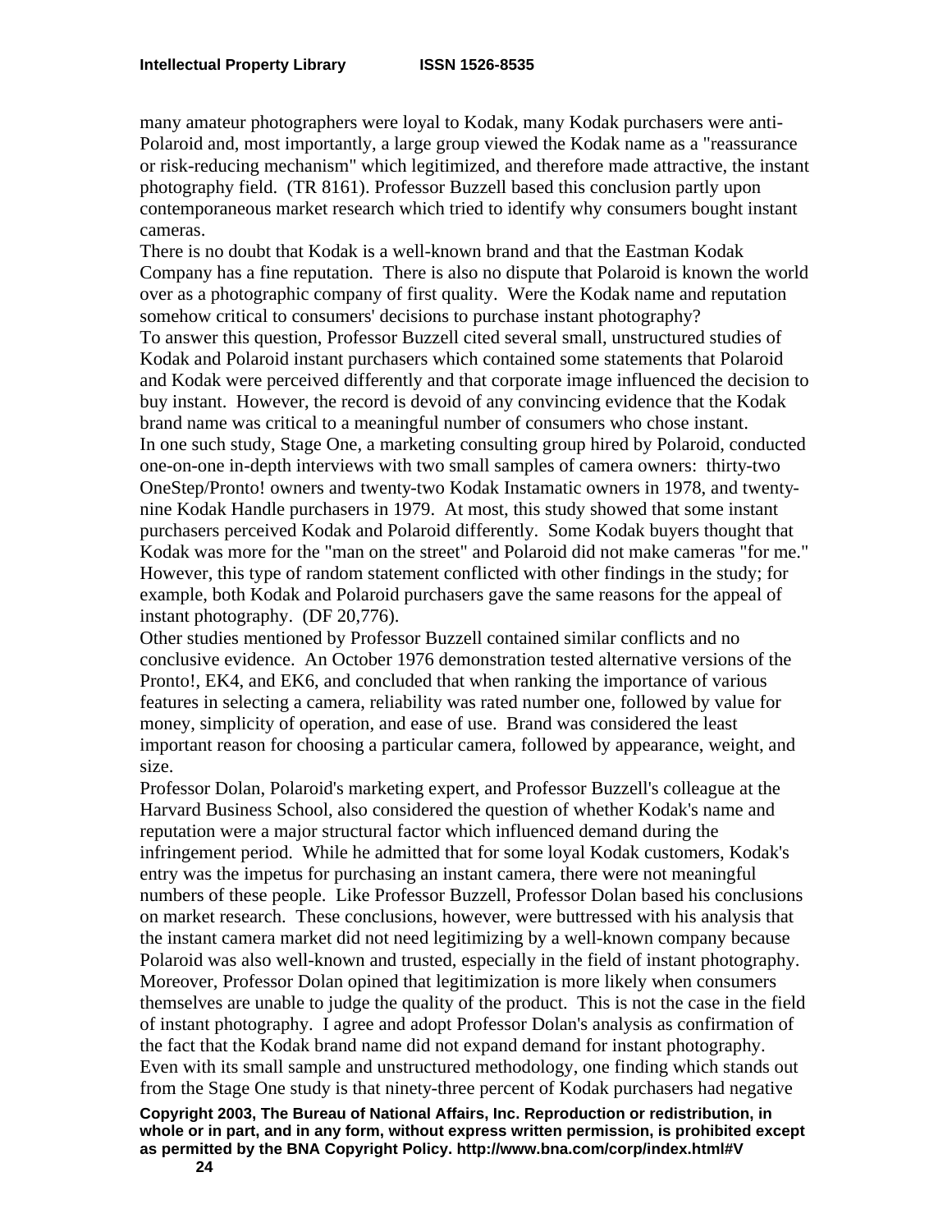many amateur photographers were loyal to Kodak, many Kodak purchasers were anti-Polaroid and, most importantly, a large group viewed the Kodak name as a "reassurance or risk-reducing mechanism" which legitimized, and therefore made attractive, the instant photography field. (TR 8161). Professor Buzzell based this conclusion partly upon contemporaneous market research which tried to identify why consumers bought instant cameras.

There is no doubt that Kodak is a well-known brand and that the Eastman Kodak Company has a fine reputation. There is also no dispute that Polaroid is known the world over as a photographic company of first quality. Were the Kodak name and reputation somehow critical to consumers' decisions to purchase instant photography?

To answer this question, Professor Buzzell cited several small, unstructured studies of Kodak and Polaroid instant purchasers which contained some statements that Polaroid and Kodak were perceived differently and that corporate image influenced the decision to buy instant. However, the record is devoid of any convincing evidence that the Kodak brand name was critical to a meaningful number of consumers who chose instant.

In one such study, Stage One, a marketing consulting group hired by Polaroid, conducted one-on-one in-depth interviews with two small samples of camera owners: thirty-two OneStep/Pronto! owners and twenty-two Kodak Instamatic owners in 1978, and twenty-nine Kodak Handle purchasers in 1979. At most, this study showed that some instant purchasers perceived Kodak and Polaroid differently. Some Kodak buyers thought that Kodak was more for the "man on the street" and Polaroid did not make cameras "for me." However, this type of random statement conflicted with other findings in the study; for example, both Kodak and Polaroid purchasers gave the same reasons for the appeal of instant photography. (DF 20,776).

Other studies mentioned by Professor Buzzell contained similar conflicts and no conclusive evidence. An October 1976 demonstration tested alternative versions of the Pronto!, EK4, and EK6, and concluded that when ranking the importance of various features in selecting a camera, reliability was rated number one, followed by value for money, simplicity of operation, and ease of use. Brand was considered the least important reason for choosing a particular camera, followed by appearance, weight, and size.

Professor Dolan, Polaroid's marketing expert, and Professor Buzzell's colleague at the Harvard Business School, also considered the question of whether Kodak's name and reputation were a major structural factor which influenced demand during the infringement period. While he admitted that for some loyal Kodak customers, Kodak's entry was the impetus for purchasing an instant camera, there were not meaningful numbers of these people. Like Professor Buzzell, Professor Dolan based his conclusions on market research. These conclusions, however, were buttressed with his analysis that the instant camera market did not need legitimizing by a well-known company because Polaroid was also well-known and trusted, especially in the field of instant photography. Moreover, Professor Dolan opined that legitimization is more likely when consumers themselves are unable to judge the quality of the product. This is not the case in the field of instant photography. I agree and adopt Professor Dolan's analysis as confirmation of the fact that the Kodak brand name did not expand demand for instant photography.

Even with its small sample and unstructured methodology, one finding which stands out from the Stage One study is that ninety-three percent of Kodak purchasers had negative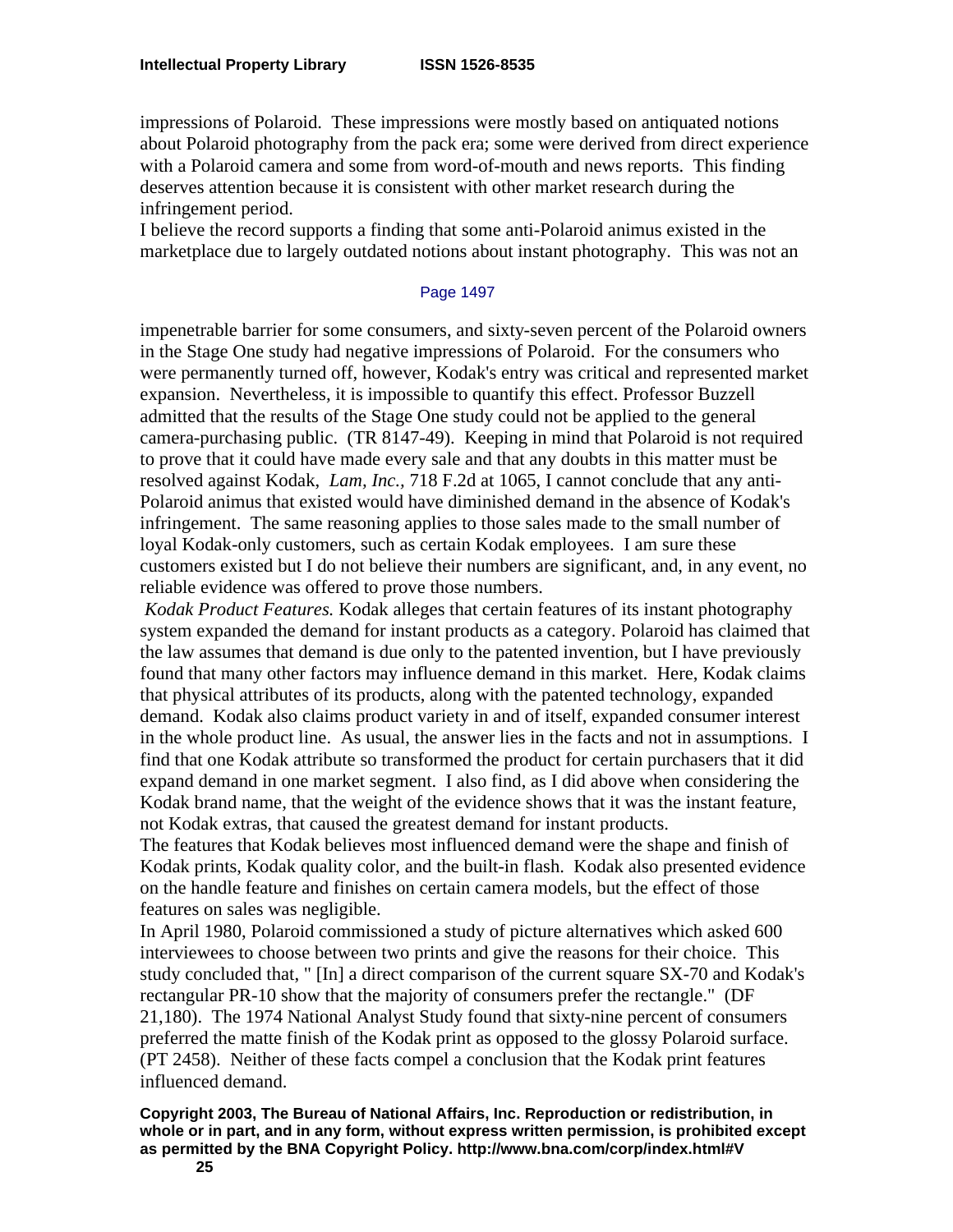impressions of Polaroid. These impressions were mostly based on antiquated notions about Polaroid photography from the pack era; some were derived from direct experience with a Polaroid camera and some from word-of-mouth and news reports. This finding deserves attention because it is consistent with other market research during the infringement period.

I believe the record supports a finding that some anti-Polaroid animus existed in the marketplace due to largely outdated notions about instant photography. This was not an

Page 1497

impenetrable barrier for some consumers, and sixty-seven percent of the Polaroid owners in the Stage One study had negative impressions of Polaroid. For the consumers who were permanently turned off, however, Kodak's entry was critical and represented market expansion. Nevertheless, it is impossible to quantify this effect. Professor Buzzell admitted that the results of the Stage One study could not be applied to the general camera-purchasing public. (TR 8147-49). Keeping in mind that Polaroid is not required to prove that it could have made every sale and that any doubts in this matter must be resolved against Kodak, *Lam, Inc.*, 718 F.2d at 1065, I cannot conclude that any anti-Polaroid animus that existed would have diminished demand in the absence of Kodak's infringement. The same reasoning applies to those sales made to the small number of loyal Kodak-only customers, such as certain Kodak employees. I am sure these customers existed but I do not believe their numbers are significant, and, in any event, no reliable evidence was offered to prove those numbers.

*Kodak Product Features.* Kodak alleges that certain features of its instant photography system expanded the demand for instant products as a category. Polaroid has claimed that the law assumes that demand is due only to the patented invention, but I have previously found that many other factors may influence demand in this market. Here, Kodak claims that physical attributes of its products, along with the patented technology, expanded demand. Kodak also claims product variety in and of itself, expanded consumer interest in the whole product line. As usual, the answer lies in the facts and not in assumptions. I find that one Kodak attribute so transformed the product for certain purchasers that it did expand demand in one market segment. I also find, as I did above when considering the Kodak brand name, that the weight of the evidence shows that it was the instant feature, not Kodak extras, that caused the greatest demand for instant products.

The features that Kodak believes most influenced demand were the shape and finish of Kodak prints, Kodak quality color, and the built-in flash. Kodak also presented evidence on the handle feature and finishes on certain camera models, but the effect of those features on sales was negligible.

In April 1980, Polaroid commissioned a study of picture alternatives which asked 600 interviewees to choose between two prints and give the reasons for their choice. This study concluded that, " [In] a direct comparison of the current square SX-70 and Kodak's rectangular PR-10 show that the majority of consumers prefer the rectangle." (DF 21,180). The 1974 National Analyst Study found that sixty-nine percent of consumers preferred the matte finish of the Kodak print as opposed to the glossy Polaroid surface. (PT 2458). Neither of these facts compel a conclusion that the Kodak print features influenced demand.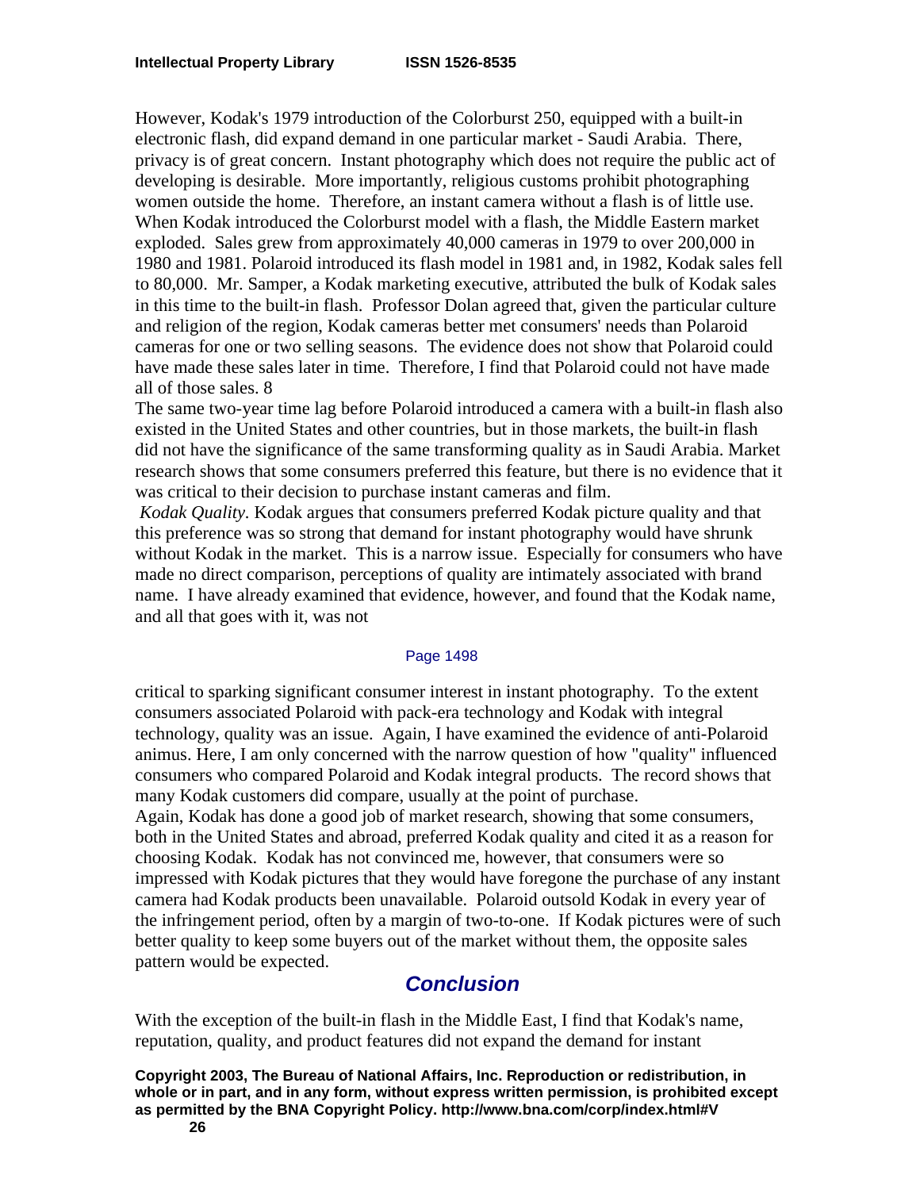However, Kodak's 1979 introduction of the Colorburst 250, equipped with a built-in electronic flash, did expand demand in one particular market - Saudi Arabia. There, privacy is of great concern. Instant photography which does not require the public act of developing is desirable. More importantly, religious customs prohibit photographing women outside the home. Therefore, an instant camera without a flash is of little use. When Kodak introduced the Colorburst model with a flash, the Middle Eastern market exploded. Sales grew from approximately 40,000 cameras in 1979 to over 200,000 in 1980 and 1981. Polaroid introduced its flash model in 1981 and, in 1982, Kodak sales fell to 80,000. Mr. Samper, a Kodak marketing executive, attributed the bulk of Kodak sales in this time to the built-in flash. Professor Dolan agreed that, given the particular culture and religion of the region, Kodak cameras better met consumers' needs than Polaroid cameras for one or two selling seasons. The evidence does not show that Polaroid could have made these sales later in time. Therefore, I find that Polaroid could not have made all of those sales. 8

The same two-year time lag before Polaroid introduced a camera with a built-in flash also existed in the United States and other countries, but in those markets, the built-in flash did not have the significance of the same transforming quality as in Saudi Arabia. Market research shows that some consumers preferred this feature, but there is no evidence that it was critical to their decision to purchase instant cameras and film.

*Kodak Quality.* Kodak argues that consumers preferred Kodak picture quality and that this preference was so strong that demand for instant photography would have shrunk without Kodak in the market. This is a narrow issue. Especially for consumers who have made no direct comparison, perceptions of quality are intimately associated with brand name. I have already examined that evidence, however, and found that the Kodak name, and all that goes with it, was not

Page 1498

critical to sparking significant consumer interest in instant photography. To the extent consumers associated Polaroid with pack-era technology and Kodak with integral technology, quality was an issue. Again, I have examined the evidence of anti-Polaroid animus. Here, I am only concerned with the narrow question of how "quality" influenced consumers who compared Polaroid and Kodak integral products. The record shows that many Kodak customers did compare, usually at the point of purchase.

Again, Kodak has done a good job of market research, showing that some consumers, both in the United States and abroad, preferred Kodak quality and cited it as a reason for choosing Kodak. Kodak has not convinced me, however, that consumers were so impressed with Kodak pictures that they would have foregone the purchase of any instant camera had Kodak products been unavailable. Polaroid outsold Kodak in every year of the infringement period, often by a margin of two-to-one. If Kodak pictures were of such better quality to keep some buyers out of the market without them, the opposite sales pattern would be expected.

## Conclusion

With the exception of the built-in flash in the Middle East, I find that Kodak's name, reputation, quality, and product features did not expand the demand for instant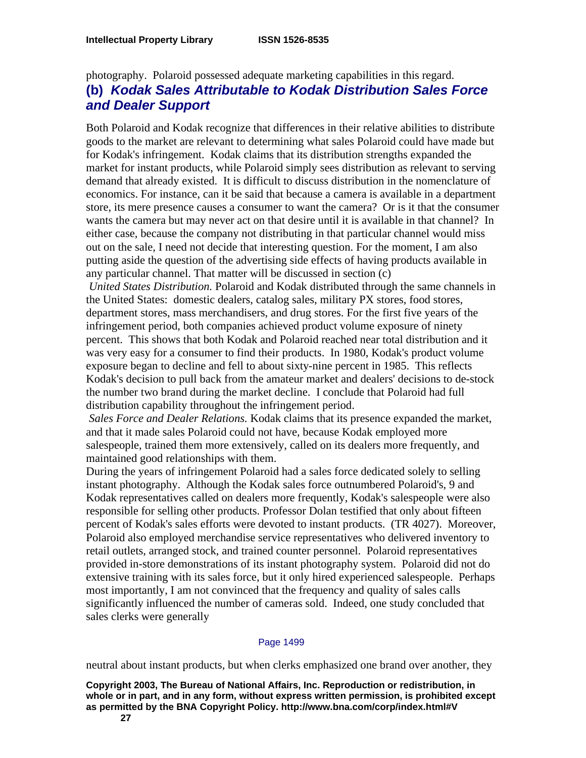photography. Polaroid possessed adequate marketing capabilities in this regard.

### (b) *Kodak Sales Attributable to Kodak Distribution Sales Force and Dealer Support*

Both Polaroid and Kodak recognize that differences in their relative abilities to distribute goods to the market are relevant to determining what sales Polaroid could have made but for Kodak's infringement. Kodak claims that its distribution strengths expanded the market for instant products, while Polaroid simply sees distribution as relevant to serving demand that already existed. It is difficult to discuss distribution in the nomenclature of economics. For instance, can it be said that because a camera is available in a department store, its mere presence causes a consumer to want the camera? Or is it that the consumer wants the camera but may never act on that desire until it is available in that channel? In either case, because the company not distributing in that particular channel would miss out on the sale, I need not decide that interesting question. For the moment, I am also putting aside the question of the advertising side effects of having products available in any particular channel. That matter will be discussed in section (c)

*United States Distribution.* Polaroid and Kodak distributed through the same channels in the United States: domestic dealers, catalog sales, military PX stores, food stores, department stores, mass merchandisers, and drug stores. For the first five years of the infringement period, both companies achieved product volume exposure of ninety percent. This shows that both Kodak and Polaroid reached near total distribution and it was very easy for a consumer to find their products. In 1980, Kodak's product volume exposure began to decline and fell to about sixty-nine percent in 1985. This reflects Kodak's decision to pull back from the amateur market and dealers' decisions to de-stock the number two brand during the market decline. I conclude that Polaroid had full distribution capability throughout the infringement period.

*Sales Force and Dealer Relations.* Kodak claims that its presence expanded the market, and that it made sales Polaroid could not have, because Kodak employed more salespeople, trained them more extensively, called on its dealers more frequently, and maintained good relationships with them.

During the years of infringement Polaroid had a sales force dedicated solely to selling instant photography. Although the Kodak sales force outnumbered Polaroid's, 9 and Kodak representatives called on dealers more frequently, Kodak's salespeople were also responsible for selling other products. Professor Dolan testified that only about fifteen percent of Kodak's sales efforts were devoted to instant products. (TR 4027). Moreover, Polaroid also employed merchandise service representatives who delivered inventory to retail outlets, arranged stock, and trained counter personnel. Polaroid representatives provided in-store demonstrations of its instant photography system. Polaroid did not do extensive training with its sales force, but it only hired experienced salespeople. Perhaps most importantly, I am not convinced that the frequency and quality of sales calls significantly influenced the number of cameras sold. Indeed, one study concluded that sales clerks were generally

Page 1499

neutral about instant products, but when clerks emphasized one brand over another, they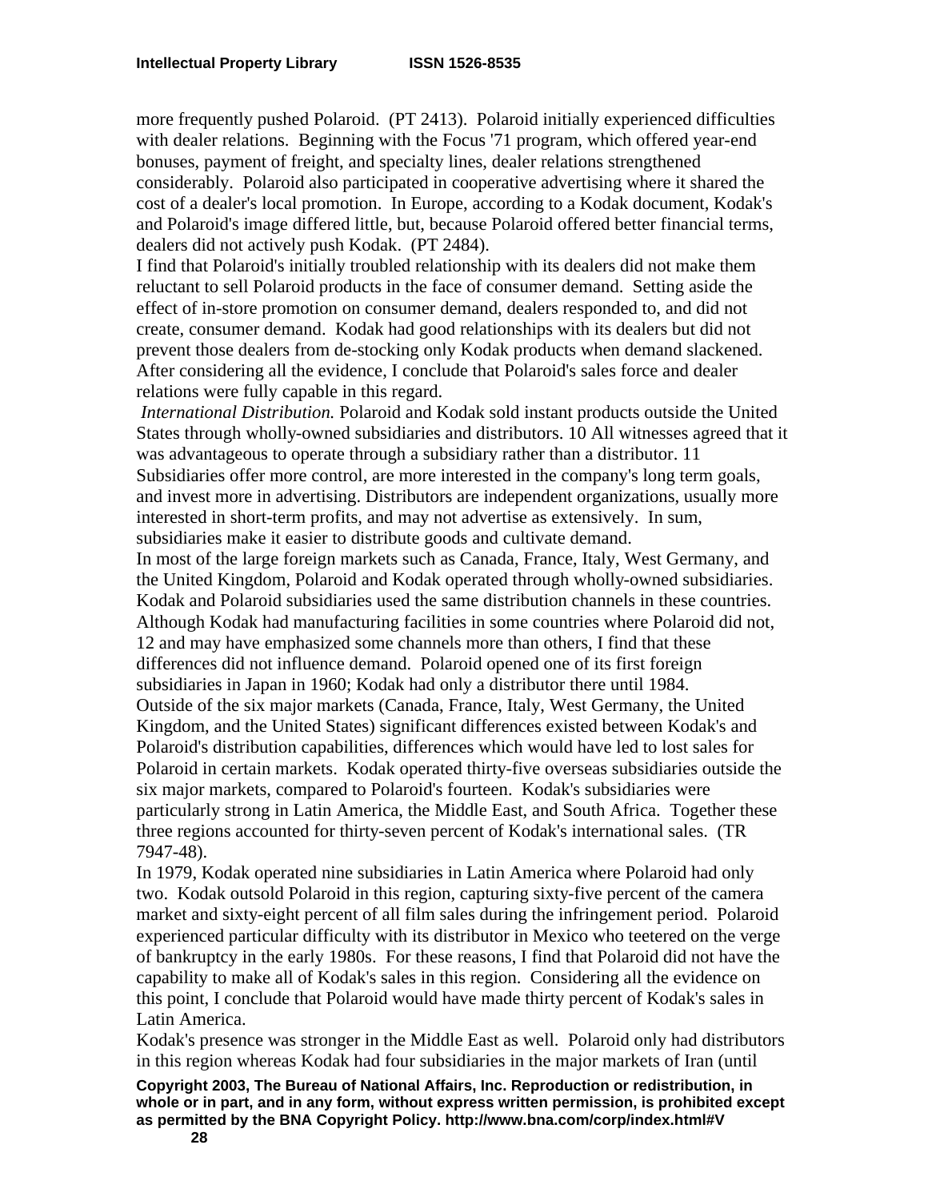more frequently pushed Polaroid. (PT 2413). Polaroid initially experienced difficulties with dealer relations. Beginning with the Focus '71 program, which offered year-end bonuses, payment of freight, and specialty lines, dealer relations strengthened considerably. Polaroid also participated in cooperative advertising where it shared the cost of a dealer's local promotion. In Europe, according to a Kodak document, Kodak's and Polaroid's image differed little, but, because Polaroid offered better financial terms, dealers did not actively push Kodak. (PT 2484).

I find that Polaroid's initially troubled relationship with its dealers did not make them reluctant to sell Polaroid products in the face of consumer demand. Setting aside the effect of in-store promotion on consumer demand, dealers responded to, and did not create, consumer demand. Kodak had good relationships with its dealers but did not prevent those dealers from de-stocking only Kodak products when demand slackened. After considering all the evidence, I conclude that Polaroid's sales force and dealer relations were fully capable in this regard.

*International Distribution.* Polaroid and Kodak sold instant products outside the United States through wholly-owned subsidiaries and distributors. 10 All witnesses agreed that it was advantageous to operate through a subsidiary rather than a distributor. 11 Subsidiaries offer more control, are more interested in the company's long term goals, and invest more in advertising. Distributors are independent organizations, usually more interested in short-term profits, and may not advertise as extensively. In sum, subsidiaries make it easier to distribute goods and cultivate demand.

In most of the large foreign markets such as Canada, France, Italy, West Germany, and the United Kingdom, Polaroid and Kodak operated through wholly-owned subsidiaries. Kodak and Polaroid subsidiaries used the same distribution channels in these countries. Although Kodak had manufacturing facilities in some countries where Polaroid did not, 12 and may have emphasized some channels more than others, I find that these differences did not influence demand. Polaroid opened one of its first foreign subsidiaries in Japan in 1960; Kodak had only a distributor there until 1984.

Outside of the six major markets (Canada, France, Italy, West Germany, the United Kingdom, and the United States) significant differences existed between Kodak's and Polaroid's distribution capabilities, differences which would have led to lost sales for Polaroid in certain markets. Kodak operated thirty-five overseas subsidiaries outside the six major markets, compared to Polaroid's fourteen. Kodak's subsidiaries were particularly strong in Latin America, the Middle East, and South Africa. Together these three regions accounted for thirty-seven percent of Kodak's international sales. (TR 7947-48).

In 1979, Kodak operated nine subsidiaries in Latin America where Polaroid had only two. Kodak outsold Polaroid in this region, capturing sixty-five percent of the camera market and sixty-eight percent of all film sales during the infringement period. Polaroid experienced particular difficulty with its distributor in Mexico who teetered on the verge of bankruptcy in the early 1980s. For these reasons, I find that Polaroid did not have the capability to make all of Kodak's sales in this region. Considering all the evidence on this point, I conclude that Polaroid would have made thirty percent of Kodak's sales in Latin America.

Kodak's presence was stronger in the Middle East as well. Polaroid only had distributors in this region whereas Kodak had four subsidiaries in the major markets of Iran (until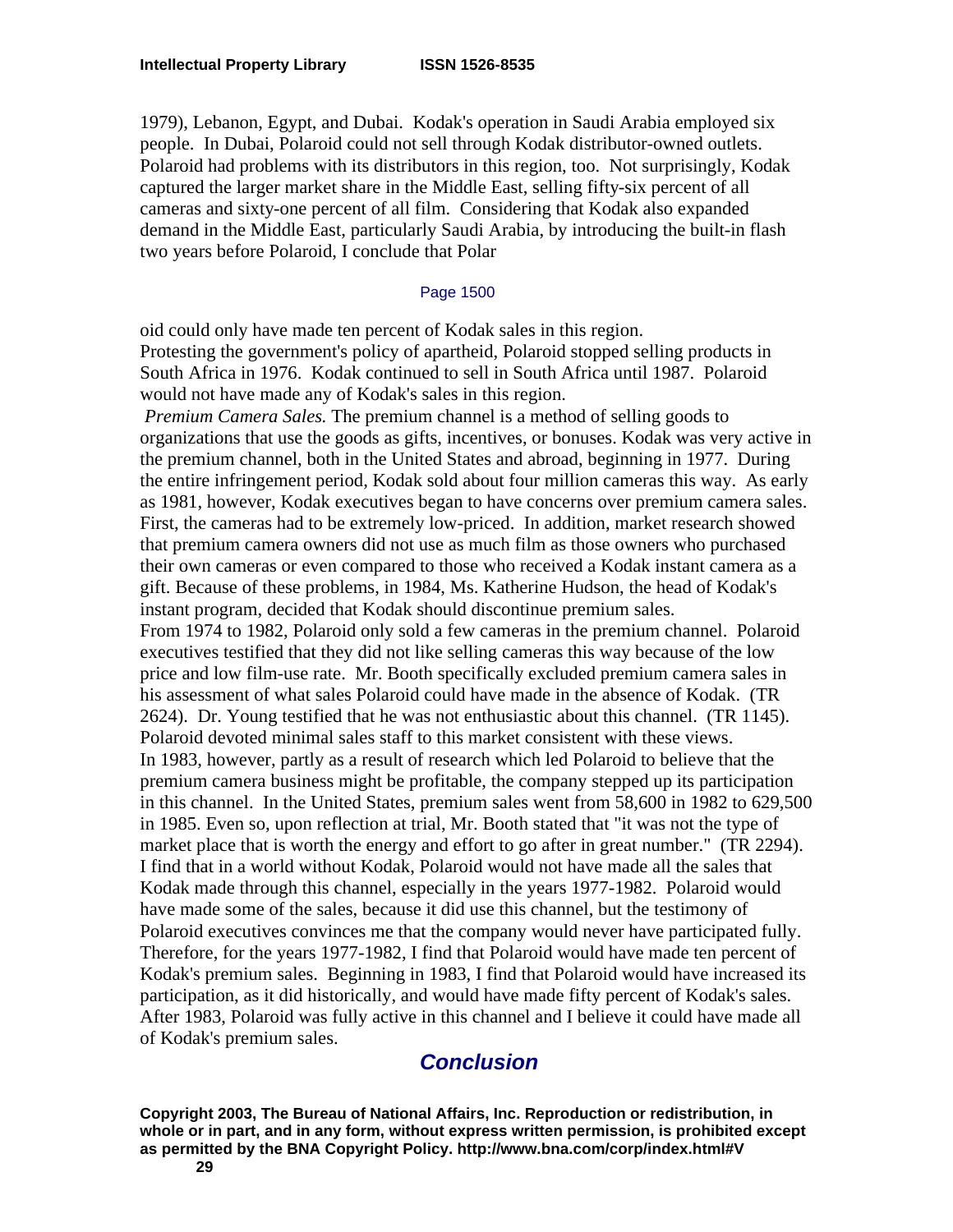1979), Lebanon, Egypt, and Dubai. Kodak's operation in Saudi Arabia employed six people. In Dubai, Polaroid could not sell through Kodak distributor-owned outlets. Polaroid had problems with its distributors in this region, too. Not surprisingly, Kodak captured the larger market share in the Middle East, selling fifty-six percent of all cameras and sixty-one percent of all film. Considering that Kodak also expanded demand in the Middle East, particularly Saudi Arabia, by introducing the built-in flash two years before Polaroid, I conclude that Polar

Page 1500

oid could only have made ten percent of Kodak sales in this region.

Protesting the government's policy of apartheid, Polaroid stopped selling products in South Africa in 1976. Kodak continued to sell in South Africa until 1987. Polaroid would not have made any of Kodak's sales in this region.

*Premium Camera Sales.* The premium channel is a method of selling goods to organizations that use the goods as gifts, incentives, or bonuses. Kodak was very active in the premium channel, both in the United States and abroad, beginning in 1977. During the entire infringement period, Kodak sold about four million cameras this way. As early as 1981, however, Kodak executives began to have concerns over premium camera sales. First, the cameras had to be extremely low-priced. In addition, market research showed that premium camera owners did not use as much film as those owners who purchased their own cameras or even compared to those who received a Kodak instant camera as a gift. Because of these problems, in 1984, Ms. Katherine Hudson, the head of Kodak's instant program, decided that Kodak should discontinue premium sales.

From 1974 to 1982, Polaroid only sold a few cameras in the premium channel. Polaroid executives testified that they did not like selling cameras this way because of the low price and low film-use rate. Mr. Booth specifically excluded premium camera sales in his assessment of what sales Polaroid could have made in the absence of Kodak. (TR 2624). Dr. Young testified that he was not enthusiastic about this channel. (TR 1145). Polaroid devoted minimal sales staff to this market consistent with these views.

In 1983, however, partly as a result of research which led Polaroid to believe that the premium camera business might be profitable, the company stepped up its participation in this channel. In the United States, premium sales went from 58,600 in 1982 to 629,500 in 1985. Even so, upon reflection at trial, Mr. Booth stated that "it was not the type of market place that is worth the energy and effort to go after in great number." (TR 2294). I find that in a world without Kodak, Polaroid would not have made all the sales that Kodak made through this channel, especially in the years 1977-1982. Polaroid would have made some of the sales, because it did use this channel, but the testimony of Polaroid executives convinces me that the company would never have participated fully. Therefore, for the years 1977-1982, I find that Polaroid would have made ten percent of Kodak's premium sales. Beginning in 1983, I find that Polaroid would have increased its participation, as it did historically, and would have made fifty percent of Kodak's sales. After 1983, Polaroid was fully active in this channel and I believe it could have made all of Kodak's premium sales.

## Conclusion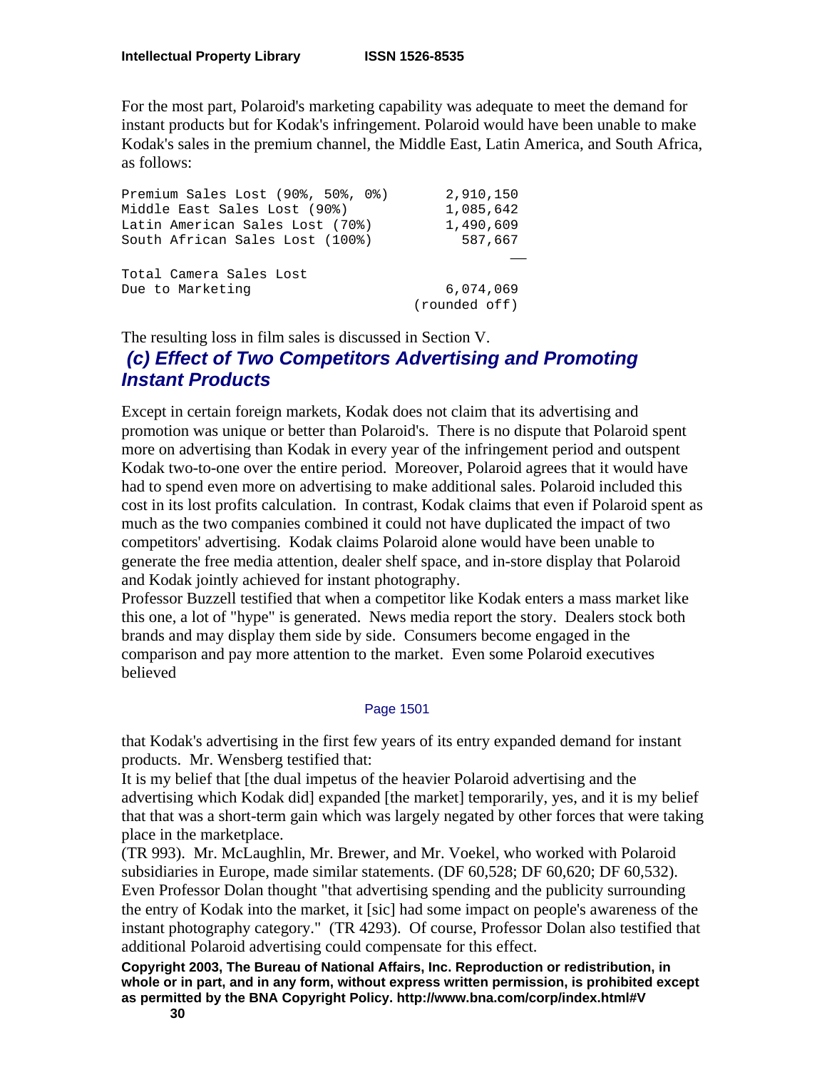For the most part, Polaroid's marketing capability was adequate to meet the demand for instant products but for Kodak's infringement. Polaroid would have been unable to make Kodak's sales in the premium channel, the Middle East, Latin America, and South Africa, as follows:

```
Premium Sales Lost (90%, 50%, 0%)       2,910,150
Middle East Sales Lost (90%)            1,085,642
Latin American Sales Lost (70%)         1,490,609
South African Sales Lost (100%)           587,667
                                                __
Total Camera Sales Lost
Due to Marketing                        6,074,069
                                     (rounded off)
```

The resulting loss in film sales is discussed in Section V.

### *(c) Effect of Two Competitors Advertising and Promoting Instant Products*

Except in certain foreign markets, Kodak does not claim that its advertising and promotion was unique or better than Polaroid's. There is no dispute that Polaroid spent more on advertising than Kodak in every year of the infringement period and outspent Kodak two-to-one over the entire period. Moreover, Polaroid agrees that it would have had to spend even more on advertising to make additional sales. Polaroid included this cost in its lost profits calculation. In contrast, Kodak claims that even if Polaroid spent as much as the two companies combined it could not have duplicated the impact of two competitors' advertising. Kodak claims Polaroid alone would have been unable to generate the free media attention, dealer shelf space, and in-store display that Polaroid and Kodak jointly achieved for instant photography.

Professor Buzzell testified that when a competitor like Kodak enters a mass market like this one, a lot of "hype" is generated. News media report the story. Dealers stock both brands and may display them side by side. Consumers become engaged in the comparison and pay more attention to the market. Even some Polaroid executives believed

Page 1501

that Kodak's advertising in the first few years of its entry expanded demand for instant products. Mr. Wensberg testified that:

It is my belief that [the dual impetus of the heavier Polaroid advertising and the advertising which Kodak did] expanded [the market] temporarily, yes, and it is my belief that that was a short-term gain which was largely negated by other forces that were taking place in the marketplace.

(TR 993). Mr. McLaughlin, Mr. Brewer, and Mr. Voekel, who worked with Polaroid subsidiaries in Europe, made similar statements. (DF 60,528; DF 60,620; DF 60,532). Even Professor Dolan thought "that advertising spending and the publicity surrounding the entry of Kodak into the market, it [sic] had some impact on people's awareness of the instant photography category." (TR 4293). Of course, Professor Dolan also testified that additional Polaroid advertising could compensate for this effect.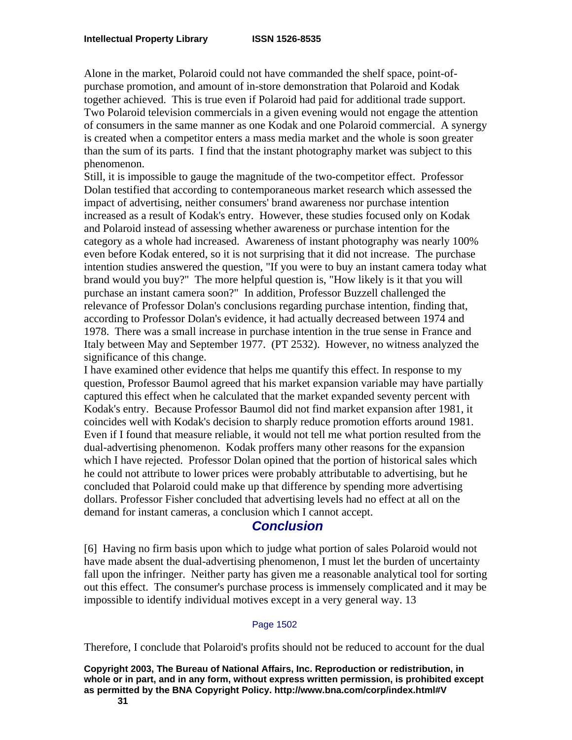Alone in the market, Polaroid could not have commanded the shelf space, point-of-purchase promotion, and amount of in-store demonstration that Polaroid and Kodak together achieved. This is true even if Polaroid had paid for additional trade support. Two Polaroid television commercials in a given evening would not engage the attention of consumers in the same manner as one Kodak and one Polaroid commercial. A synergy is created when a competitor enters a mass media market and the whole is soon greater than the sum of its parts. I find that the instant photography market was subject to this phenomenon.

Still, it is impossible to gauge the magnitude of the two-competitor effect. Professor Dolan testified that according to contemporaneous market research which assessed the impact of advertising, neither consumers' brand awareness nor purchase intention increased as a result of Kodak's entry. However, these studies focused only on Kodak and Polaroid instead of assessing whether awareness or purchase intention for the category as a whole had increased. Awareness of instant photography was nearly 100% even before Kodak entered, so it is not surprising that it did not increase. The purchase intention studies answered the question, "If you were to buy an instant camera today what brand would you buy?" The more helpful question is, "How likely is it that you will purchase an instant camera soon?" In addition, Professor Buzzell challenged the relevance of Professor Dolan's conclusions regarding purchase intention, finding that, according to Professor Dolan's evidence, it had actually decreased between 1974 and 1978. There was a small increase in purchase intention in the true sense in France and Italy between May and September 1977. (PT 2532). However, no witness analyzed the significance of this change.

I have examined other evidence that helps me quantify this effect. In response to my question, Professor Baumol agreed that his market expansion variable may have partially captured this effect when he calculated that the market expanded seventy percent with Kodak's entry. Because Professor Baumol did not find market expansion after 1981, it coincides well with Kodak's decision to sharply reduce promotion efforts around 1981. Even if I found that measure reliable, it would not tell me what portion resulted from the dual-advertising phenomenon. Kodak proffers many other reasons for the expansion which I have rejected. Professor Dolan opined that the portion of historical sales which he could not attribute to lower prices were probably attributable to advertising, but he concluded that Polaroid could make up that difference by spending more advertising dollars. Professor Fisher concluded that advertising levels had no effect at all on the demand for instant cameras, a conclusion which I cannot accept.

## Conclusion

[6] Having no firm basis upon which to judge what portion of sales Polaroid would not have made absent the dual-advertising phenomenon, I must let the burden of uncertainty fall upon the infringer. Neither party has given me a reasonable analytical tool for sorting out this effect. The consumer's purchase process is immensely complicated and it may be impossible to identify individual motives except in a very general way. 13

Page 1502

Therefore, I conclude that Polaroid's profits should not be reduced to account for the dual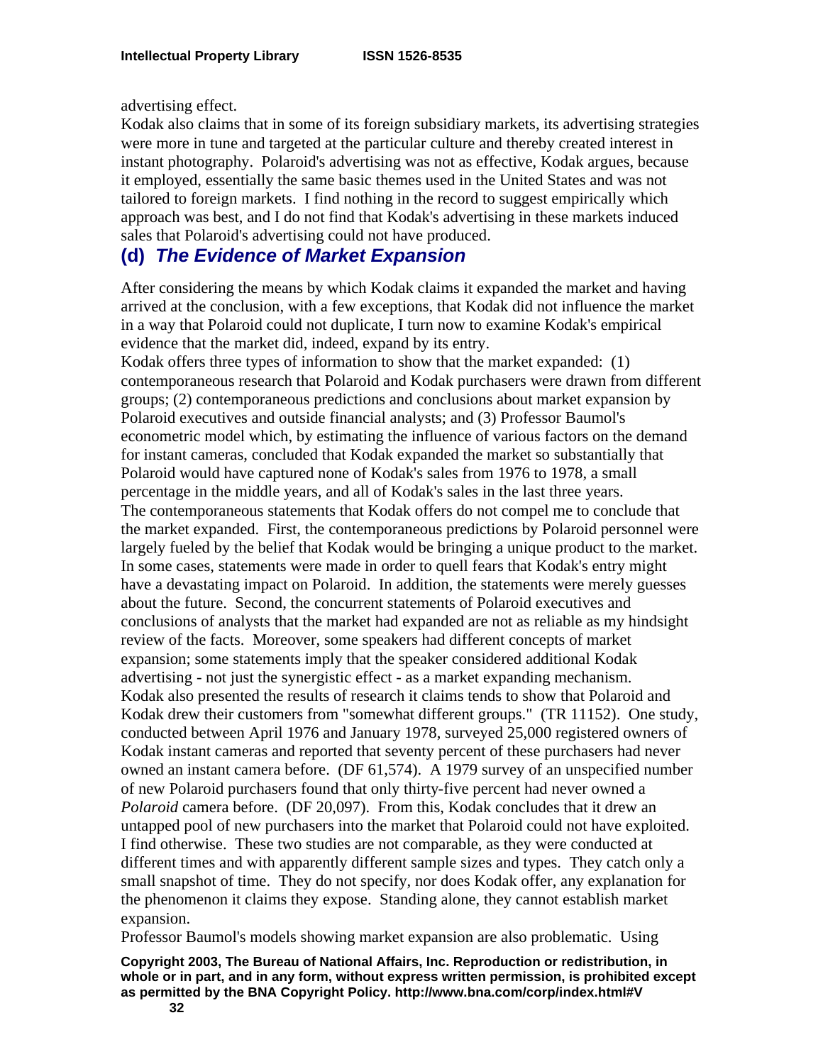advertising effect.

Kodak also claims that in some of its foreign subsidiary markets, its advertising strategies were more in tune and targeted at the particular culture and thereby created interest in instant photography. Polaroid's advertising was not as effective, Kodak argues, because it employed, essentially the same basic themes used in the United States and was not tailored to foreign markets. I find nothing in the record to suggest empirically which approach was best, and I do not find that Kodak's advertising in these markets induced sales that Polaroid's advertising could not have produced.

## (d) *The Evidence of Market Expansion*

After considering the means by which Kodak claims it expanded the market and having arrived at the conclusion, with a few exceptions, that Kodak did not influence the market in a way that Polaroid could not duplicate, I turn now to examine Kodak's empirical evidence that the market did, indeed, expand by its entry.

Kodak offers three types of information to show that the market expanded: (1) contemporaneous research that Polaroid and Kodak purchasers were drawn from different groups; (2) contemporaneous predictions and conclusions about market expansion by Polaroid executives and outside financial analysts; and (3) Professor Baumol's econometric model which, by estimating the influence of various factors on the demand for instant cameras, concluded that Kodak expanded the market so substantially that Polaroid would have captured none of Kodak's sales from 1976 to 1978, a small percentage in the middle years, and all of Kodak's sales in the last three years.

The contemporaneous statements that Kodak offers do not compel me to conclude that the market expanded. First, the contemporaneous predictions by Polaroid personnel were largely fueled by the belief that Kodak would be bringing a unique product to the market. In some cases, statements were made in order to quell fears that Kodak's entry might have a devastating impact on Polaroid. In addition, the statements were merely guesses about the future. Second, the concurrent statements of Polaroid executives and conclusions of analysts that the market had expanded are not as reliable as my hindsight review of the facts. Moreover, some speakers had different concepts of market expansion; some statements imply that the speaker considered additional Kodak advertising - not just the synergistic effect - as a market expanding mechanism.

Kodak also presented the results of research it claims tends to show that Polaroid and Kodak drew their customers from "somewhat different groups." (TR 11152). One study, conducted between April 1976 and January 1978, surveyed 25,000 registered owners of Kodak instant cameras and reported that seventy percent of these purchasers had never owned an instant camera before. (DF 61,574). A 1979 survey of an unspecified number of new Polaroid purchasers found that only thirty-five percent had never owned a *Polaroid* camera before. (DF 20,097). From this, Kodak concludes that it drew an untapped pool of new purchasers into the market that Polaroid could not have exploited. I find otherwise. These two studies are not comparable, as they were conducted at different times and with apparently different sample sizes and types. They catch only a small snapshot of time. They do not specify, nor does Kodak offer, any explanation for the phenomenon it claims they expose. Standing alone, they cannot establish market expansion.

Professor Baumol's models showing market expansion are also problematic. Using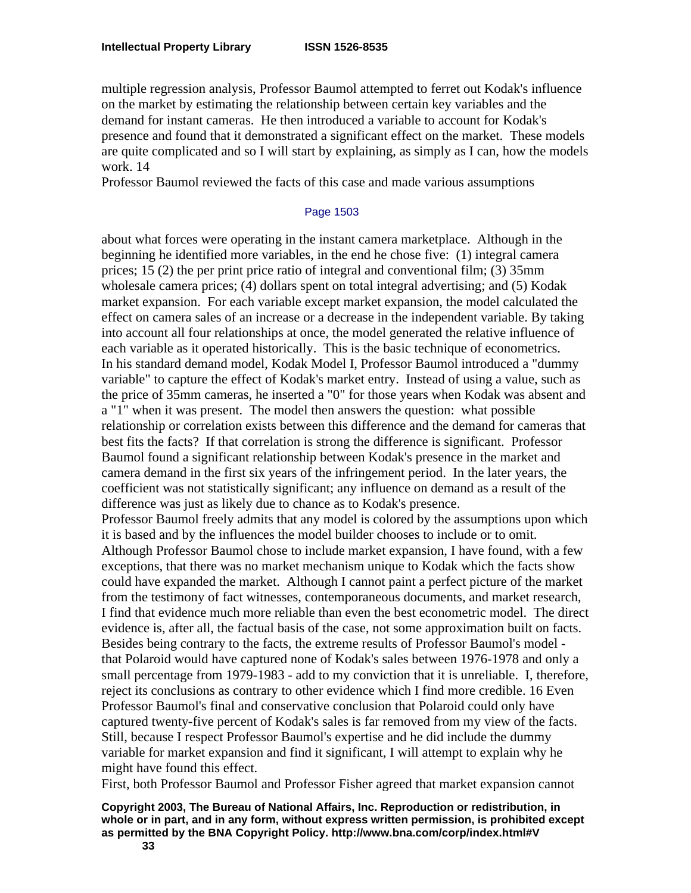multiple regression analysis, Professor Baumol attempted to ferret out Kodak's influence on the market by estimating the relationship between certain key variables and the demand for instant cameras. He then introduced a variable to account for Kodak's presence and found that it demonstrated a significant effect on the market. These models are quite complicated and so I will start by explaining, as simply as I can, how the models work. 14

Professor Baumol reviewed the facts of this case and made various assumptions

Page 1503

about what forces were operating in the instant camera marketplace. Although in the beginning he identified more variables, in the end he chose five: (1) integral camera prices; 15 (2) the per print price ratio of integral and conventional film; (3) 35mm wholesale camera prices; (4) dollars spent on total integral advertising; and (5) Kodak market expansion. For each variable except market expansion, the model calculated the effect on camera sales of an increase or a decrease in the independent variable. By taking into account all four relationships at once, the model generated the relative influence of each variable as it operated historically. This is the basic technique of econometrics.

In his standard demand model, Kodak Model I, Professor Baumol introduced a "dummy variable" to capture the effect of Kodak's market entry. Instead of using a value, such as the price of 35mm cameras, he inserted a "0" for those years when Kodak was absent and a "1" when it was present. The model then answers the question: what possible relationship or correlation exists between this difference and the demand for cameras that best fits the facts? If that correlation is strong the difference is significant. Professor Baumol found a significant relationship between Kodak's presence in the market and camera demand in the first six years of the infringement period. In the later years, the coefficient was not statistically significant; any influence on demand as a result of the difference was just as likely due to chance as to Kodak's presence.

Professor Baumol freely admits that any model is colored by the assumptions upon which it is based and by the influences the model builder chooses to include or to omit. Although Professor Baumol chose to include market expansion, I have found, with a few exceptions, that there was no market mechanism unique to Kodak which the facts show could have expanded the market. Although I cannot paint a perfect picture of the market from the testimony of fact witnesses, contemporaneous documents, and market research, I find that evidence much more reliable than even the best econometric model. The direct evidence is, after all, the factual basis of the case, not some approximation built on facts. Besides being contrary to the facts, the extreme results of Professor Baumol's model - that Polaroid would have captured none of Kodak's sales between 1976-1978 and only a small percentage from 1979-1983 - add to my conviction that it is unreliable. I, therefore, reject its conclusions as contrary to other evidence which I find more credible. 16 Even Professor Baumol's final and conservative conclusion that Polaroid could only have captured twenty-five percent of Kodak's sales is far removed from my view of the facts. Still, because I respect Professor Baumol's expertise and he did include the dummy variable for market expansion and find it significant, I will attempt to explain why he might have found this effect.

First, both Professor Baumol and Professor Fisher agreed that market expansion cannot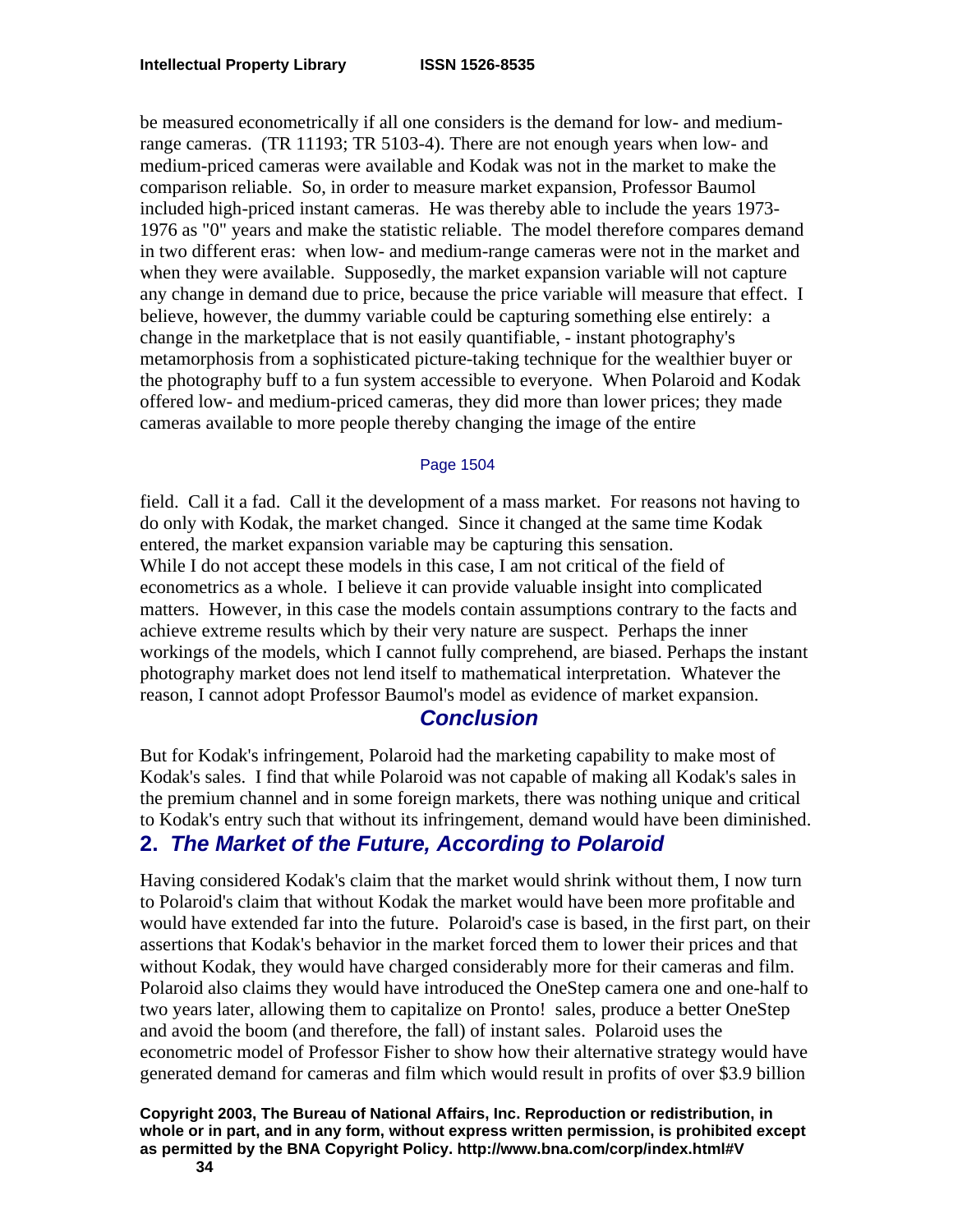be measured econometrically if all one considers is the demand for low- and medium-range cameras. (TR 11193; TR 5103-4). There are not enough years when low- and medium-priced cameras were available and Kodak was not in the market to make the comparison reliable. So, in order to measure market expansion, Professor Baumol included high-priced instant cameras. He was thereby able to include the years 1973-1976 as "0" years and make the statistic reliable. The model therefore compares demand in two different eras: when low- and medium-range cameras were not in the market and when they were available. Supposedly, the market expansion variable will not capture any change in demand due to price, because the price variable will measure that effect. I believe, however, the dummy variable could be capturing something else entirely: a change in the marketplace that is not easily quantifiable, - instant photography's metamorphosis from a sophisticated picture-taking technique for the wealthier buyer or the photography buff to a fun system accessible to everyone. When Polaroid and Kodak offered low- and medium-priced cameras, they did more than lower prices; they made cameras available to more people thereby changing the image of the entire

Page 1504

field. Call it a fad. Call it the development of a mass market. For reasons not having to do only with Kodak, the market changed. Since it changed at the same time Kodak entered, the market expansion variable may be capturing this sensation.
While I do not accept these models in this case, I am not critical of the field of econometrics as a whole. I believe it can provide valuable insight into complicated matters. However, in this case the models contain assumptions contrary to the facts and achieve extreme results which by their very nature are suspect. Perhaps the inner workings of the models, which I cannot fully comprehend, are biased. Perhaps the instant photography market does not lend itself to mathematical interpretation. Whatever the reason, I cannot adopt Professor Baumol's model as evidence of market expansion.

### *Conclusion*

But for Kodak's infringement, Polaroid had the marketing capability to make most of Kodak's sales. I find that while Polaroid was not capable of making all Kodak's sales in the premium channel and in some foreign markets, there was nothing unique and critical to Kodak's entry such that without its infringement, demand would have been diminished.

## 2. *The Market of the Future, According to Polaroid*

Having considered Kodak's claim that the market would shrink without them, I now turn to Polaroid's claim that without Kodak the market would have been more profitable and would have extended far into the future. Polaroid's case is based, in the first part, on their assertions that Kodak's behavior in the market forced them to lower their prices and that without Kodak, they would have charged considerably more for their cameras and film. Polaroid also claims they would have introduced the OneStep camera one and one-half to two years later, allowing them to capitalize on Pronto! sales, produce a better OneStep and avoid the boom (and therefore, the fall) of instant sales. Polaroid uses the econometric model of Professor Fisher to show how their alternative strategy would have generated demand for cameras and film which would result in profits of over $3.9 billion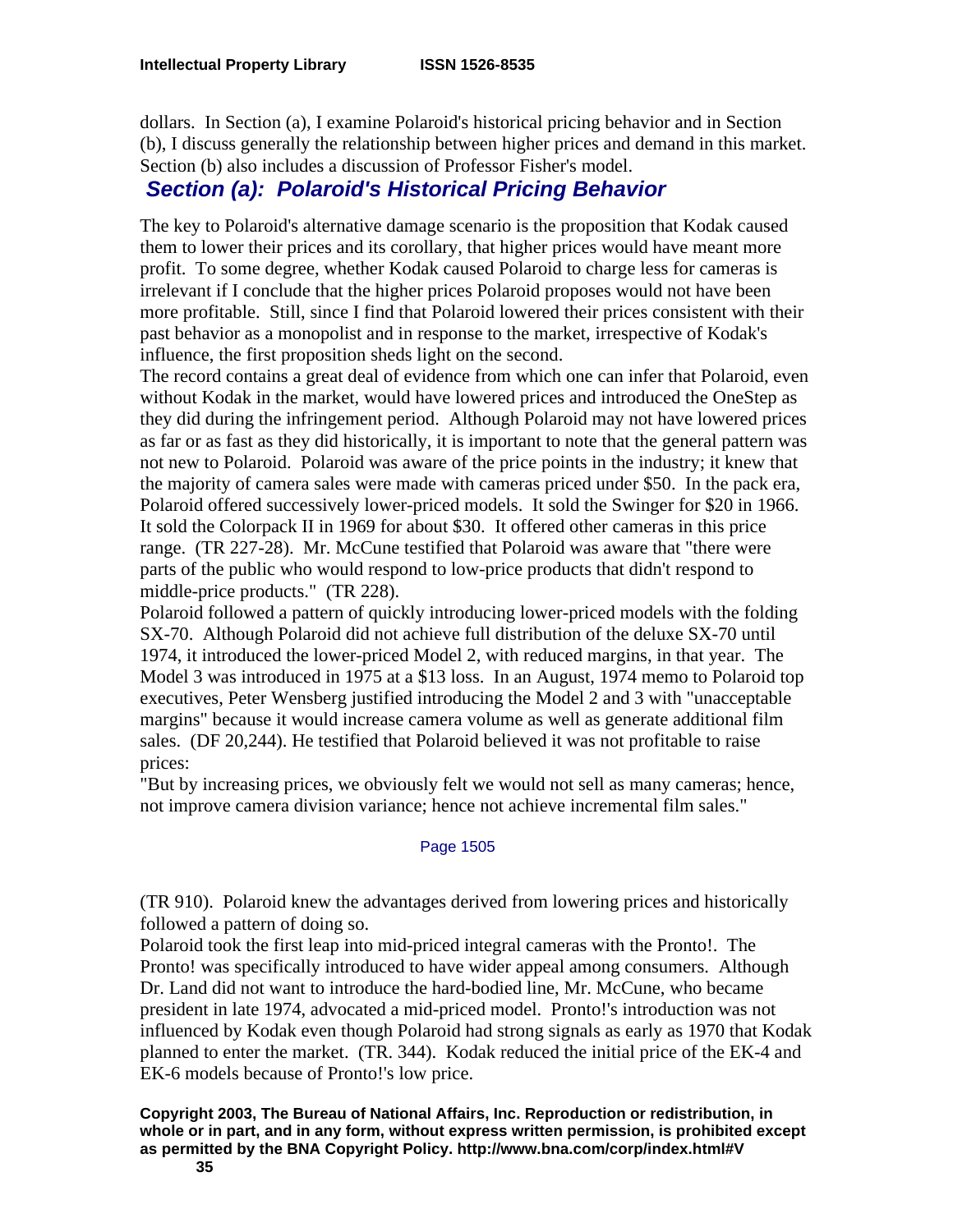dollars. In Section (a), I examine Polaroid's historical pricing behavior and in Section (b), I discuss generally the relationship between higher prices and demand in this market. Section (b) also includes a discussion of Professor Fisher's model.

## Section (a): Polaroid's Historical Pricing Behavior

The key to Polaroid's alternative damage scenario is the proposition that Kodak caused them to lower their prices and its corollary, that higher prices would have meant more profit. To some degree, whether Kodak caused Polaroid to charge less for cameras is irrelevant if I conclude that the higher prices Polaroid proposes would not have been more profitable. Still, since I find that Polaroid lowered their prices consistent with their past behavior as a monopolist and in response to the market, irrespective of Kodak's influence, the first proposition sheds light on the second.

The record contains a great deal of evidence from which one can infer that Polaroid, even without Kodak in the market, would have lowered prices and introduced the OneStep as they did during the infringement period. Although Polaroid may not have lowered prices as far or as fast as they did historically, it is important to note that the general pattern was not new to Polaroid. Polaroid was aware of the price points in the industry; it knew that the majority of camera sales were made with cameras priced under $50. In the pack era, Polaroid offered successively lower-priced models. It sold the Swinger for $20 in 1966. It sold the Colorpack II in 1969 for about $30. It offered other cameras in this price range. (TR 227-28). Mr. McCune testified that Polaroid was aware that "there were parts of the public who would respond to low-price products that didn't respond to middle-price products." (TR 228).

Polaroid followed a pattern of quickly introducing lower-priced models with the folding SX-70. Although Polaroid did not achieve full distribution of the deluxe SX-70 until 1974, it introduced the lower-priced Model 2, with reduced margins, in that year. The Model 3 was introduced in 1975 at a $13 loss. In an August, 1974 memo to Polaroid top executives, Peter Wensberg justified introducing the Model 2 and 3 with "unacceptable margins" because it would increase camera volume as well as generate additional film sales. (DF 20,244). He testified that Polaroid believed it was not profitable to raise prices:

"But by increasing prices, we obviously felt we would not sell as many cameras; hence, not improve camera division variance; hence not achieve incremental film sales."

Page 1505

(TR 910). Polaroid knew the advantages derived from lowering prices and historically followed a pattern of doing so.

Polaroid took the first leap into mid-priced integral cameras with the Pronto!. The Pronto! was specifically introduced to have wider appeal among consumers. Although Dr. Land did not want to introduce the hard-bodied line, Mr. McCune, who became president in late 1974, advocated a mid-priced model. Pronto!'s introduction was not influenced by Kodak even though Polaroid had strong signals as early as 1970 that Kodak planned to enter the market. (TR. 344). Kodak reduced the initial price of the EK-4 and EK-6 models because of Pronto!'s low price.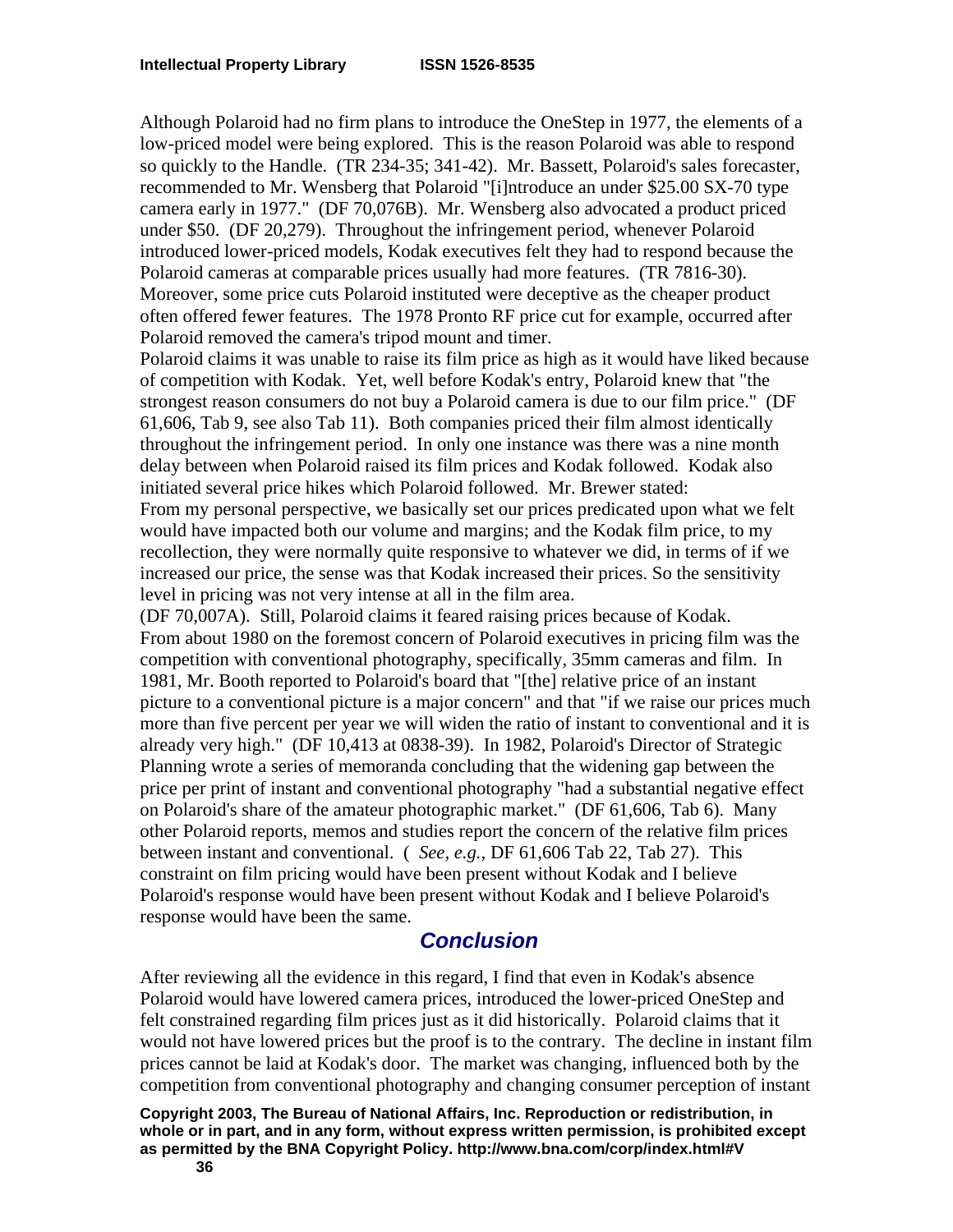Although Polaroid had no firm plans to introduce the OneStep in 1977, the elements of a low-priced model were being explored. This is the reason Polaroid was able to respond so quickly to the Handle. (TR 234-35; 341-42). Mr. Bassett, Polaroid's sales forecaster, recommended to Mr. Wensberg that Polaroid "[i]ntroduce an under $25.00 SX-70 type camera early in 1977." (DF 70,076B). Mr. Wensberg also advocated a product priced under $50. (DF 20,279). Throughout the infringement period, whenever Polaroid introduced lower-priced models, Kodak executives felt they had to respond because the Polaroid cameras at comparable prices usually had more features. (TR 7816-30). Moreover, some price cuts Polaroid instituted were deceptive as the cheaper product often offered fewer features. The 1978 Pronto RF price cut for example, occurred after Polaroid removed the camera's tripod mount and timer.

Polaroid claims it was unable to raise its film price as high as it would have liked because of competition with Kodak. Yet, well before Kodak's entry, Polaroid knew that "the strongest reason consumers do not buy a Polaroid camera is due to our film price." (DF 61,606, Tab 9, see also Tab 11). Both companies priced their film almost identically throughout the infringement period. In only one instance was there was a nine month delay between when Polaroid raised its film prices and Kodak followed. Kodak also initiated several price hikes which Polaroid followed. Mr. Brewer stated:

From my personal perspective, we basically set our prices predicated upon what we felt would have impacted both our volume and margins; and the Kodak film price, to my recollection, they were normally quite responsive to whatever we did, in terms of if we increased our price, the sense was that Kodak increased their prices. So the sensitivity level in pricing was not very intense at all in the film area.

(DF 70,007A). Still, Polaroid claims it feared raising prices because of Kodak.

From about 1980 on the foremost concern of Polaroid executives in pricing film was the competition with conventional photography, specifically, 35mm cameras and film. In 1981, Mr. Booth reported to Polaroid's board that "[the] relative price of an instant picture to a conventional picture is a major concern" and that "if we raise our prices much more than five percent per year we will widen the ratio of instant to conventional and it is already very high." (DF 10,413 at 0838-39). In 1982, Polaroid's Director of Strategic Planning wrote a series of memoranda concluding that the widening gap between the price per print of instant and conventional photography "had a substantial negative effect on Polaroid's share of the amateur photographic market." (DF 61,606, Tab 6). Many other Polaroid reports, memos and studies report the concern of the relative film prices between instant and conventional. ( *See, e.g.,* DF 61,606 Tab 22, Tab 27). This constraint on film pricing would have been present without Kodak and I believe Polaroid's response would have been present without Kodak and I believe Polaroid's response would have been the same.

## Conclusion

After reviewing all the evidence in this regard, I find that even in Kodak's absence Polaroid would have lowered camera prices, introduced the lower-priced OneStep and felt constrained regarding film prices just as it did historically. Polaroid claims that it would not have lowered prices but the proof is to the contrary. The decline in instant film prices cannot be laid at Kodak's door. The market was changing, influenced both by the competition from conventional photography and changing consumer perception of instant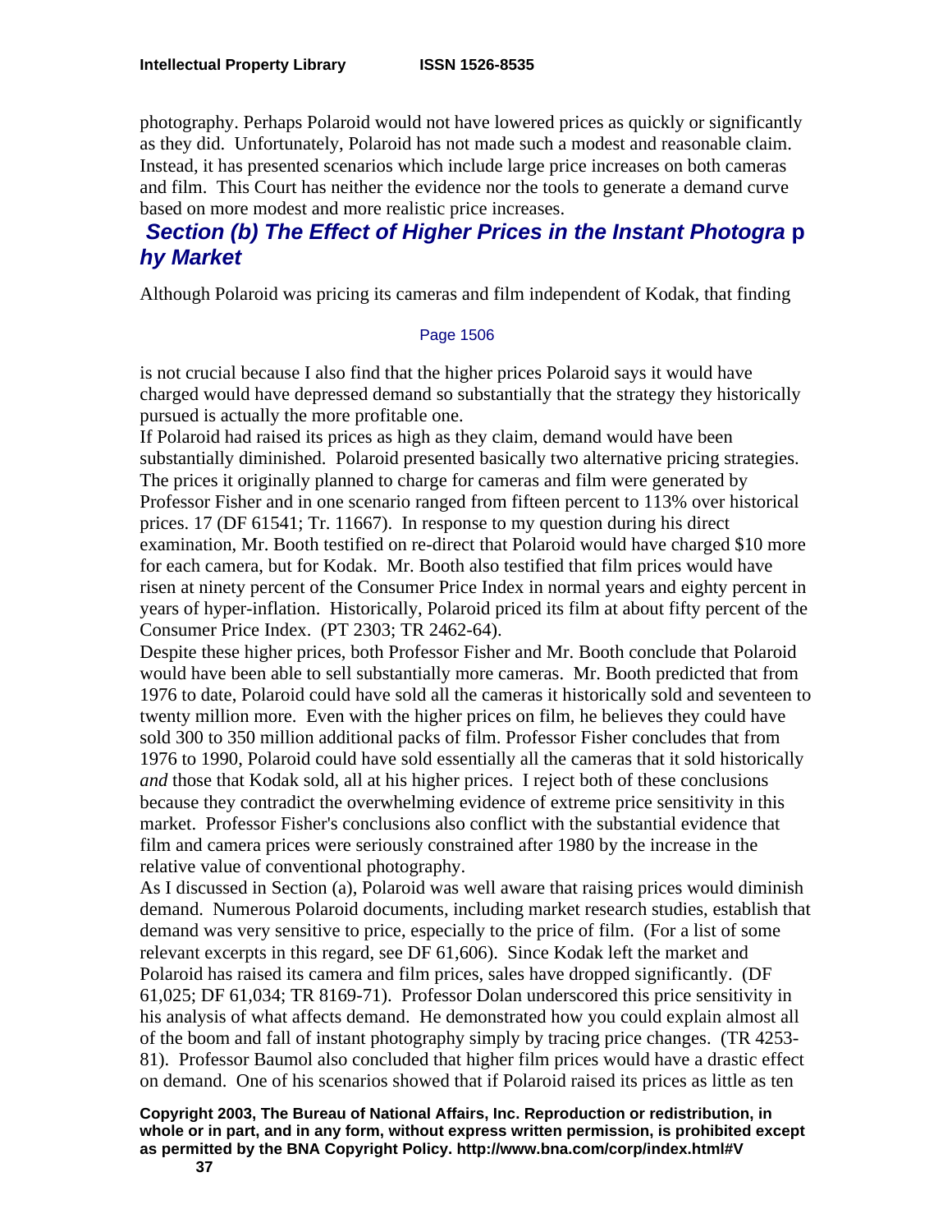photography. Perhaps Polaroid would not have lowered prices as quickly or significantly as they did. Unfortunately, Polaroid has not made such a modest and reasonable claim. Instead, it has presented scenarios which include large price increases on both cameras and film. This Court has neither the evidence nor the tools to generate a demand curve based on more modest and more realistic price increases.

## Section (b) The Effect of Higher Prices in the Instant Photography Market

Although Polaroid was pricing its cameras and film independent of Kodak, that finding

Page 1506

is not crucial because I also find that the higher prices Polaroid says it would have charged would have depressed demand so substantially that the strategy they historically pursued is actually the more profitable one.

If Polaroid had raised its prices as high as they claim, demand would have been substantially diminished. Polaroid presented basically two alternative pricing strategies. The prices it originally planned to charge for cameras and film were generated by Professor Fisher and in one scenario ranged from fifteen percent to 113% over historical prices. 17 (DF 61541; Tr. 11667). In response to my question during his direct examination, Mr. Booth testified on re-direct that Polaroid would have charged $10 more for each camera, but for Kodak. Mr. Booth also testified that film prices would have risen at ninety percent of the Consumer Price Index in normal years and eighty percent in years of hyper-inflation. Historically, Polaroid priced its film at about fifty percent of the Consumer Price Index. (PT 2303; TR 2462-64).

Despite these higher prices, both Professor Fisher and Mr. Booth conclude that Polaroid would have been able to sell substantially more cameras. Mr. Booth predicted that from 1976 to date, Polaroid could have sold all the cameras it historically sold and seventeen to twenty million more. Even with the higher prices on film, he believes they could have sold 300 to 350 million additional packs of film. Professor Fisher concludes that from 1976 to 1990, Polaroid could have sold essentially all the cameras that it sold historically *and* those that Kodak sold, all at his higher prices. I reject both of these conclusions because they contradict the overwhelming evidence of extreme price sensitivity in this market. Professor Fisher's conclusions also conflict with the substantial evidence that film and camera prices were seriously constrained after 1980 by the increase in the relative value of conventional photography.

As I discussed in Section (a), Polaroid was well aware that raising prices would diminish demand. Numerous Polaroid documents, including market research studies, establish that demand was very sensitive to price, especially to the price of film. (For a list of some relevant excerpts in this regard, see DF 61,606). Since Kodak left the market and Polaroid has raised its camera and film prices, sales have dropped significantly. (DF 61,025; DF 61,034; TR 8169-71). Professor Dolan underscored this price sensitivity in his analysis of what affects demand. He demonstrated how you could explain almost all of the boom and fall of instant photography simply by tracing price changes. (TR 4253-81). Professor Baumol also concluded that higher film prices would have a drastic effect on demand. One of his scenarios showed that if Polaroid raised its prices as little as ten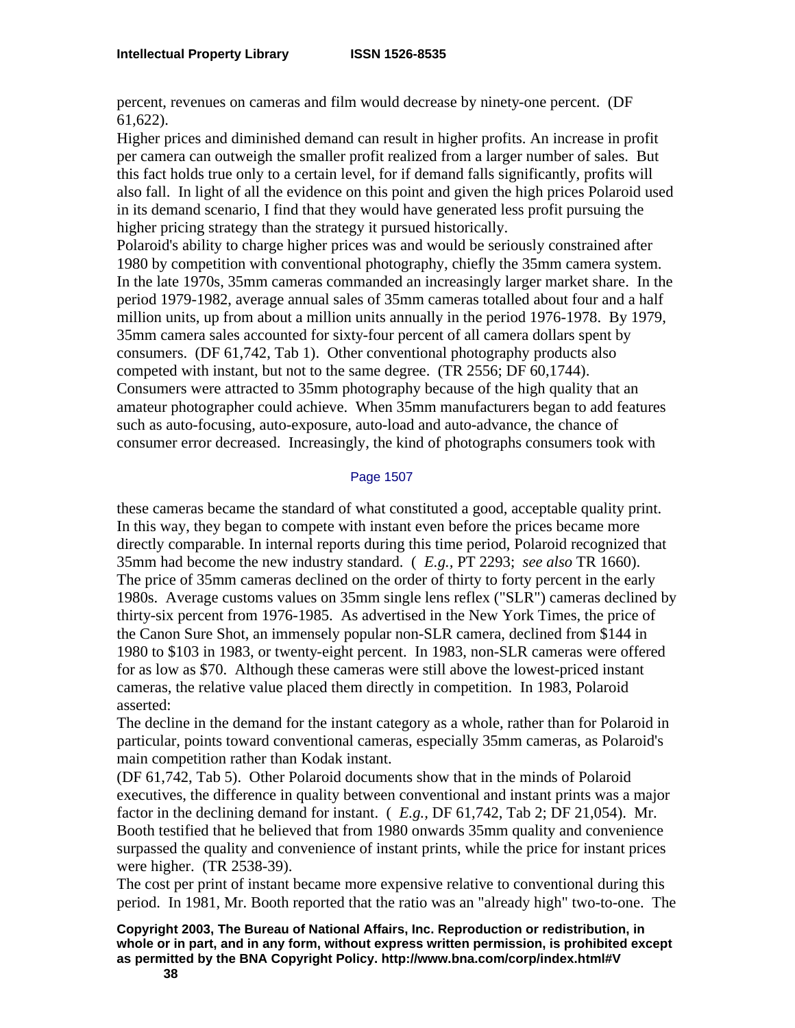percent, revenues on cameras and film would decrease by ninety-one percent. (DF 61,622).

Higher prices and diminished demand can result in higher profits. An increase in profit per camera can outweigh the smaller profit realized from a larger number of sales. But this fact holds true only to a certain level, for if demand falls significantly, profits will also fall. In light of all the evidence on this point and given the high prices Polaroid used in its demand scenario, I find that they would have generated less profit pursuing the higher pricing strategy than the strategy it pursued historically.

Polaroid's ability to charge higher prices was and would be seriously constrained after 1980 by competition with conventional photography, chiefly the 35mm camera system. In the late 1970s, 35mm cameras commanded an increasingly larger market share. In the period 1979-1982, average annual sales of 35mm cameras totalled about four and a half million units, up from about a million units annually in the period 1976-1978. By 1979, 35mm camera sales accounted for sixty-four percent of all camera dollars spent by consumers. (DF 61,742, Tab 1). Other conventional photography products also competed with instant, but not to the same degree. (TR 2556; DF 60,1744).

Consumers were attracted to 35mm photography because of the high quality that an amateur photographer could achieve. When 35mm manufacturers began to add features such as auto-focusing, auto-exposure, auto-load and auto-advance, the chance of consumer error decreased. Increasingly, the kind of photographs consumers took with

Page 1507

these cameras became the standard of what constituted a good, acceptable quality print. In this way, they began to compete with instant even before the prices became more directly comparable. In internal reports during this time period, Polaroid recognized that 35mm had become the new industry standard. ( *E.g.,* PT 2293; *see also* TR 1660).

The price of 35mm cameras declined on the order of thirty to forty percent in the early 1980s. Average customs values on 35mm single lens reflex ("SLR") cameras declined by thirty-six percent from 1976-1985. As advertised in the New York Times, the price of the Canon Sure Shot, an immensely popular non-SLR camera, declined from $144 in 1980 to $103 in 1983, or twenty-eight percent. In 1983, non-SLR cameras were offered for as low as $70. Although these cameras were still above the lowest-priced instant cameras, the relative value placed them directly in competition. In 1983, Polaroid asserted:

The decline in the demand for the instant category as a whole, rather than for Polaroid in particular, points toward conventional cameras, especially 35mm cameras, as Polaroid's main competition rather than Kodak instant.

(DF 61,742, Tab 5). Other Polaroid documents show that in the minds of Polaroid executives, the difference in quality between conventional and instant prints was a major factor in the declining demand for instant. ( *E.g.,* DF 61,742, Tab 2; DF 21,054). Mr. Booth testified that he believed that from 1980 onwards 35mm quality and convenience surpassed the quality and convenience of instant prints, while the price for instant prices were higher. (TR 2538-39).

The cost per print of instant became more expensive relative to conventional during this period. In 1981, Mr. Booth reported that the ratio was an "already high" two-to-one. The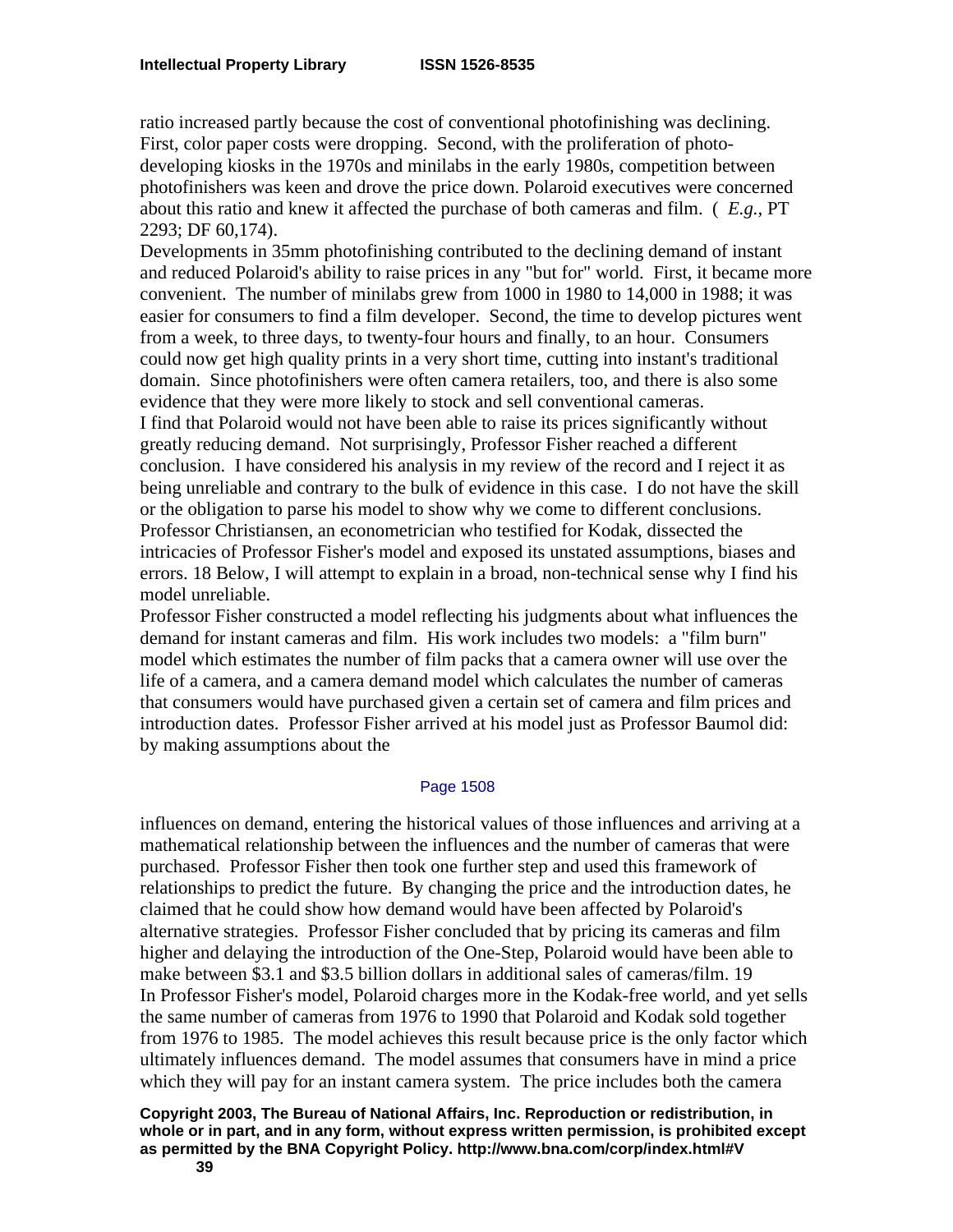ratio increased partly because the cost of conventional photofinishing was declining. First, color paper costs were dropping. Second, with the proliferation of photo-developing kiosks in the 1970s and minilabs in the early 1980s, competition between photofinishers was keen and drove the price down. Polaroid executives were concerned about this ratio and knew it affected the purchase of both cameras and film. ( *E.g.*, PT 2293; DF 60,174).

Developments in 35mm photofinishing contributed to the declining demand of instant and reduced Polaroid's ability to raise prices in any "but for" world. First, it became more convenient. The number of minilabs grew from 1000 in 1980 to 14,000 in 1988; it was easier for consumers to find a film developer. Second, the time to develop pictures went from a week, to three days, to twenty-four hours and finally, to an hour. Consumers could now get high quality prints in a very short time, cutting into instant's traditional domain. Since photofinishers were often camera retailers, too, and there is also some evidence that they were more likely to stock and sell conventional cameras.

I find that Polaroid would not have been able to raise its prices significantly without greatly reducing demand. Not surprisingly, Professor Fisher reached a different conclusion. I have considered his analysis in my review of the record and I reject it as being unreliable and contrary to the bulk of evidence in this case. I do not have the skill or the obligation to parse his model to show why we come to different conclusions. Professor Christiansen, an econometrician who testified for Kodak, dissected the intricacies of Professor Fisher's model and exposed its unstated assumptions, biases and errors. 18 Below, I will attempt to explain in a broad, non-technical sense why I find his model unreliable.

Professor Fisher constructed a model reflecting his judgments about what influences the demand for instant cameras and film. His work includes two models: a "film burn" model which estimates the number of film packs that a camera owner will use over the life of a camera, and a camera demand model which calculates the number of cameras that consumers would have purchased given a certain set of camera and film prices and introduction dates. Professor Fisher arrived at his model just as Professor Baumol did: by making assumptions about the

Page 1508

influences on demand, entering the historical values of those influences and arriving at a mathematical relationship between the influences and the number of cameras that were purchased. Professor Fisher then took one further step and used this framework of relationships to predict the future. By changing the price and the introduction dates, he claimed that he could show how demand would have been affected by Polaroid's alternative strategies. Professor Fisher concluded that by pricing its cameras and film higher and delaying the introduction of the One-Step, Polaroid would have been able to make between $3.1 and $3.5 billion dollars in additional sales of cameras/film. 19

In Professor Fisher's model, Polaroid charges more in the Kodak-free world, and yet sells the same number of cameras from 1976 to 1990 that Polaroid and Kodak sold together from 1976 to 1985. The model achieves this result because price is the only factor which ultimately influences demand. The model assumes that consumers have in mind a price which they will pay for an instant camera system. The price includes both the camera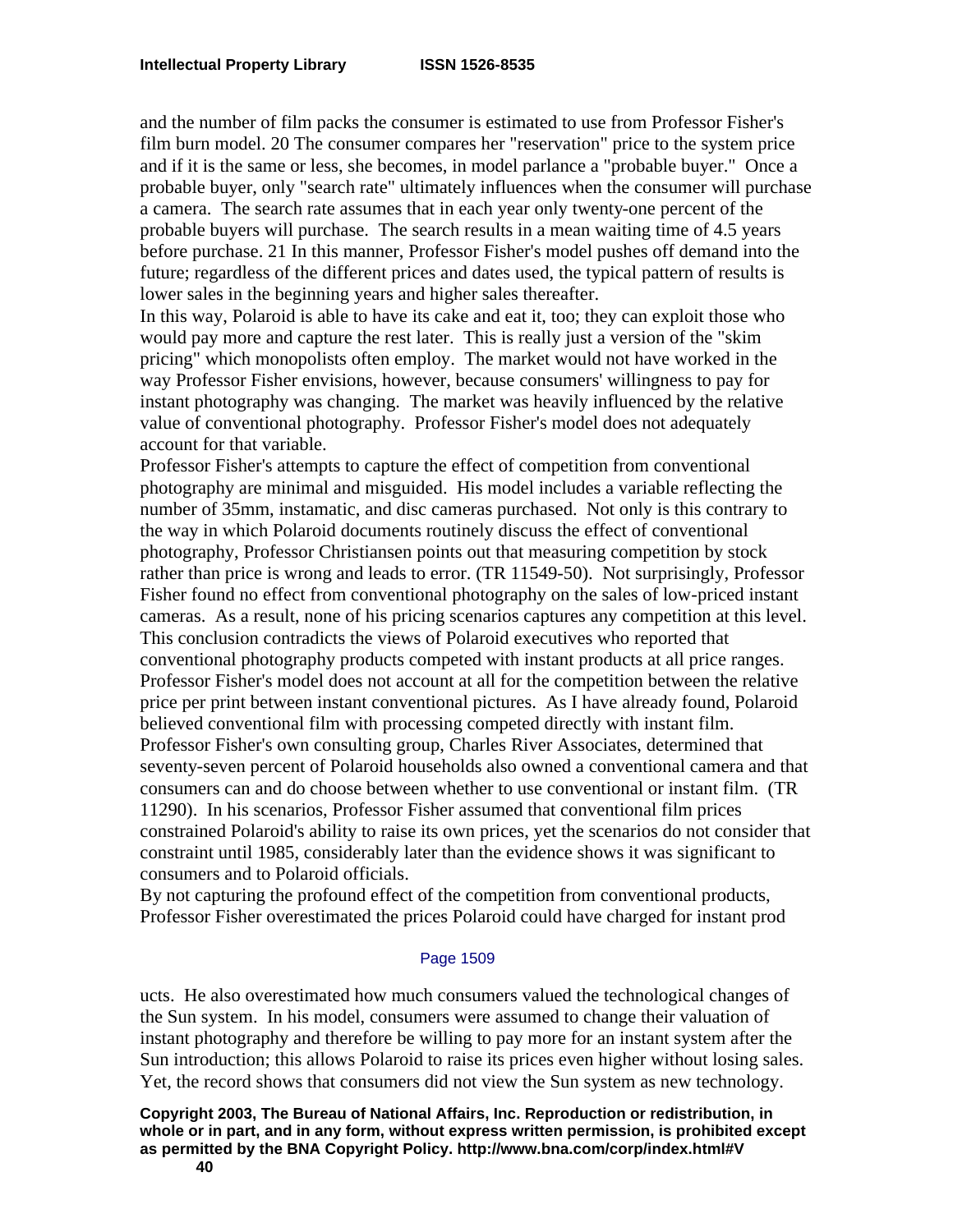and the number of film packs the consumer is estimated to use from Professor Fisher's film burn model. 20 The consumer compares her "reservation" price to the system price and if it is the same or less, she becomes, in model parlance a "probable buyer." Once a probable buyer, only "search rate" ultimately influences when the consumer will purchase a camera. The search rate assumes that in each year only twenty-one percent of the probable buyers will purchase. The search results in a mean waiting time of 4.5 years before purchase. 21 In this manner, Professor Fisher's model pushes off demand into the future; regardless of the different prices and dates used, the typical pattern of results is lower sales in the beginning years and higher sales thereafter.

In this way, Polaroid is able to have its cake and eat it, too; they can exploit those who would pay more and capture the rest later. This is really just a version of the "skim pricing" which monopolists often employ. The market would not have worked in the way Professor Fisher envisions, however, because consumers' willingness to pay for instant photography was changing. The market was heavily influenced by the relative value of conventional photography. Professor Fisher's model does not adequately account for that variable.

Professor Fisher's attempts to capture the effect of competition from conventional photography are minimal and misguided. His model includes a variable reflecting the number of 35mm, instamatic, and disc cameras purchased. Not only is this contrary to the way in which Polaroid documents routinely discuss the effect of conventional photography, Professor Christiansen points out that measuring competition by stock rather than price is wrong and leads to error. (TR 11549-50). Not surprisingly, Professor Fisher found no effect from conventional photography on the sales of low-priced instant cameras. As a result, none of his pricing scenarios captures any competition at this level. This conclusion contradicts the views of Polaroid executives who reported that conventional photography products competed with instant products at all price ranges. Professor Fisher's model does not account at all for the competition between the relative price per print between instant conventional pictures. As I have already found, Polaroid believed conventional film with processing competed directly with instant film. Professor Fisher's own consulting group, Charles River Associates, determined that seventy-seven percent of Polaroid households also owned a conventional camera and that consumers can and do choose between whether to use conventional or instant film. (TR 11290). In his scenarios, Professor Fisher assumed that conventional film prices constrained Polaroid's ability to raise its own prices, yet the scenarios do not consider that constraint until 1985, considerably later than the evidence shows it was significant to consumers and to Polaroid officials.

By not capturing the profound effect of the competition from conventional products, Professor Fisher overestimated the prices Polaroid could have charged for instant prod

Page 1509

ucts. He also overestimated how much consumers valued the technological changes of the Sun system. In his model, consumers were assumed to change their valuation of instant photography and therefore be willing to pay more for an instant system after the Sun introduction; this allows Polaroid to raise its prices even higher without losing sales. Yet, the record shows that consumers did not view the Sun system as new technology.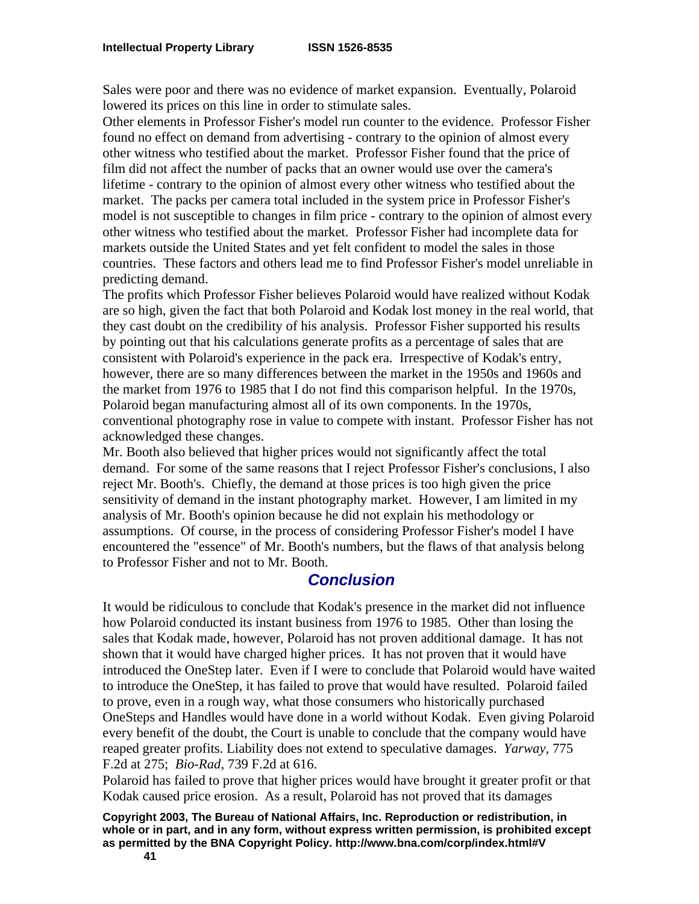Sales were poor and there was no evidence of market expansion. Eventually, Polaroid lowered its prices on this line in order to stimulate sales.

Other elements in Professor Fisher's model run counter to the evidence. Professor Fisher found no effect on demand from advertising - contrary to the opinion of almost every other witness who testified about the market. Professor Fisher found that the price of film did not affect the number of packs that an owner would use over the camera's lifetime - contrary to the opinion of almost every other witness who testified about the market. The packs per camera total included in the system price in Professor Fisher's model is not susceptible to changes in film price - contrary to the opinion of almost every other witness who testified about the market. Professor Fisher had incomplete data for markets outside the United States and yet felt confident to model the sales in those countries. These factors and others lead me to find Professor Fisher's model unreliable in predicting demand.

The profits which Professor Fisher believes Polaroid would have realized without Kodak are so high, given the fact that both Polaroid and Kodak lost money in the real world, that they cast doubt on the credibility of his analysis. Professor Fisher supported his results by pointing out that his calculations generate profits as a percentage of sales that are consistent with Polaroid's experience in the pack era. Irrespective of Kodak's entry, however, there are so many differences between the market in the 1950s and 1960s and the market from 1976 to 1985 that I do not find this comparison helpful. In the 1970s, Polaroid began manufacturing almost all of its own components. In the 1970s, conventional photography rose in value to compete with instant. Professor Fisher has not acknowledged these changes.

Mr. Booth also believed that higher prices would not significantly affect the total demand. For some of the same reasons that I reject Professor Fisher's conclusions, I also reject Mr. Booth's. Chiefly, the demand at those prices is too high given the price sensitivity of demand in the instant photography market. However, I am limited in my analysis of Mr. Booth's opinion because he did not explain his methodology or assumptions. Of course, in the process of considering Professor Fisher's model I have encountered the "essence" of Mr. Booth's numbers, but the flaws of that analysis belong to Professor Fisher and not to Mr. Booth.

## Conclusion

It would be ridiculous to conclude that Kodak's presence in the market did not influence how Polaroid conducted its instant business from 1976 to 1985. Other than losing the sales that Kodak made, however, Polaroid has not proven additional damage. It has not shown that it would have charged higher prices. It has not proven that it would have introduced the OneStep later. Even if I were to conclude that Polaroid would have waited to introduce the OneStep, it has failed to prove that would have resulted. Polaroid failed to prove, even in a rough way, what those consumers who historically purchased OneSteps and Handles would have done in a world without Kodak. Even giving Polaroid every benefit of the doubt, the Court is unable to conclude that the company would have reaped greater profits. Liability does not extend to speculative damages. *Yarway*, 775 F.2d at 275; *Bio-Rad*, 739 F.2d at 616.

Polaroid has failed to prove that higher prices would have brought it greater profit or that Kodak caused price erosion. As a result, Polaroid has not proved that its damages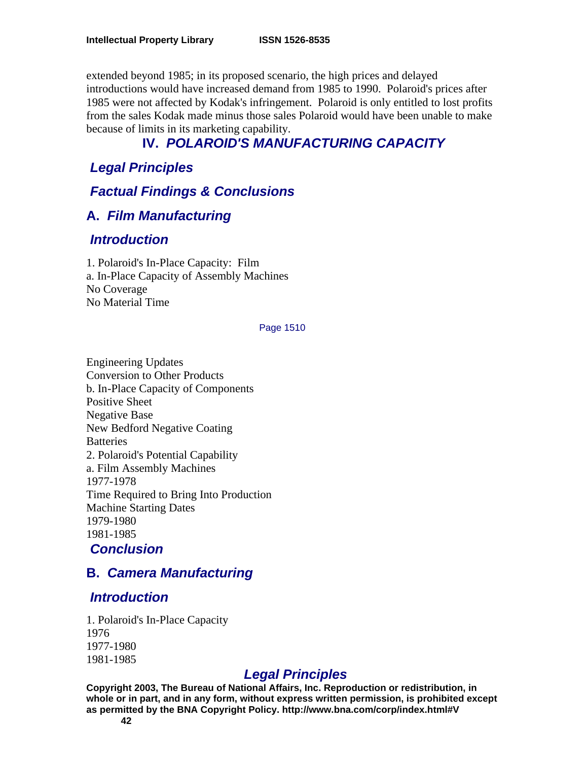extended beyond 1985; in its proposed scenario, the high prices and delayed introductions would have increased demand from 1985 to 1990. Polaroid's prices after 1985 were not affected by Kodak's infringement. Polaroid is only entitled to lost profits from the sales Kodak made minus those sales Polaroid would have been unable to make because of limits in its marketing capability.

## IV. *POLAROID'S MANUFACTURING CAPACITY*

### *Legal Principles*

### *Factual Findings & Conclusions*

### A. *Film Manufacturing*

### *Introduction*

1. Polaroid's In-Place Capacity: Film
a. In-Place Capacity of Assembly Machines
No Coverage
No Material Time

Page 1510

Engineering Updates
Conversion to Other Products
b. In-Place Capacity of Components
Positive Sheet
Negative Base
New Bedford Negative Coating
Batteries
2. Polaroid's Potential Capability
a. Film Assembly Machines
1977-1978
Time Required to Bring Into Production
Machine Starting Dates
1979-1980
1981-1985

### *Conclusion*

### B. *Camera Manufacturing*

### *Introduction*

1. Polaroid's In-Place Capacity
1976
1977-1980
1981-1985

### *Legal Principles*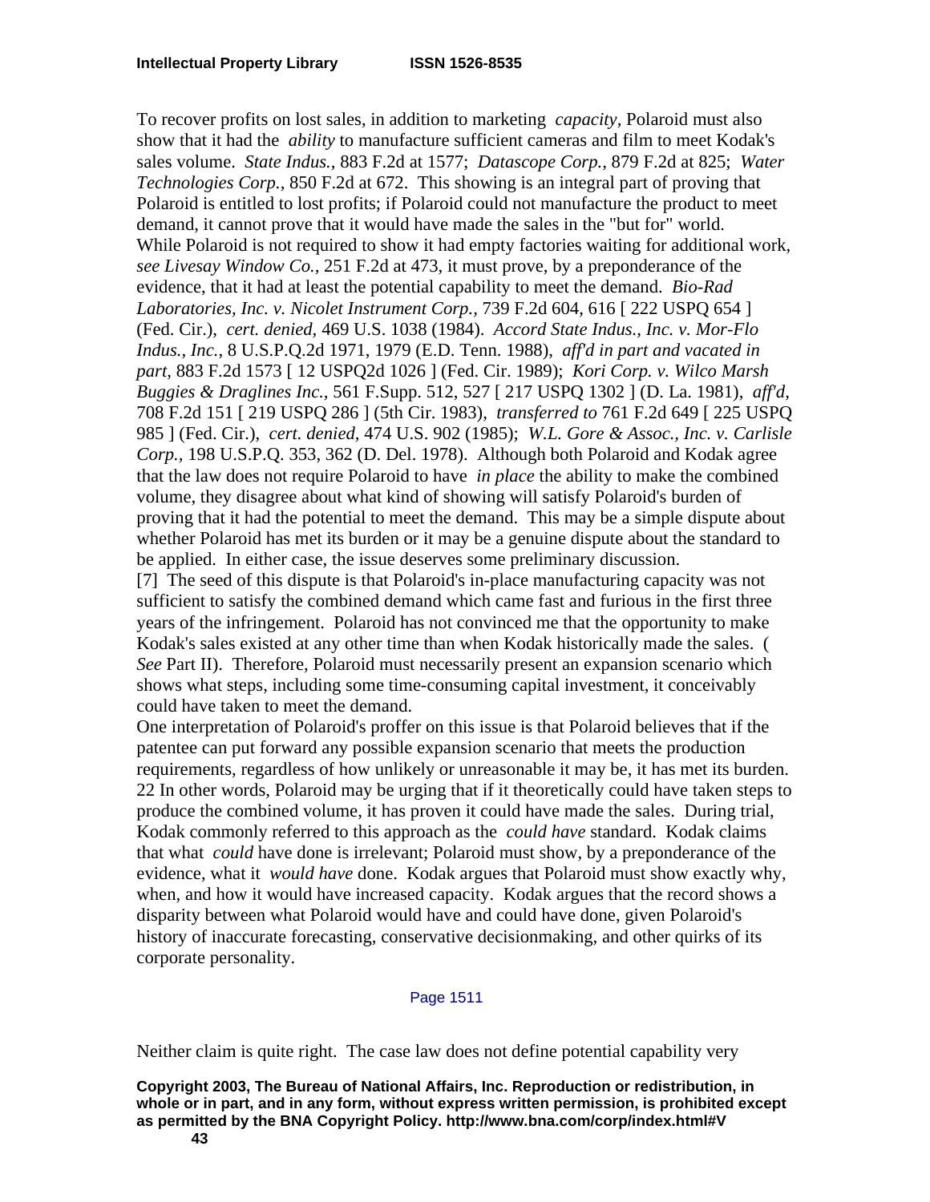To recover profits on lost sales, in addition to marketing *capacity*, Polaroid must also show that it had the *ability* to manufacture sufficient cameras and film to meet Kodak's sales volume. *State Indus.*, 883 F.2d at 1577; *Datascope Corp.*, 879 F.2d at 825; *Water Technologies Corp.*, 850 F.2d at 672. This showing is an integral part of proving that Polaroid is entitled to lost profits; if Polaroid could not manufacture the product to meet demand, it cannot prove that it would have made the sales in the "but for" world. While Polaroid is not required to show it had empty factories waiting for additional work, *see Livesay Window Co.*, 251 F.2d at 473, it must prove, by a preponderance of the evidence, that it had at least the potential capability to meet the demand. *Bio-Rad Laboratories, Inc. v. Nicolet Instrument Corp.*, 739 F.2d 604, 616 [ 222 USPQ 654 ] (Fed. Cir.), *cert. denied*, 469 U.S. 1038 (1984). *Accord State Indus., Inc. v. Mor-Flo Indus., Inc.*, 8 U.S.P.Q.2d 1971, 1979 (E.D. Tenn. 1988), *aff'd in part and vacated in part*, 883 F.2d 1573 [ 12 USPQ2d 1026 ] (Fed. Cir. 1989); *Kori Corp. v. Wilco Marsh Buggies & Draglines Inc.*, 561 F.Supp. 512, 527 [ 217 USPQ 1302 ] (D. La. 1981), *aff'd*, 708 F.2d 151 [ 219 USPQ 286 ] (5th Cir. 1983), *transferred to* 761 F.2d 649 [ 225 USPQ 985 ] (Fed. Cir.), *cert. denied*, 474 U.S. 902 (1985); *W.L. Gore & Assoc., Inc. v. Carlisle Corp.*, 198 U.S.P.Q. 353, 362 (D. Del. 1978). Although both Polaroid and Kodak agree that the law does not require Polaroid to have *in place* the ability to make the combined volume, they disagree about what kind of showing will satisfy Polaroid's burden of proving that it had the potential to meet the demand. This may be a simple dispute about whether Polaroid has met its burden or it may be a genuine dispute about the standard to be applied. In either case, the issue deserves some preliminary discussion.

[7] The seed of this dispute is that Polaroid's in-place manufacturing capacity was not sufficient to satisfy the combined demand which came fast and furious in the first three years of the infringement. Polaroid has not convinced me that the opportunity to make Kodak's sales existed at any other time than when Kodak historically made the sales. (*See* Part II). Therefore, Polaroid must necessarily present an expansion scenario which shows what steps, including some time-consuming capital investment, it conceivably could have taken to meet the demand.

One interpretation of Polaroid's proffer on this issue is that Polaroid believes that if the patentee can put forward any possible expansion scenario that meets the production requirements, regardless of how unlikely or unreasonable it may be, it has met its burden. 22 In other words, Polaroid may be urging that if it theoretically could have taken steps to produce the combined volume, it has proven it could have made the sales. During trial, Kodak commonly referred to this approach as the *could have* standard. Kodak claims that what *could* have done is irrelevant; Polaroid must show, by a preponderance of the evidence, what it *would have* done. Kodak argues that Polaroid must show exactly why, when, and how it would have increased capacity. Kodak argues that the record shows a disparity between what Polaroid would have and could have done, given Polaroid's history of inaccurate forecasting, conservative decisionmaking, and other quirks of its corporate personality.

Page 1511

Neither claim is quite right. The case law does not define potential capability very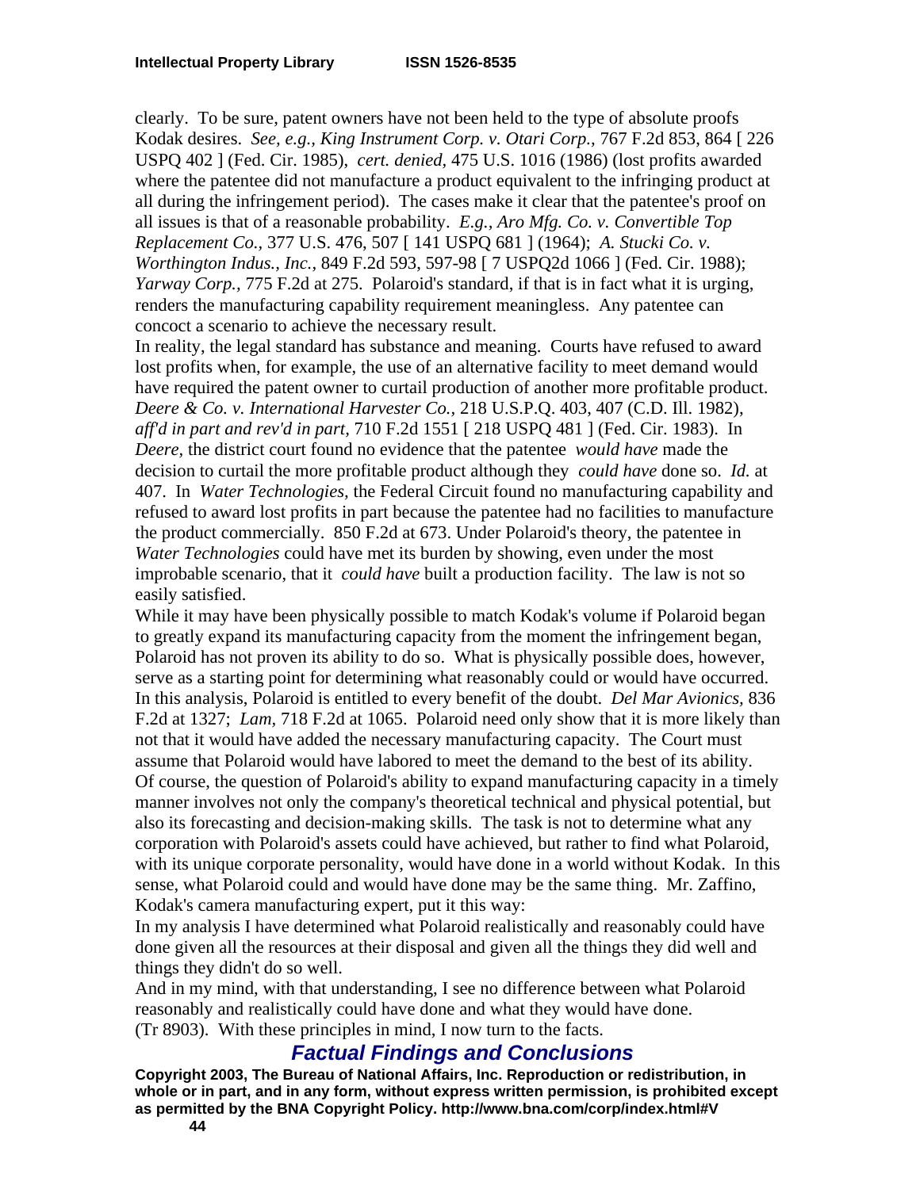clearly. To be sure, patent owners have not been held to the type of absolute proofs Kodak desires. *See, e.g., King Instrument Corp. v. Otari Corp.,* 767 F.2d 853, 864 [ 226 USPQ 402 ] (Fed. Cir. 1985), *cert. denied,* 475 U.S. 1016 (1986) (lost profits awarded where the patentee did not manufacture a product equivalent to the infringing product at all during the infringement period). The cases make it clear that the patentee's proof on all issues is that of a reasonable probability. *E.g., Aro Mfg. Co. v. Convertible Top Replacement Co.,* 377 U.S. 476, 507 [ 141 USPQ 681 ] (1964); *A. Stucki Co. v. Worthington Indus., Inc.,* 849 F.2d 593, 597-98 [ 7 USPQ2d 1066 ] (Fed. Cir. 1988); *Yarway Corp.,* 775 F.2d at 275. Polaroid's standard, if that is in fact what it is urging, renders the manufacturing capability requirement meaningless. Any patentee can concoct a scenario to achieve the necessary result.

In reality, the legal standard has substance and meaning. Courts have refused to award lost profits when, for example, the use of an alternative facility to meet demand would have required the patent owner to curtail production of another more profitable product. *Deere & Co. v. International Harvester Co.,* 218 U.S.P.Q. 403, 407 (C.D. Ill. 1982), *aff'd in part and rev'd in part,* 710 F.2d 1551 [ 218 USPQ 481 ] (Fed. Cir. 1983). In *Deere,* the district court found no evidence that the patentee *would have* made the decision to curtail the more profitable product although they *could have* done so. *Id.* at 407. In *Water Technologies,* the Federal Circuit found no manufacturing capability and refused to award lost profits in part because the patentee had no facilities to manufacture the product commercially. 850 F.2d at 673. Under Polaroid's theory, the patentee in *Water Technologies* could have met its burden by showing, even under the most improbable scenario, that it *could have* built a production facility. The law is not so easily satisfied.

While it may have been physically possible to match Kodak's volume if Polaroid began to greatly expand its manufacturing capacity from the moment the infringement began, Polaroid has not proven its ability to do so. What is physically possible does, however, serve as a starting point for determining what reasonably could or would have occurred. In this analysis, Polaroid is entitled to every benefit of the doubt. *Del Mar Avionics,* 836 F.2d at 1327; *Lam,* 718 F.2d at 1065. Polaroid need only show that it is more likely than not that it would have added the necessary manufacturing capacity. The Court must assume that Polaroid would have labored to meet the demand to the best of its ability. Of course, the question of Polaroid's ability to expand manufacturing capacity in a timely manner involves not only the company's theoretical technical and physical potential, but also its forecasting and decision-making skills. The task is not to determine what any corporation with Polaroid's assets could have achieved, but rather to find what Polaroid, with its unique corporate personality, would have done in a world without Kodak. In this sense, what Polaroid could and would have done may be the same thing. Mr. Zaffino, Kodak's camera manufacturing expert, put it this way:

In my analysis I have determined what Polaroid realistically and reasonably could have done given all the resources at their disposal and given all the things they did well and things they didn't do so well.

And in my mind, with that understanding, I see no difference between what Polaroid reasonably and realistically could have done and what they would have done.

(Tr 8903). With these principles in mind, I now turn to the facts.

## Factual Findings and Conclusions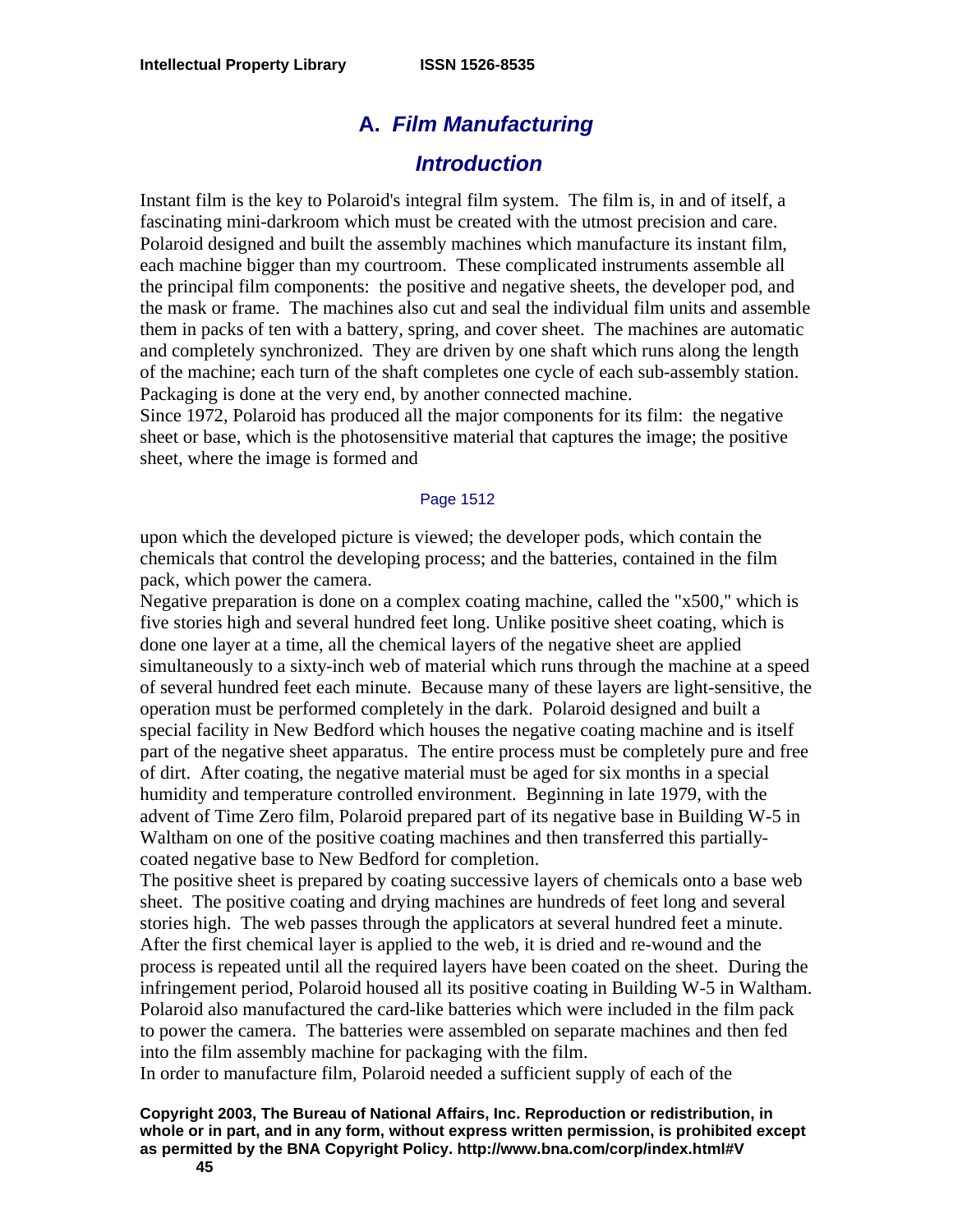## A. *Film Manufacturing*

### *Introduction*

Instant film is the key to Polaroid's integral film system. The film is, in and of itself, a fascinating mini-darkroom which must be created with the utmost precision and care. Polaroid designed and built the assembly machines which manufacture its instant film, each machine bigger than my courtroom. These complicated instruments assemble all the principal film components: the positive and negative sheets, the developer pod, and the mask or frame. The machines also cut and seal the individual film units and assemble them in packs of ten with a battery, spring, and cover sheet. The machines are automatic and completely synchronized. They are driven by one shaft which runs along the length of the machine; each turn of the shaft completes one cycle of each sub-assembly station. Packaging is done at the very end, by another connected machine.

Since 1972, Polaroid has produced all the major components for its film: the negative sheet or base, which is the photosensitive material that captures the image; the positive sheet, where the image is formed and

Page 1512

upon which the developed picture is viewed; the developer pods, which contain the chemicals that control the developing process; and the batteries, contained in the film pack, which power the camera.

Negative preparation is done on a complex coating machine, called the "x500," which is five stories high and several hundred feet long. Unlike positive sheet coating, which is done one layer at a time, all the chemical layers of the negative sheet are applied simultaneously to a sixty-inch web of material which runs through the machine at a speed of several hundred feet each minute. Because many of these layers are light-sensitive, the operation must be performed completely in the dark. Polaroid designed and built a special facility in New Bedford which houses the negative coating machine and is itself part of the negative sheet apparatus. The entire process must be completely pure and free of dirt. After coating, the negative material must be aged for six months in a special humidity and temperature controlled environment. Beginning in late 1979, with the advent of Time Zero film, Polaroid prepared part of its negative base in Building W-5 in Waltham on one of the positive coating machines and then transferred this partially-coated negative base to New Bedford for completion.

The positive sheet is prepared by coating successive layers of chemicals onto a base web sheet. The positive coating and drying machines are hundreds of feet long and several stories high. The web passes through the applicators at several hundred feet a minute. After the first chemical layer is applied to the web, it is dried and re-wound and the process is repeated until all the required layers have been coated on the sheet. During the infringement period, Polaroid housed all its positive coating in Building W-5 in Waltham. Polaroid also manufactured the card-like batteries which were included in the film pack to power the camera. The batteries were assembled on separate machines and then fed into the film assembly machine for packaging with the film.

In order to manufacture film, Polaroid needed a sufficient supply of each of the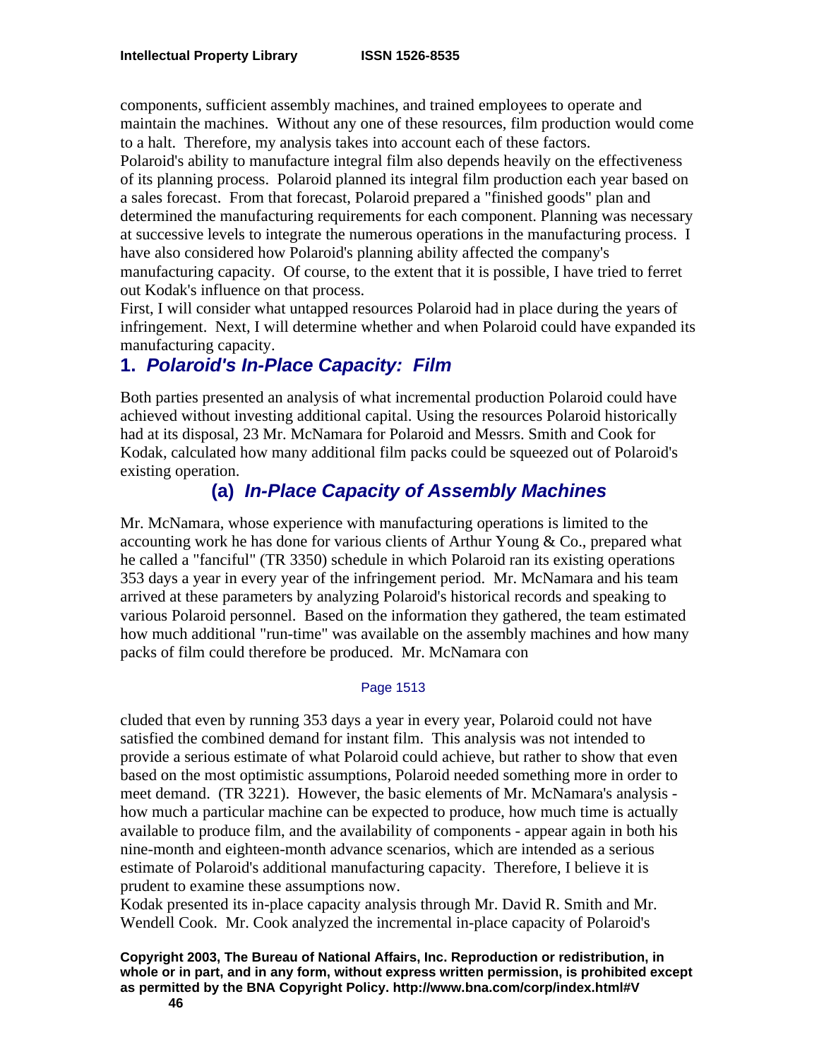components, sufficient assembly machines, and trained employees to operate and maintain the machines. Without any one of these resources, film production would come to a halt. Therefore, my analysis takes into account each of these factors.

Polaroid's ability to manufacture integral film also depends heavily on the effectiveness of its planning process. Polaroid planned its integral film production each year based on a sales forecast. From that forecast, Polaroid prepared a "finished goods" plan and determined the manufacturing requirements for each component. Planning was necessary at successive levels to integrate the numerous operations in the manufacturing process. I have also considered how Polaroid's planning ability affected the company's manufacturing capacity. Of course, to the extent that it is possible, I have tried to ferret out Kodak's influence on that process.

First, I will consider what untapped resources Polaroid had in place during the years of infringement. Next, I will determine whether and when Polaroid could have expanded its manufacturing capacity.

## 1. *Polaroid's In-Place Capacity: Film*

Both parties presented an analysis of what incremental production Polaroid could have achieved without investing additional capital. Using the resources Polaroid historically had at its disposal, 23 Mr. McNamara for Polaroid and Messrs. Smith and Cook for Kodak, calculated how many additional film packs could be squeezed out of Polaroid's existing operation.

### (a) *In-Place Capacity of Assembly Machines*

Mr. McNamara, whose experience with manufacturing operations is limited to the accounting work he has done for various clients of Arthur Young & Co., prepared what he called a "fanciful" (TR 3350) schedule in which Polaroid ran its existing operations 353 days a year in every year of the infringement period. Mr. McNamara and his team arrived at these parameters by analyzing Polaroid's historical records and speaking to various Polaroid personnel. Based on the information they gathered, the team estimated how much additional "run-time" was available on the assembly machines and how many packs of film could therefore be produced. Mr. McNamara con

Page 1513

cluded that even by running 353 days a year in every year, Polaroid could not have satisfied the combined demand for instant film. This analysis was not intended to provide a serious estimate of what Polaroid could achieve, but rather to show that even based on the most optimistic assumptions, Polaroid needed something more in order to meet demand. (TR 3221). However, the basic elements of Mr. McNamara's analysis - how much a particular machine can be expected to produce, how much time is actually available to produce film, and the availability of components - appear again in both his nine-month and eighteen-month advance scenarios, which are intended as a serious estimate of Polaroid's additional manufacturing capacity. Therefore, I believe it is prudent to examine these assumptions now.

Kodak presented its in-place capacity analysis through Mr. David R. Smith and Mr. Wendell Cook. Mr. Cook analyzed the incremental in-place capacity of Polaroid's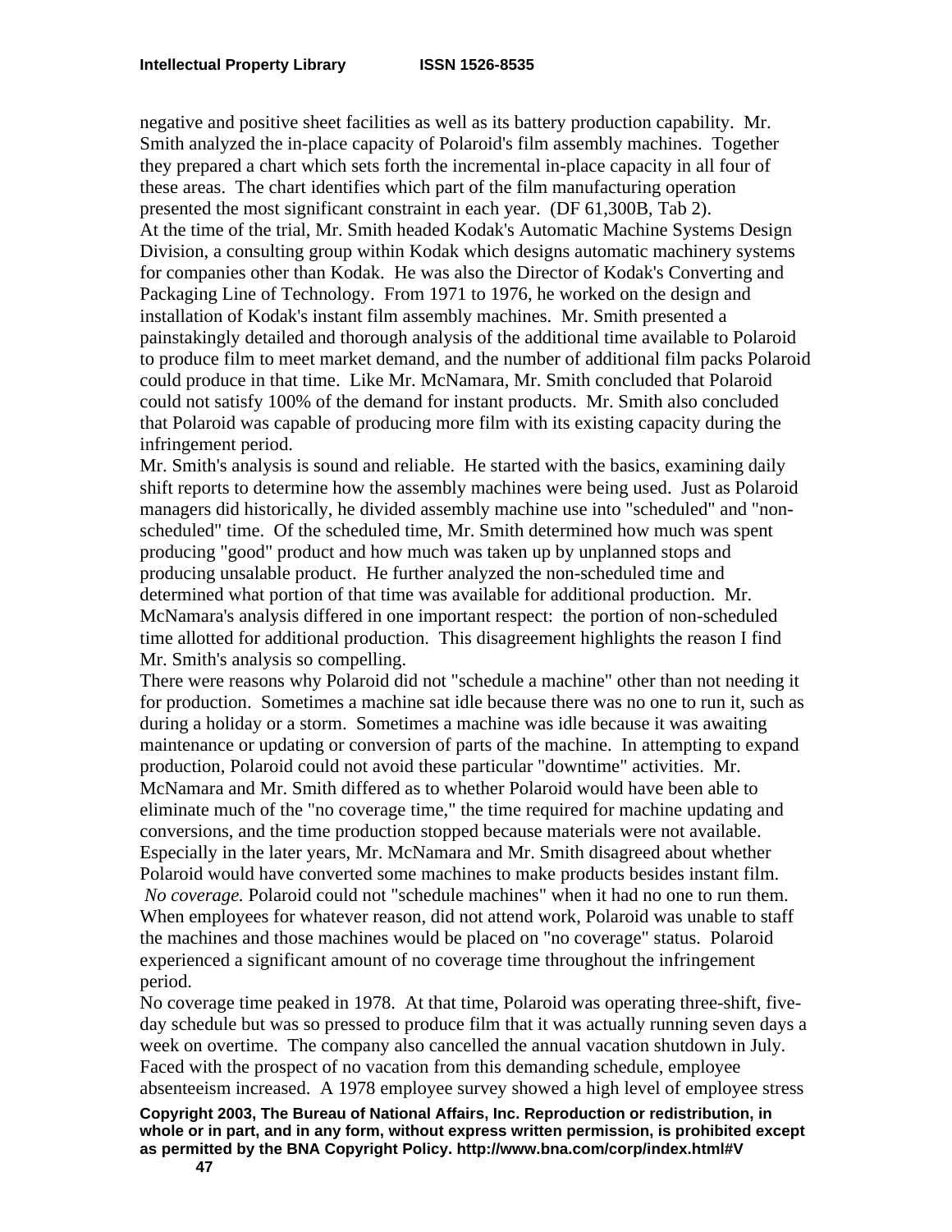negative and positive sheet facilities as well as its battery production capability. Mr. Smith analyzed the in-place capacity of Polaroid's film assembly machines. Together they prepared a chart which sets forth the incremental in-place capacity in all four of these areas. The chart identifies which part of the film manufacturing operation presented the most significant constraint in each year. (DF 61,300B, Tab 2).

At the time of the trial, Mr. Smith headed Kodak's Automatic Machine Systems Design Division, a consulting group within Kodak which designs automatic machinery systems for companies other than Kodak. He was also the Director of Kodak's Converting and Packaging Line of Technology. From 1971 to 1976, he worked on the design and installation of Kodak's instant film assembly machines. Mr. Smith presented a painstakingly detailed and thorough analysis of the additional time available to Polaroid to produce film to meet market demand, and the number of additional film packs Polaroid could produce in that time. Like Mr. McNamara, Mr. Smith concluded that Polaroid could not satisfy 100% of the demand for instant products. Mr. Smith also concluded that Polaroid was capable of producing more film with its existing capacity during the infringement period.

Mr. Smith's analysis is sound and reliable. He started with the basics, examining daily shift reports to determine how the assembly machines were being used. Just as Polaroid managers did historically, he divided assembly machine use into "scheduled" and "non-scheduled" time. Of the scheduled time, Mr. Smith determined how much was spent producing "good" product and how much was taken up by unplanned stops and producing unsalable product. He further analyzed the non-scheduled time and determined what portion of that time was available for additional production. Mr. McNamara's analysis differed in one important respect: the portion of non-scheduled time allotted for additional production. This disagreement highlights the reason I find Mr. Smith's analysis so compelling.

There were reasons why Polaroid did not "schedule a machine" other than not needing it for production. Sometimes a machine sat idle because there was no one to run it, such as during a holiday or a storm. Sometimes a machine was idle because it was awaiting maintenance or updating or conversion of parts of the machine. In attempting to expand production, Polaroid could not avoid these particular "downtime" activities. Mr. McNamara and Mr. Smith differed as to whether Polaroid would have been able to eliminate much of the "no coverage time," the time required for machine updating and conversions, and the time production stopped because materials were not available. Especially in the later years, Mr. McNamara and Mr. Smith disagreed about whether Polaroid would have converted some machines to make products besides instant film.

*No coverage.* Polaroid could not "schedule machines" when it had no one to run them. When employees for whatever reason, did not attend work, Polaroid was unable to staff the machines and those machines would be placed on "no coverage" status. Polaroid experienced a significant amount of no coverage time throughout the infringement period.

No coverage time peaked in 1978. At that time, Polaroid was operating three-shift, five-day schedule but was so pressed to produce film that it was actually running seven days a week on overtime. The company also cancelled the annual vacation shutdown in July. Faced with the prospect of no vacation from this demanding schedule, employee absenteeism increased. A 1978 employee survey showed a high level of employee stress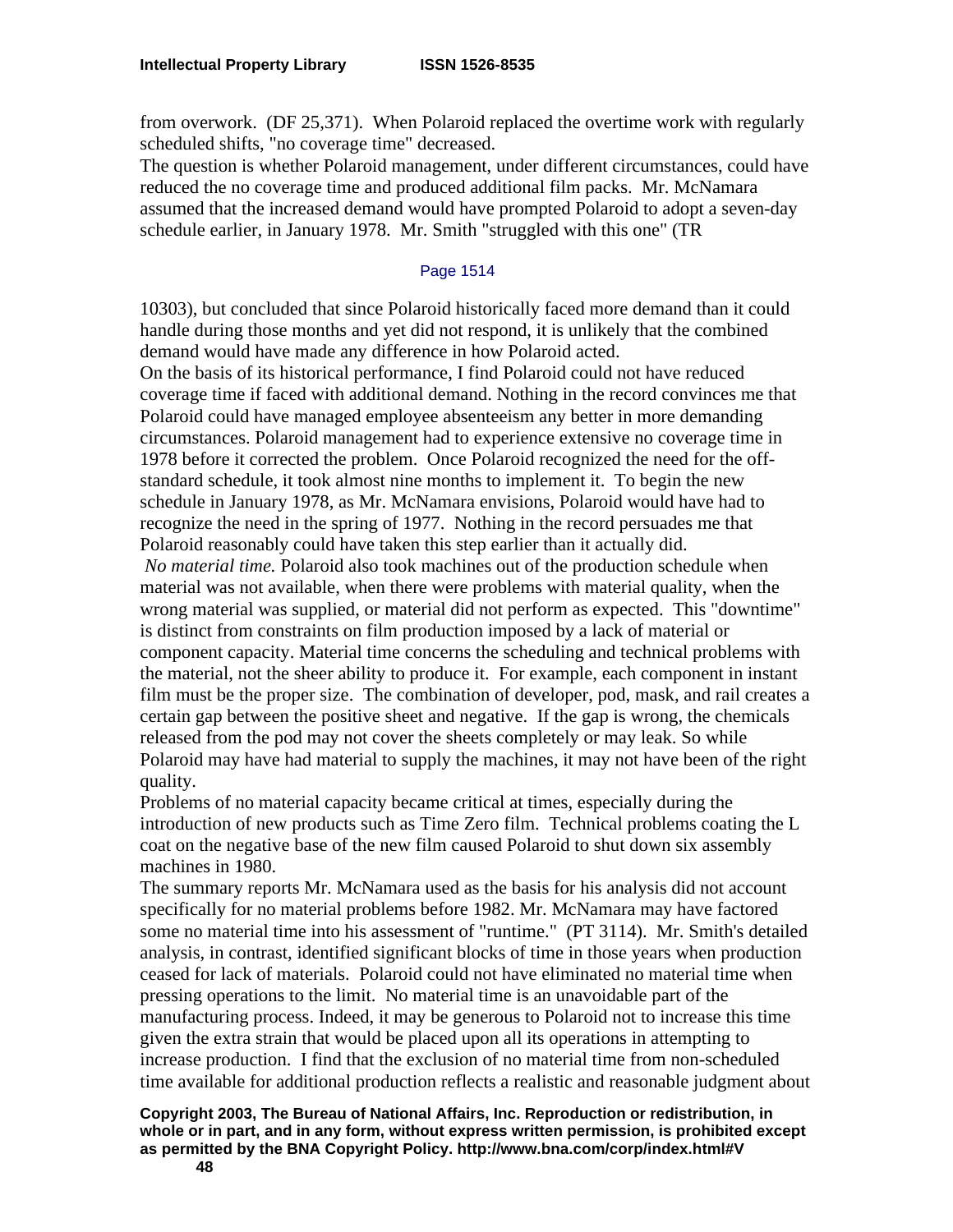from overwork. (DF 25,371). When Polaroid replaced the overtime work with regularly scheduled shifts, "no coverage time" decreased.

The question is whether Polaroid management, under different circumstances, could have reduced the no coverage time and produced additional film packs. Mr. McNamara assumed that the increased demand would have prompted Polaroid to adopt a seven-day schedule earlier, in January 1978. Mr. Smith "struggled with this one" (TR

Page 1514

10303), but concluded that since Polaroid historically faced more demand than it could handle during those months and yet did not respond, it is unlikely that the combined demand would have made any difference in how Polaroid acted.

On the basis of its historical performance, I find Polaroid could not have reduced coverage time if faced with additional demand. Nothing in the record convinces me that Polaroid could have managed employee absenteeism any better in more demanding circumstances. Polaroid management had to experience extensive no coverage time in 1978 before it corrected the problem. Once Polaroid recognized the need for the off-standard schedule, it took almost nine months to implement it. To begin the new schedule in January 1978, as Mr. McNamara envisions, Polaroid would have had to recognize the need in the spring of 1977. Nothing in the record persuades me that Polaroid reasonably could have taken this step earlier than it actually did.

*No material time.* Polaroid also took machines out of the production schedule when material was not available, when there were problems with material quality, when the wrong material was supplied, or material did not perform as expected. This "downtime" is distinct from constraints on film production imposed by a lack of material or component capacity. Material time concerns the scheduling and technical problems with the material, not the sheer ability to produce it. For example, each component in instant film must be the proper size. The combination of developer, pod, mask, and rail creates a certain gap between the positive sheet and negative. If the gap is wrong, the chemicals released from the pod may not cover the sheets completely or may leak. So while Polaroid may have had material to supply the machines, it may not have been of the right quality.

Problems of no material capacity became critical at times, especially during the introduction of new products such as Time Zero film. Technical problems coating the L coat on the negative base of the new film caused Polaroid to shut down six assembly machines in 1980.

The summary reports Mr. McNamara used as the basis for his analysis did not account specifically for no material problems before 1982. Mr. McNamara may have factored some no material time into his assessment of "runtime." (PT 3114). Mr. Smith's detailed analysis, in contrast, identified significant blocks of time in those years when production ceased for lack of materials. Polaroid could not have eliminated no material time when pressing operations to the limit. No material time is an unavoidable part of the manufacturing process. Indeed, it may be generous to Polaroid not to increase this time given the extra strain that would be placed upon all its operations in attempting to increase production. I find that the exclusion of no material time from non-scheduled time available for additional production reflects a realistic and reasonable judgment about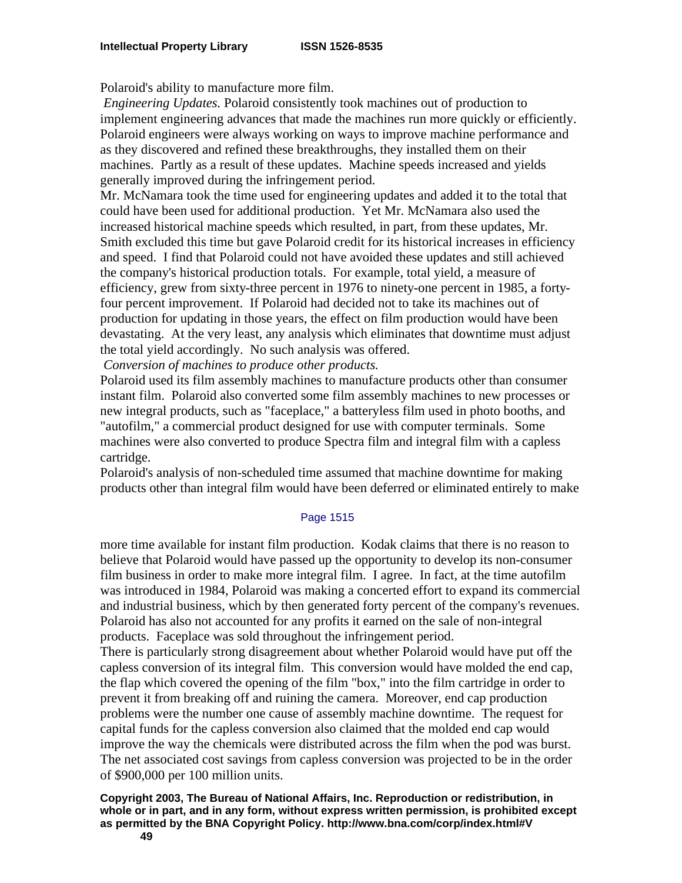Polaroid's ability to manufacture more film.

*Engineering Updates.* Polaroid consistently took machines out of production to implement engineering advances that made the machines run more quickly or efficiently. Polaroid engineers were always working on ways to improve machine performance and as they discovered and refined these breakthroughs, they installed them on their machines. Partly as a result of these updates. Machine speeds increased and yields generally improved during the infringement period.

Mr. McNamara took the time used for engineering updates and added it to the total that could have been used for additional production. Yet Mr. McNamara also used the increased historical machine speeds which resulted, in part, from these updates, Mr. Smith excluded this time but gave Polaroid credit for its historical increases in efficiency and speed. I find that Polaroid could not have avoided these updates and still achieved the company's historical production totals. For example, total yield, a measure of efficiency, grew from sixty-three percent in 1976 to ninety-one percent in 1985, a forty-four percent improvement. If Polaroid had decided not to take its machines out of production for updating in those years, the effect on film production would have been devastating. At the very least, any analysis which eliminates that downtime must adjust the total yield accordingly. No such analysis was offered.

*Conversion of machines to produce other products.*

Polaroid used its film assembly machines to manufacture products other than consumer instant film. Polaroid also converted some film assembly machines to new processes or new integral products, such as "faceplace," a batteryless film used in photo booths, and "autofilm," a commercial product designed for use with computer terminals. Some machines were also converted to produce Spectra film and integral film with a capless cartridge.

Polaroid's analysis of non-scheduled time assumed that machine downtime for making products other than integral film would have been deferred or eliminated entirely to make

Page 1515

more time available for instant film production. Kodak claims that there is no reason to believe that Polaroid would have passed up the opportunity to develop its non-consumer film business in order to make more integral film. I agree. In fact, at the time autofilm was introduced in 1984, Polaroid was making a concerted effort to expand its commercial and industrial business, which by then generated forty percent of the company's revenues. Polaroid has also not accounted for any profits it earned on the sale of non-integral products. Faceplace was sold throughout the infringement period.

There is particularly strong disagreement about whether Polaroid would have put off the capless conversion of its integral film. This conversion would have molded the end cap, the flap which covered the opening of the film "box," into the film cartridge in order to prevent it from breaking off and ruining the camera. Moreover, end cap production problems were the number one cause of assembly machine downtime. The request for capital funds for the capless conversion also claimed that the molded end cap would improve the way the chemicals were distributed across the film when the pod was burst. The net associated cost savings from capless conversion was projected to be in the order of $900,000 per 100 million units.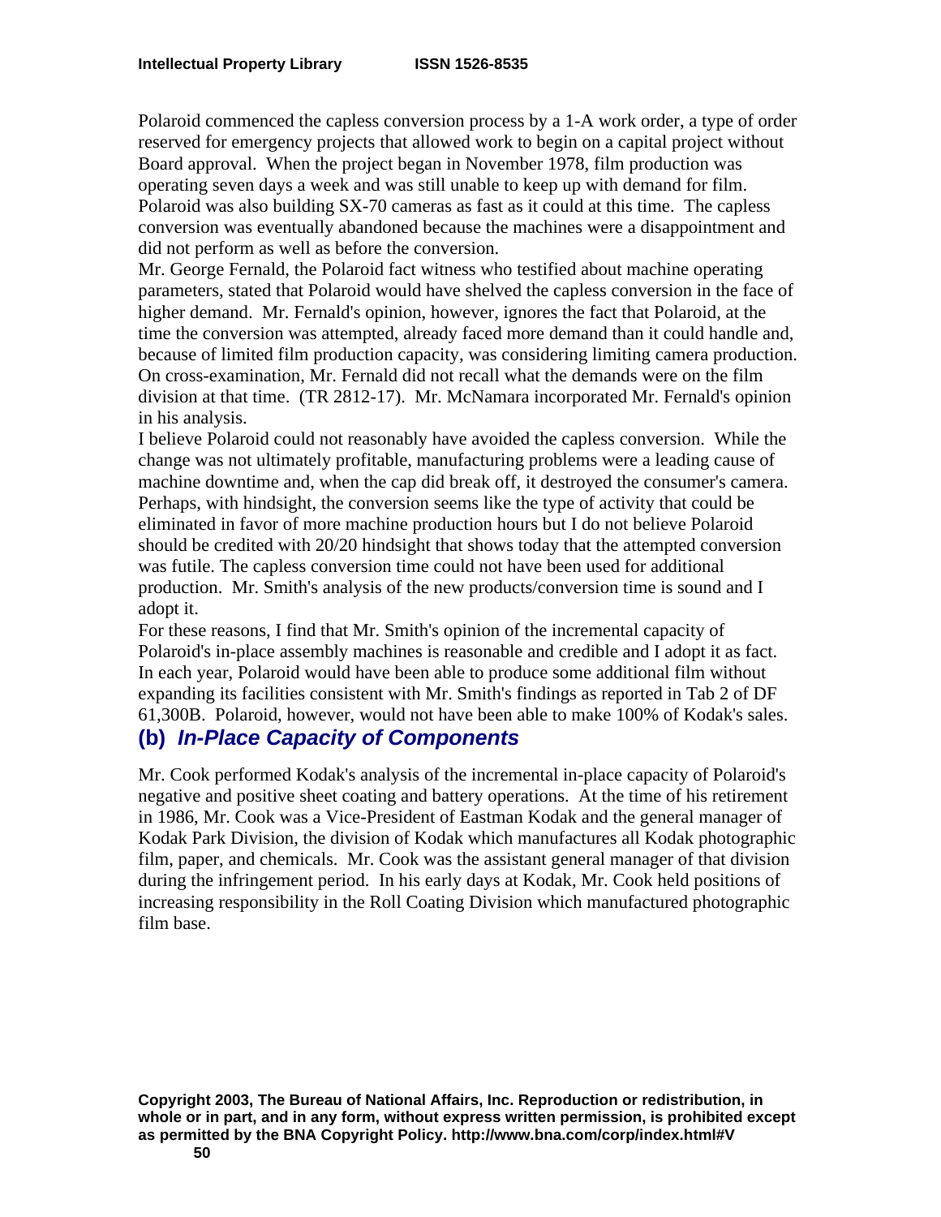Polaroid commenced the capless conversion process by a 1-A work order, a type of order reserved for emergency projects that allowed work to begin on a capital project without Board approval. When the project began in November 1978, film production was operating seven days a week and was still unable to keep up with demand for film. Polaroid was also building SX-70 cameras as fast as it could at this time. The capless conversion was eventually abandoned because the machines were a disappointment and did not perform as well as before the conversion.

Mr. George Fernald, the Polaroid fact witness who testified about machine operating parameters, stated that Polaroid would have shelved the capless conversion in the face of higher demand. Mr. Fernald's opinion, however, ignores the fact that Polaroid, at the time the conversion was attempted, already faced more demand than it could handle and, because of limited film production capacity, was considering limiting camera production. On cross-examination, Mr. Fernald did not recall what the demands were on the film division at that time. (TR 2812-17). Mr. McNamara incorporated Mr. Fernald's opinion in his analysis.

I believe Polaroid could not reasonably have avoided the capless conversion. While the change was not ultimately profitable, manufacturing problems were a leading cause of machine downtime and, when the cap did break off, it destroyed the consumer's camera. Perhaps, with hindsight, the conversion seems like the type of activity that could be eliminated in favor of more machine production hours but I do not believe Polaroid should be credited with 20/20 hindsight that shows today that the attempted conversion was futile. The capless conversion time could not have been used for additional production. Mr. Smith's analysis of the new products/conversion time is sound and I adopt it.

For these reasons, I find that Mr. Smith's opinion of the incremental capacity of Polaroid's in-place assembly machines is reasonable and credible and I adopt it as fact. In each year, Polaroid would have been able to produce some additional film without expanding its facilities consistent with Mr. Smith's findings as reported in Tab 2 of DF 61,300B. Polaroid, however, would not have been able to make 100% of Kodak's sales.

### (b) *In-Place Capacity of Components*

Mr. Cook performed Kodak's analysis of the incremental in-place capacity of Polaroid's negative and positive sheet coating and battery operations. At the time of his retirement in 1986, Mr. Cook was a Vice-President of Eastman Kodak and the general manager of Kodak Park Division, the division of Kodak which manufactures all Kodak photographic film, paper, and chemicals. Mr. Cook was the assistant general manager of that division during the infringement period. In his early days at Kodak, Mr. Cook held positions of increasing responsibility in the Roll Coating Division which manufactured photographic film base.